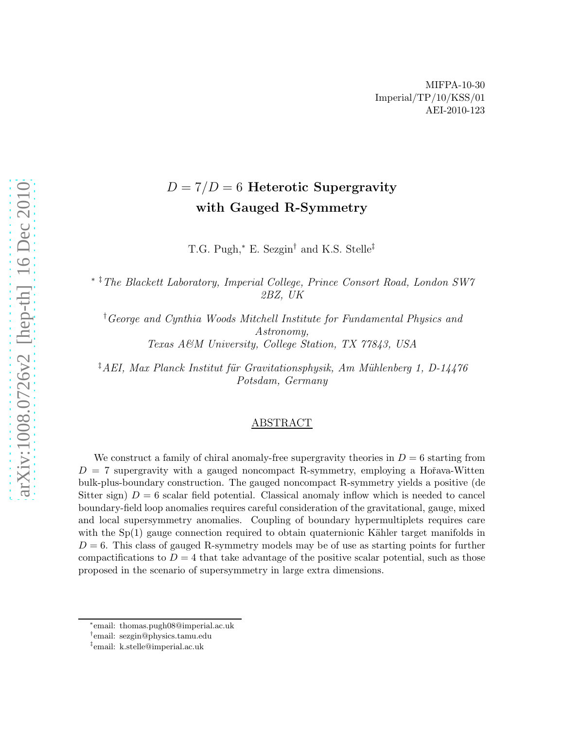MIFPA-10-30
Imperial/TP/10/KSS/01
AEI-2010-123

# $D = 7/D = 6$ Heterotic Supergravity with Gauged R-Symmetry

T.G. Pugh,[*] E. Sezgin[†] and K.S. Stelle[‡]

[*] [‡] *The Blackett Laboratory, Imperial College, Prince Consort Road, London SW7 2BZ, UK*

[†] *George and Cynthia Woods Mitchell Institute for Fundamental Physics and Astronomy, Texas A&M University, College Station, TX 77843, USA*

[‡] *AEI, Max Planck Institut für Gravitationsphysik, Am Mühlenberg 1, D-14476 Potsdam, Germany*

## ABSTRACT

We construct a family of chiral anomaly-free supergravity theories in $D = 6$ starting from $D = 7$ supergravity with a gauged noncompact R-symmetry, employing a Hořava-Witten bulk-plus-boundary construction. The gauged noncompact R-symmetry yields a positive (de Sitter sign) $D = 6$ scalar field potential. Classical anomaly inflow which is needed to cancel boundary-field loop anomalies requires careful consideration of the gravitational, gauge, mixed and local supersymmetry anomalies. Coupling of boundary hypermultiplets requires care with the Sp(1) gauge connection required to obtain quaternionic Kähler target manifolds in $D = 6$. This class of gauged R-symmetry models may be of use as starting points for further compactifications to $D = 4$ that take advantage of the positive scalar potential, such as those proposed in the scenario of supersymmetry in large extra dimensions.

[*] email: thomas.pugh08@imperial.ac.uk

[†] email: sezgin@physics.tamu.edu

[‡] email: k.stelle@imperial.ac.uk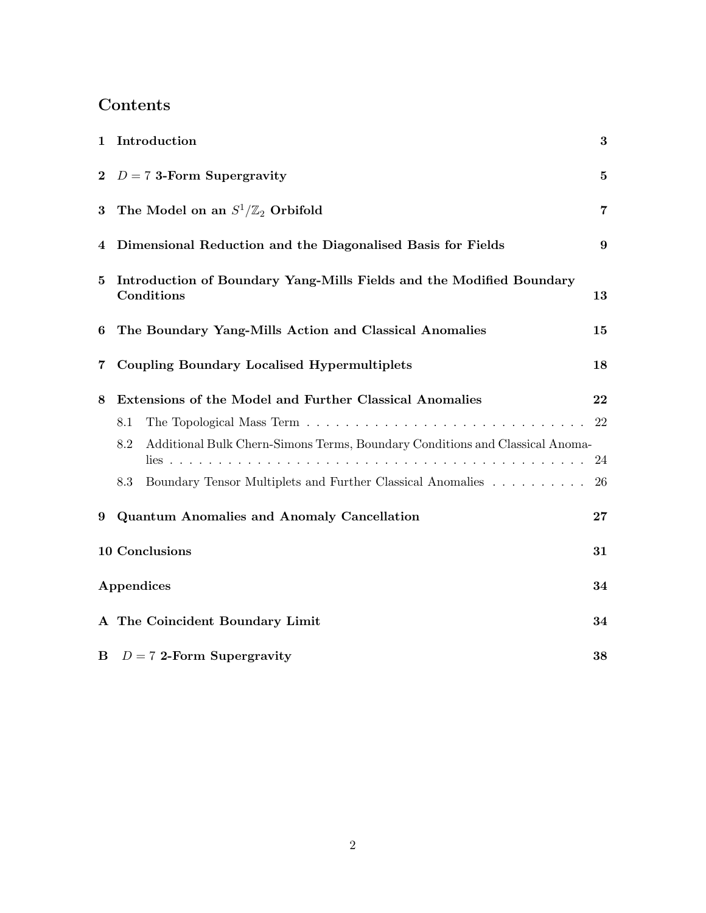# Contents

| | | |
|---|---|---|
| **1** | **Introduction** | **3** |
| **2** | **$D = 7$ 3-Form Supergravity** | **5** |
| **3** | **The Model on an $S^1/\mathbb{Z}_2$ Orbifold** | **7** |
| **4** | **Dimensional Reduction and the Diagonalised Basis for Fields** | **9** |
| **5** | **Introduction of Boundary Yang-Mills Fields and the Modified Boundary Conditions** | **13** |
| **6** | **The Boundary Yang-Mills Action and Classical Anomalies** | **15** |
| **7** | **Coupling Boundary Localised Hypermultiplets** | **18** |
| **8** | **Extensions of the Model and Further Classical Anomalies** | **22** |
| | 8.1 The Topological Mass Term | 22 |
| | 8.2 Additional Bulk Chern-Simons Terms, Boundary Conditions and Classical Anomalies | 24 |
| | 8.3 Boundary Tensor Multiplets and Further Classical Anomalies | 26 |
| **9** | **Quantum Anomalies and Anomaly Cancellation** | **27** |
| **10** | **Conclusions** | **31** |
| | **Appendices** | **34** |
| **A** | **The Coincident Boundary Limit** | **34** |
| **B** | **$D = 7$ 2-Form Supergravity** | **38** |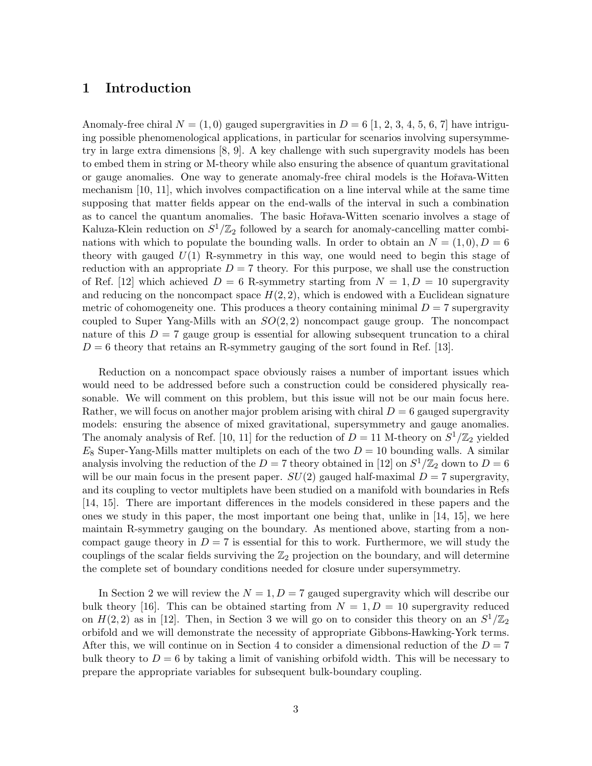## 1 Introduction

Anomaly-free chiral $N = (1,0)$ gauged supergravities in $D = 6$ [1, 2, 3, 4, 5, 6, 7] have intriguing possible phenomenological applications, in particular for scenarios involving supersymmetry in large extra dimensions [8, 9]. A key challenge with such supergravity models has been to embed them in string or M-theory while also ensuring the absence of quantum gravitational or gauge anomalies. One way to generate anomaly-free chiral models is the Hořava-Witten mechanism [10, 11], which involves compactification on a line interval while at the same time supposing that matter fields appear on the end-walls of the interval in such a combination as to cancel the quantum anomalies. The basic Hořava-Witten scenario involves a stage of Kaluza-Klein reduction on $S^1/\mathbb{Z}_2$ followed by a search for anomaly-cancelling matter combinations with which to populate the bounding walls. In order to obtain an $N = (1,0), D = 6$ theory with gauged $U(1)$ R-symmetry in this way, one would need to begin this stage of reduction with an appropriate $D = 7$ theory. For this purpose, we shall use the construction of Ref. [12] which achieved $D = 6$ R-symmetry starting from $N = 1, D = 10$ supergravity and reducing on the noncompact space $H(2,2)$, which is endowed with a Euclidean signature metric of cohomogeneity one. This produces a theory containing minimal $D = 7$ supergravity coupled to Super Yang-Mills with an $SO(2,2)$ noncompact gauge group. The noncompact nature of this $D = 7$ gauge group is essential for allowing subsequent truncation to a chiral $D = 6$ theory that retains an R-symmetry gauging of the sort found in Ref. [13].

Reduction on a noncompact space obviously raises a number of important issues which would need to be addressed before such a construction could be considered physically reasonable. We will comment on this problem, but this issue will not be our main focus here. Rather, we will focus on another major problem arising with chiral $D = 6$ gauged supergravity models: ensuring the absence of mixed gravitational, supersymmetry and gauge anomalies. The anomaly analysis of Ref. [10, 11] for the reduction of $D = 11$ M-theory on $S^1/\mathbb{Z}_2$ yielded $E_8$ Super-Yang-Mills matter multiplets on each of the two $D = 10$ bounding walls. A similar analysis involving the reduction of the $D = 7$ theory obtained in [12] on $S^1/\mathbb{Z}_2$ down to $D = 6$ will be our main focus in the present paper. $SU(2)$ gauged half-maximal $D = 7$ supergravity, and its coupling to vector multiplets have been studied on a manifold with boundaries in Refs [14, 15]. There are important differences in the models considered in these papers and the ones we study in this paper, the most important one being that, unlike in [14, 15], we here maintain R-symmetry gauging on the boundary. As mentioned above, starting from a noncompact gauge theory in $D = 7$ is essential for this to work. Furthermore, we will study the couplings of the scalar fields surviving the $\mathbb{Z}_2$ projection on the boundary, and will determine the complete set of boundary conditions needed for closure under supersymmetry.

In Section 2 we will review the $N = 1, D = 7$ gauged supergravity which will describe our bulk theory [16]. This can be obtained starting from $N = 1, D = 10$ supergravity reduced on $H(2,2)$ as in [12]. Then, in Section 3 we will go on to consider this theory on an $S^1/\mathbb{Z}_2$ orbifold and we will demonstrate the necessity of appropriate Gibbons-Hawking-York terms. After this, we will continue on in Section 4 to consider a dimensional reduction of the $D = 7$ bulk theory to $D = 6$ by taking a limit of vanishing orbifold width. This will be necessary to prepare the appropriate variables for subsequent bulk-boundary coupling.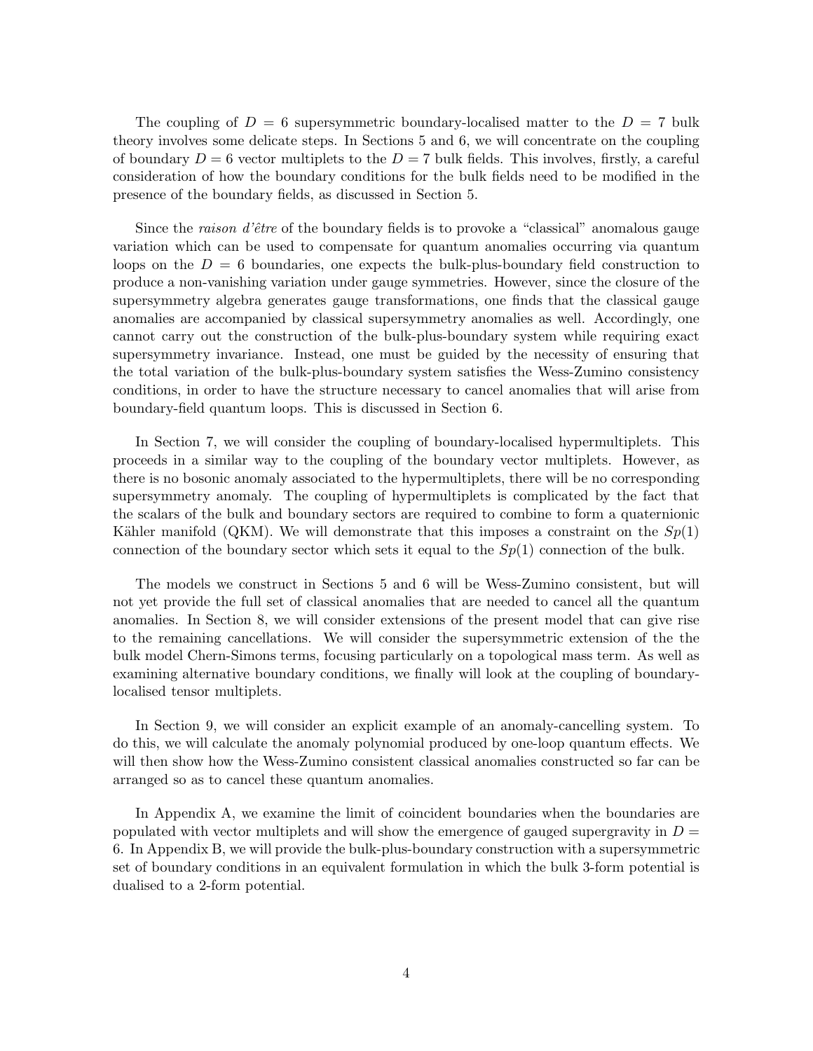The coupling of $D = 6$ supersymmetric boundary-localised matter to the $D = 7$ bulk theory involves some delicate steps. In Sections 5 and 6, we will concentrate on the coupling of boundary $D = 6$ vector multiplets to the $D = 7$ bulk fields. This involves, firstly, a careful consideration of how the boundary conditions for the bulk fields need to be modified in the presence of the boundary fields, as discussed in Section 5.

Since the *raison d'être* of the boundary fields is to provoke a "classical" anomalous gauge variation which can be used to compensate for quantum anomalies occurring via quantum loops on the $D = 6$ boundaries, one expects the bulk-plus-boundary field construction to produce a non-vanishing variation under gauge symmetries. However, since the closure of the supersymmetry algebra generates gauge transformations, one finds that the classical gauge anomalies are accompanied by classical supersymmetry anomalies as well. Accordingly, one cannot carry out the construction of the bulk-plus-boundary system while requiring exact supersymmetry invariance. Instead, one must be guided by the necessity of ensuring that the total variation of the bulk-plus-boundary system satisfies the Wess-Zumino consistency conditions, in order to have the structure necessary to cancel anomalies that will arise from boundary-field quantum loops. This is discussed in Section 6.

In Section 7, we will consider the coupling of boundary-localised hypermultiplets. This proceeds in a similar way to the coupling of the boundary vector multiplets. However, as there is no bosonic anomaly associated to the hypermultiplets, there will be no corresponding supersymmetry anomaly. The coupling of hypermultiplets is complicated by the fact that the scalars of the bulk and boundary sectors are required to combine to form a quaternionic Kähler manifold (QKM). We will demonstrate that this imposes a constraint on the $Sp(1)$ connection of the boundary sector which sets it equal to the $Sp(1)$ connection of the bulk.

The models we construct in Sections 5 and 6 will be Wess-Zumino consistent, but will not yet provide the full set of classical anomalies that are needed to cancel all the quantum anomalies. In Section 8, we will consider extensions of the present model that can give rise to the remaining cancellations. We will consider the supersymmetric extension of the the bulk model Chern-Simons terms, focusing particularly on a topological mass term. As well as examining alternative boundary conditions, we finally will look at the coupling of boundary-localised tensor multiplets.

In Section 9, we will consider an explicit example of an anomaly-cancelling system. To do this, we will calculate the anomaly polynomial produced by one-loop quantum effects. We will then show how the Wess-Zumino consistent classical anomalies constructed so far can be arranged so as to cancel these quantum anomalies.

In Appendix A, we examine the limit of coincident boundaries when the boundaries are populated with vector multiplets and will show the emergence of gauged supergravity in $D = 6$. In Appendix B, we will provide the bulk-plus-boundary construction with a supersymmetric set of boundary conditions in an equivalent formulation in which the bulk 3-form potential is dualised to a 2-form potential.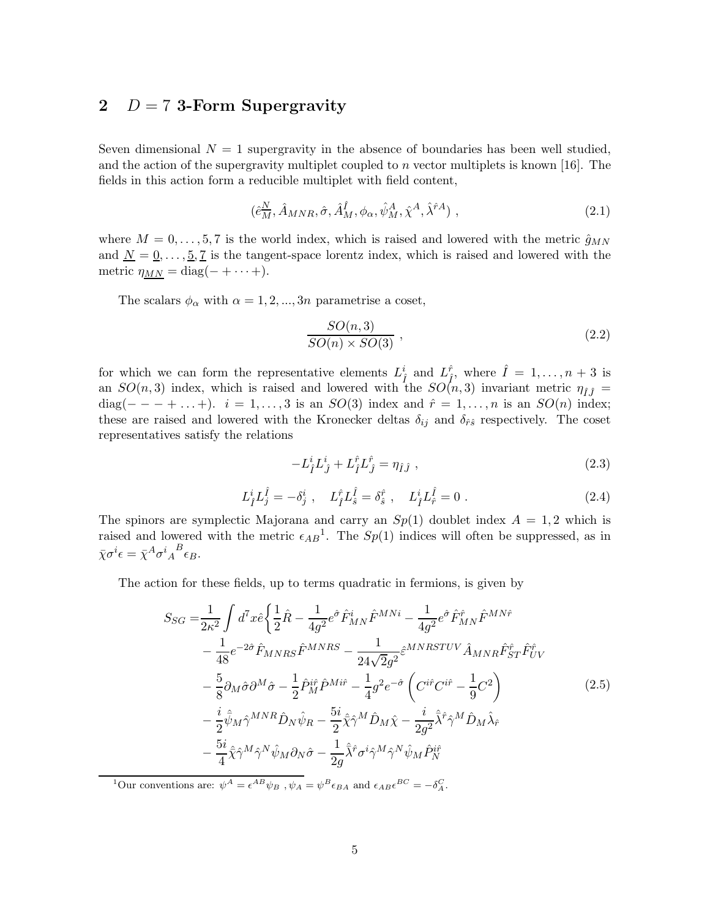## 2 $D = 7$ 3-Form Supergravity

Seven dimensional $N = 1$ supergravity in the absence of boundaries has been well studied, and the action of the supergravity multiplet coupled to $n$ vector multiplets is known [16]. The fields in this action form a reducible multiplet with field content,

$$(\hat{e}_{M}^{\underline{N}}, \hat{A}_{MNR}, \hat{\sigma}, \hat{A}_{M}^{\hat{I}}, \phi_{\alpha}, \hat{\psi}_{M}^{A}, \hat{\chi}^{A}, \hat{\lambda}^{\hat{r}A}) , \tag{2.1}$$

where $M = 0, \ldots, 5, 7$ is the world index, which is raised and lowered with the metric $\hat{g}_{MN}$ and $\underline{N} = \underline{0}, \ldots, \underline{5}, \underline{7}$ is the tangent-space lorentz index, which is raised and lowered with the metric $\eta_{\underline{MN}} = \text{diag}(- + \cdots +)$.

The scalars $\phi_{\alpha}$ with $\alpha = 1, 2, ..., 3n$ parametrise a coset,

$$\frac{SO(n,3)}{SO(n) \times SO(3)} , \tag{2.2}$$

for which we can form the representative elements $L_{\hat{I}}^{i}$ and $L_{\hat{I}}^{\hat{r}}$, where $\hat{I} = 1, \ldots, n+3$ is an $SO(n,3)$ index, which is raised and lowered with the $SO(n,3)$ invariant metric $\eta_{\hat{I}\hat{J}} = \text{diag}(- - - + \ldots +)$. $i = 1, \ldots, 3$ is an $SO(3)$ index and $\hat{r} = 1, \ldots, n$ is an $SO(n)$ index; these are raised and lowered with the Kronecker deltas $\delta_{ij}$ and $\delta_{\hat{r}\hat{s}}$ respectively. The coset representatives satisfy the relations

$$-L_{\hat{I}}^{i} L_{\hat{J}}^{i} + L_{\hat{I}}^{\hat{r}} L_{\hat{J}}^{\hat{r}} = \eta_{\hat{I}\hat{J}} , \tag{2.3}$$

$$L_{\hat{I}}^{i} L_{j}^{\hat{I}} = -\delta_{j}^{i} , \quad L_{\hat{I}}^{\hat{r}} L_{\hat{s}}^{\hat{I}} = \delta_{\hat{s}}^{\hat{r}} , \quad L_{\hat{I}}^{i} L_{\hat{r}}^{\hat{I}} = 0 . \tag{2.4}$$

The spinors are symplectic Majorana and carry an $Sp(1)$ doublet index $A = 1, 2$ which is raised and lowered with the metric $\epsilon_{AB}$[1]. The $Sp(1)$ indices will often be suppressed, as in $\bar{\chi}\sigma^{i}\epsilon = \bar{\chi}^{A}\sigma^{i}{}_{A}{}^{B}\epsilon_{B}$.

The action for these fields, up to terms quadratic in fermions, is given by

$$\begin{aligned}
S_{SG} =& \frac{1}{2\kappa^2} \int d^7x \hat{e} \bigg\{ \frac{1}{2}\hat{R} - \frac{1}{4g^2} e^{\hat{\sigma}} \hat{F}_{MN}^{i} \hat{F}^{MNi} - \frac{1}{4g^2} e^{\hat{\sigma}} \hat{F}_{MN}^{\hat{r}} \hat{F}^{MN\hat{r}} \\
& - \frac{1}{48} e^{-2\hat{\sigma}} \hat{F}_{MNRS} \hat{F}^{MNRS} - \frac{1}{24\sqrt{2}g^2} \hat{\varepsilon}^{MNRSTUV} \hat{A}_{MNR} \hat{F}_{ST}^{\hat{r}} \hat{F}_{UV}^{\hat{r}} \\
& - \frac{5}{8} \partial_M \hat{\sigma} \partial^M \hat{\sigma} - \frac{1}{2} \hat{P}_{M}^{i\hat{r}} \hat{P}^{Mi\hat{r}} - \frac{1}{4} g^2 e^{-\hat{\sigma}} \left( C^{i\hat{r}} C^{i\hat{r}} - \frac{1}{9} C^2 \right) \\
& - \frac{i}{2} \hat{\bar{\psi}}_M \hat{\gamma}^{MNR} \hat{D}_N \hat{\psi}_R - \frac{5i}{2} \hat{\bar{\chi}} \hat{\gamma}^M \hat{D}_M \hat{\chi} - \frac{i}{2g^2} \hat{\bar{\lambda}}^{\hat{r}} \hat{\gamma}^M \hat{D}_M \hat{\lambda}_{\hat{r}} \\
& - \frac{5i}{4} \hat{\bar{\chi}} \hat{\gamma}^M \hat{\gamma}^N \hat{\psi}_M \partial_N \hat{\sigma} - \frac{1}{2g} \hat{\bar{\lambda}}^{\hat{r}} \sigma^i \hat{\gamma}^M \hat{\gamma}^N \hat{\psi}_M \hat{P}_{N}^{i\hat{r}}
\end{aligned} \tag{2.5}$$

[1] Our conventions are: $\psi^A = \epsilon^{AB}\psi_B$, $\psi_A = \psi^B \epsilon_{BA}$ and $\epsilon_{AB}\epsilon^{BC} = -\delta_A^C$.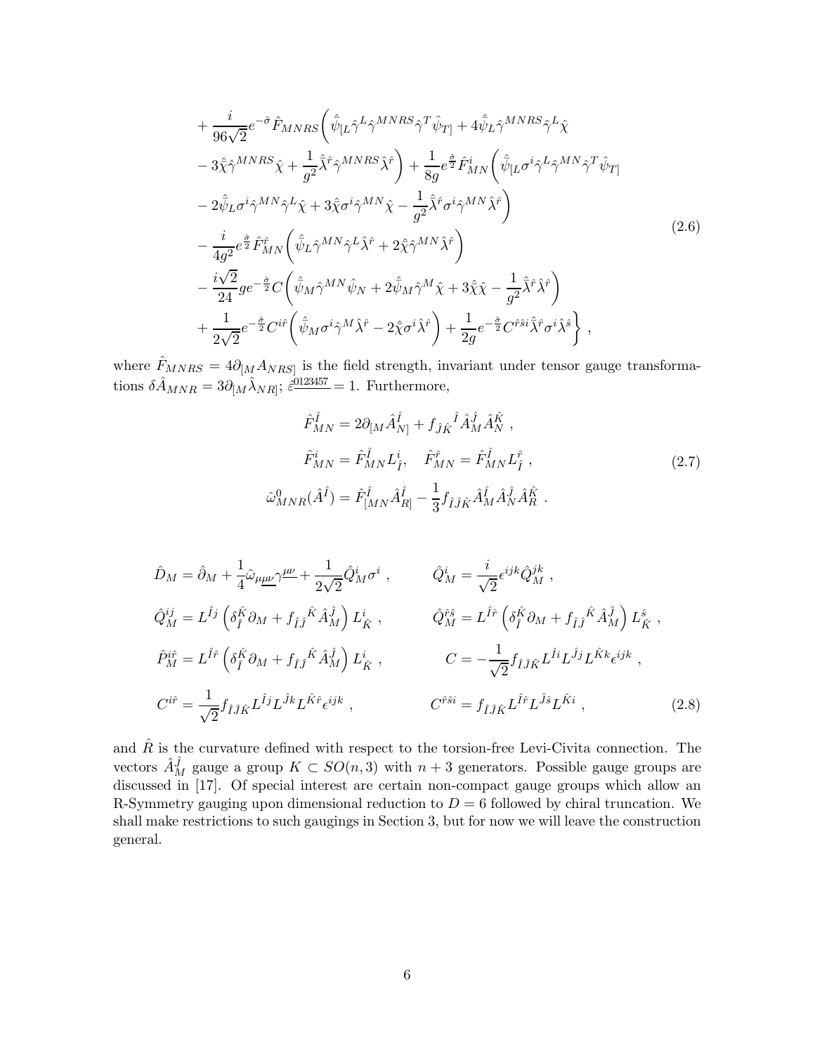$$
\begin{aligned}
&+\frac{i}{96\sqrt{2}}e^{-\hat{\sigma}}\hat{F}_{MNRS}\bigg(\hat{\bar{\psi}}_{[L}\hat{\gamma}^{L}\hat{\gamma}^{MNRS}\hat{\gamma}^{T}\hat{\psi}_{T]}+4\hat{\bar{\psi}}_{L}\hat{\gamma}^{MNRS}\hat{\gamma}^{L}\hat{\chi}\\
&-3\hat{\bar{\chi}}\hat{\gamma}^{MNRS}\hat{\chi}+\frac{1}{g^{2}}\hat{\bar{\lambda}}^{\hat{r}}\hat{\gamma}^{MNRS}\hat{\lambda}^{\hat{r}}\bigg)+\frac{1}{8g}e^{\frac{\hat{\sigma}}{2}}\hat{F}^{i}_{MN}\bigg(\hat{\bar{\psi}}_{[L}\sigma^{i}\hat{\gamma}^{L}\hat{\gamma}^{MN}\hat{\gamma}^{T}\hat{\psi}_{T]}\\
&-2\hat{\bar{\psi}}_{L}\sigma^{i}\hat{\gamma}^{MN}\hat{\gamma}^{L}\hat{\chi}+3\hat{\bar{\chi}}\sigma^{i}\hat{\gamma}^{MN}\hat{\chi}-\frac{1}{g^{2}}\hat{\bar{\lambda}}^{\hat{r}}\sigma^{i}\hat{\gamma}^{MN}\hat{\lambda}^{\hat{r}}\bigg)\\
&-\frac{i}{4g^{2}}e^{\frac{\hat{\sigma}}{2}}\hat{F}^{\hat{r}}_{MN}\bigg(\hat{\bar{\psi}}_{L}\hat{\gamma}^{MN}\hat{\gamma}^{L}\hat{\lambda}^{\hat{r}}+2\hat{\bar{\chi}}\hat{\gamma}^{MN}\hat{\lambda}^{\hat{r}}\bigg)\\
&-\frac{i\sqrt{2}}{24}ge^{-\frac{\hat{\sigma}}{2}}C\bigg(\hat{\bar{\psi}}_{M}\hat{\gamma}^{MN}\hat{\psi}_{N}+2\hat{\bar{\psi}}_{M}\hat{\gamma}^{M}\hat{\chi}+3\hat{\bar{\chi}}\hat{\chi}-\frac{1}{g^{2}}\hat{\bar{\lambda}}^{\hat{r}}\hat{\lambda}^{\hat{r}}\bigg)\\
&+\frac{1}{2\sqrt{2}}e^{-\frac{\hat{\sigma}}{2}}C^{i\hat{r}}\bigg(\hat{\bar{\psi}}_{M}\sigma^{i}\hat{\gamma}^{M}\hat{\lambda}^{\hat{r}}-2\hat{\bar{\chi}}\sigma^{i}\hat{\lambda}^{\hat{r}}\bigg)+\frac{1}{2g}e^{-\frac{\hat{\sigma}}{2}}C^{\hat{r}\hat{s}i}\hat{\bar{\lambda}}^{\hat{r}}\sigma^{i}\hat{\lambda}^{\hat{s}}\bigg\}\ ,
\end{aligned}
\tag{2.6}
$$

where $\hat{F}_{MNRS}=4\partial_{[M}A_{NRS]}$ is the field strength, invariant under tensor gauge transformations $\delta\hat{A}_{MNR}=3\partial_{[M}\hat{\lambda}_{NR]}$; $\varepsilon^{\underline{0123457}}=1$. Furthermore,

$$
\begin{aligned}
\hat{F}^{\hat{I}}_{MN}&=2\partial_{[M}\hat{A}^{\hat{I}}_{N]}+f_{\hat{J}\hat{K}}{}^{\hat{I}}\hat{A}^{\hat{J}}_{M}\hat{A}^{\hat{K}}_{N}\ ,\\
\hat{F}^{i}_{MN}&=\hat{F}^{\hat{I}}_{MN}L^{i}_{\hat{I}},\quad \hat{F}^{\hat{r}}_{MN}=\hat{F}^{\hat{I}}_{MN}L^{\hat{r}}_{\hat{I}}\ ,\\
\hat{\omega}^{0}_{MNR}(\hat{A}^{\hat{I}})&=\hat{F}^{\hat{I}}_{[MN}\hat{A}^{\hat{I}}_{R]}-\frac{1}{3}f_{\hat{I}\hat{J}\hat{K}}\hat{A}^{\hat{I}}_{M}\hat{A}^{\hat{J}}_{N}\hat{A}^{\hat{K}}_{R}\ .
\end{aligned}
\tag{2.7}
$$

$$
\begin{aligned}
\hat{D}_{M}&=\hat{\partial}_{M}+\frac{1}{4}\hat{\omega}_{M\underline{\mu\nu}}\gamma^{\underline{\mu\nu}}+\frac{1}{2\sqrt{2}}\hat{Q}^{i}_{M}\sigma^{i}\ , &\hat{Q}^{i}_{M}&=\frac{i}{\sqrt{2}}\epsilon^{ijk}\hat{Q}^{jk}_{M}\ ,\\
\hat{Q}^{ij}_{M}&=L^{\hat{I}j}\left(\delta^{\hat{K}}_{\hat{I}}\partial_{M}+f_{\hat{I}\hat{J}}{}^{\hat{K}}\hat{A}^{\hat{J}}_{M}\right)L^{i}_{\hat{K}}\ , &\hat{Q}^{\hat{r}\hat{s}}_{M}&=L^{\hat{I}\hat{r}}\left(\delta^{\hat{K}}_{\hat{I}}\partial_{M}+f_{\hat{I}\hat{J}}{}^{\hat{K}}\hat{A}^{\hat{J}}_{M}\right)L^{\hat{s}}_{\hat{K}}\ ,\\
\hat{P}^{i\hat{r}}_{M}&=L^{\hat{I}\hat{r}}\left(\delta^{\hat{K}}_{\hat{I}}\partial_{M}+f_{\hat{I}\hat{J}}{}^{\hat{K}}\hat{A}^{\hat{J}}_{M}\right)L^{i}_{\hat{K}}\ , &C&=-\frac{1}{\sqrt{2}}f_{\hat{I}\hat{J}\hat{K}}L^{\hat{I}i}L^{\hat{J}j}L^{\hat{K}k}\epsilon^{ijk}\ ,\\
C^{i\hat{r}}&=\frac{1}{\sqrt{2}}f_{\hat{I}\hat{J}\hat{K}}L^{\hat{I}j}L^{\hat{J}k}L^{\hat{K}\hat{r}}\epsilon^{ijk}\ , &C^{\hat{r}\hat{s}i}&=f_{\hat{I}\hat{J}\hat{K}}L^{\hat{I}\hat{r}}L^{\hat{J}\hat{s}}L^{\hat{K}i}\ ,
\end{aligned}
\tag{2.8}
$$

and $\hat{R}$ is the curvature defined with respect to the torsion-free Levi-Civita connection. The vectors $\hat{A}^{\hat{J}}_{M}$ gauge a group $K\subset SO(n,3)$ with $n+3$ generators. Possible gauge groups are discussed in [17]. Of special interest are certain non-compact gauge groups which allow an R-Symmetry gauging upon dimensional reduction to $D=6$ followed by chiral truncation. We shall make restrictions to such gaugings in Section 3, but for now we will leave the construction general.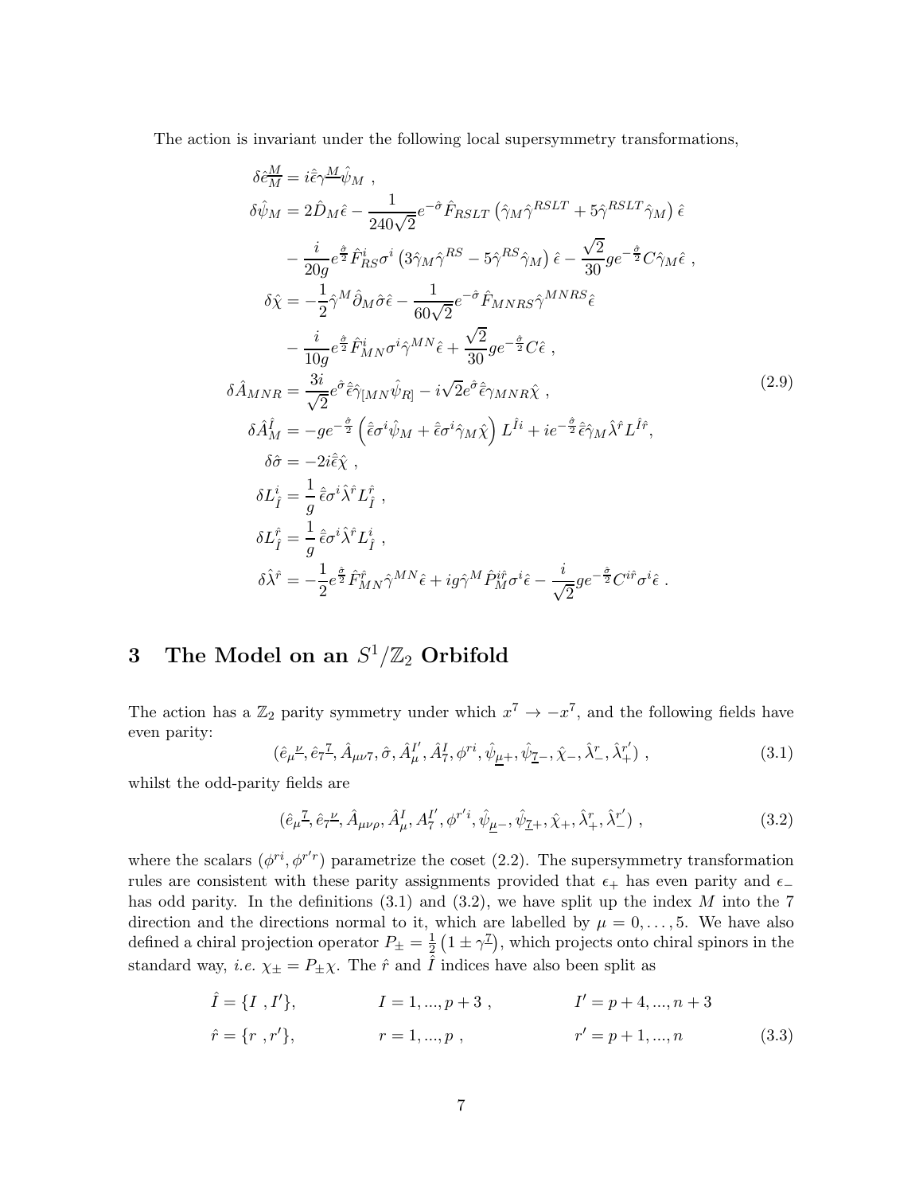The action is invariant under the following local supersymmetry transformations,

$$
\begin{aligned}
\delta \hat{e}_{\underline{M}}^{\underline{M}} &= i\hat{\bar{\epsilon}}\gamma^{\underline{M}}\hat{\psi}_M \ , \\
\delta\hat{\psi}_M &= 2\hat{D}_M\hat{\epsilon} - \frac{1}{240\sqrt{2}}e^{-\hat{\sigma}}\hat{F}_{RSLT}\left(\hat{\gamma}_M\hat{\gamma}^{RSLT} + 5\hat{\gamma}^{RSLT}\hat{\gamma}_M\right)\hat{\epsilon} \\
&\quad - \frac{i}{20g}e^{\frac{\hat{\sigma}}{2}}\hat{F}^i_{RS}\sigma^i\left(3\hat{\gamma}_M\hat{\gamma}^{RS} - 5\hat{\gamma}^{RS}\hat{\gamma}_M\right)\hat{\epsilon} - \frac{\sqrt{2}}{30}ge^{-\frac{\hat{\sigma}}{2}}C\hat{\gamma}_M\hat{\epsilon} \ , \\
\delta\hat{\chi} &= -\frac{1}{2}\hat{\gamma}^M\hat{\partial}_M\hat{\sigma}\hat{\epsilon} - \frac{1}{60\sqrt{2}}e^{-\hat{\sigma}}\hat{F}_{MNRS}\hat{\gamma}^{MNRS}\hat{\epsilon} \\
&\quad - \frac{i}{10g}e^{\frac{\hat{\sigma}}{2}}\hat{F}^i_{MN}\sigma^i\hat{\gamma}^{MN}\hat{\epsilon} + \frac{\sqrt{2}}{30}ge^{-\frac{\hat{\sigma}}{2}}C\hat{\epsilon} \ , \\
\delta\hat{A}_{MNR} &= \frac{3i}{\sqrt{2}}e^{\hat{\sigma}}\hat{\bar{\epsilon}}\hat{\gamma}_{[MN}\hat{\psi}_{R]} - i\sqrt{2}e^{\hat{\sigma}}\hat{\bar{\epsilon}}\gamma_{MNR}\hat{\chi} \ , \\
\delta\hat{A}^{\hat{I}}_M &= -ge^{-\frac{\hat{\sigma}}{2}}\left(\hat{\bar{\epsilon}}\sigma^i\hat{\psi}_M + \hat{\bar{\epsilon}}\sigma^i\hat{\gamma}_M\hat{\chi}\right)L^{\hat{I}i} + ie^{-\frac{\hat{\sigma}}{2}}\hat{\bar{\epsilon}}\hat{\gamma}_M\hat{\lambda}^{\hat{r}}L^{\hat{I}\hat{r}}, \\
\delta\hat{\sigma} &= -2i\hat{\bar{\epsilon}}\hat{\chi} \ , \\
\delta L^i_{\hat{I}} &= \frac{1}{g}\,\hat{\bar{\epsilon}}\sigma^i\hat{\lambda}^{\hat{r}}L^{\hat{r}}_{\hat{I}} \ , \\
\delta L^{\hat{r}}_{\hat{I}} &= \frac{1}{g}\,\hat{\bar{\epsilon}}\sigma^i\hat{\lambda}^{\hat{r}}L^i_{\hat{I}} \ , \\
\delta\hat{\lambda}^{\hat{r}} &= -\frac{1}{2}e^{\frac{\hat{\sigma}}{2}}\hat{F}^{\hat{r}}_{MN}\hat{\gamma}^{MN}\hat{\epsilon} + ig\hat{\gamma}^M\hat{P}^{i\hat{r}}_M\sigma^i\hat{\epsilon} - \frac{i}{\sqrt{2}}ge^{-\frac{\hat{\sigma}}{2}}C^{i\hat{r}}\sigma^i\hat{\epsilon} \ .
\end{aligned}
\tag{2.9}
$$

## 3 The Model on an $S^1/\mathbb{Z}_2$ Orbifold

The action has a $\mathbb{Z}_2$ parity symmetry under which $x^7 \to -x^7$, and the following fields have even parity:

$$
(\hat{e}_{\underline{\mu}}{}^{\underline{\nu}}, \hat{e}_{\underline{7}}{}^{\underline{7}}, \hat{A}_{\mu\nu7}, \hat{\sigma}, \hat{A}^{I'}_\mu, \hat{A}^I_7, \phi^{ri}, \hat{\psi}_{\underline{\mu}+}, \hat{\psi}_{\underline{7}-}, \hat{\chi}_-, \hat{\lambda}^r_-, \hat{\lambda}^{r'}_+) \ , \tag{3.1}
$$

whilst the odd-parity fields are

$$
(\hat{e}_{\underline{\mu}}{}^{\underline{7}}, \hat{e}_{\underline{7}}{}^{\underline{\nu}}, \hat{A}_{\mu\nu\rho}, \hat{A}^I_\mu, A^{I'}_7, \phi^{r'i}, \hat{\psi}_{\underline{\mu}-}, \hat{\psi}_{\underline{7}+}, \hat{\chi}_+, \hat{\lambda}^r_+, \hat{\lambda}^{r'}_-) \ , \tag{3.2}
$$

where the scalars $(\phi^{ri}, \phi^{r'r})$ parametrize the coset (2.2). The supersymmetry transformation rules are consistent with these parity assignments provided that $\epsilon_+$ has even parity and $\epsilon_-$ has odd parity. In the definitions (3.1) and (3.2), we have split up the index $M$ into the 7 direction and the directions normal to it, which are labelled by $\mu = 0, \ldots, 5$. We have also defined a chiral projection operator $P_\pm = \frac{1}{2}\left(1 \pm \gamma^{\underline{7}}\right)$, which projects onto chiral spinors in the standard way, *i.e.* $\chi_\pm = P_\pm\chi$. The $\hat{r}$ and $\hat{I}$ indices have also been split as

$$
\begin{aligned}
\hat{I} &= \{I \ , I'\}, \qquad & I &= 1, ..., p+3 \ , \qquad & I' &= p+4, ..., n+3 \\
\hat{r} &= \{r \ , r'\}, \qquad & r &= 1, ..., p \ , \qquad & r' &= p+1, ..., n
\end{aligned}
\tag{3.3}
$$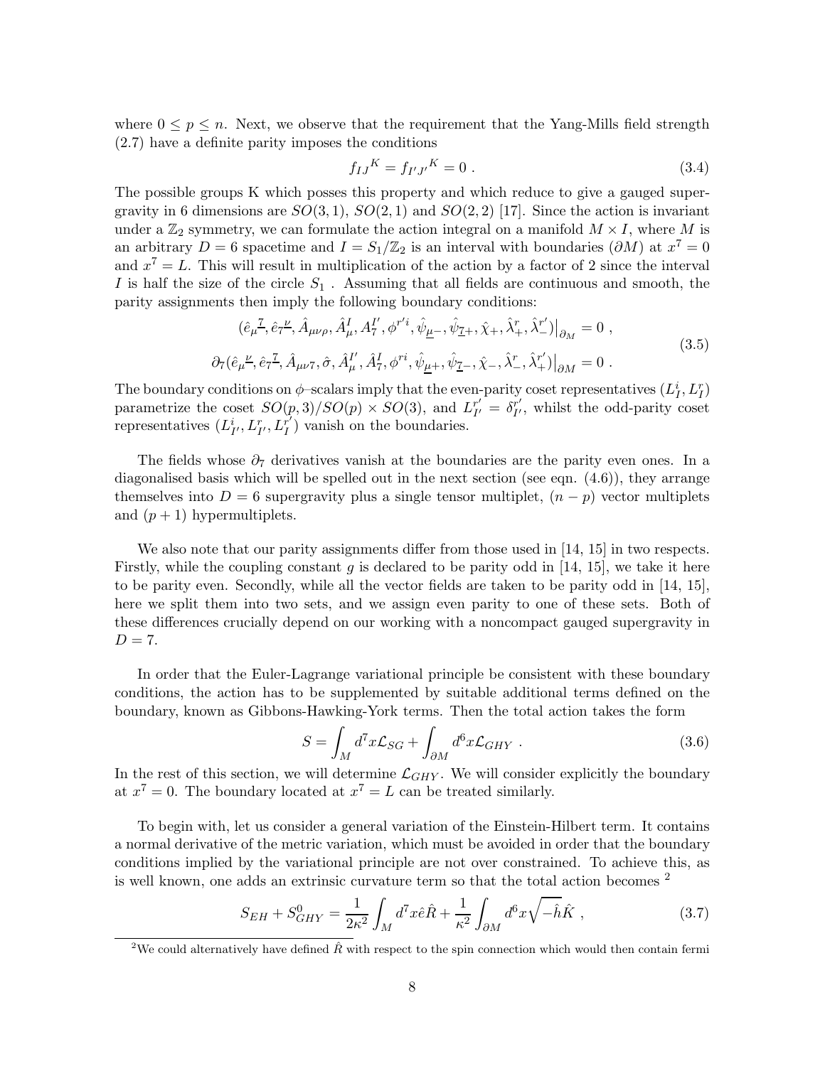where $0 \leq p \leq n$. Next, we observe that the requirement that the Yang-Mills field strength (2.7) have a definite parity imposes the conditions

$$f_{IJ}{}^K = f_{I'J'}{}^K = 0 \ . \tag{3.4}$$

The possible groups K which posses this property and which reduce to give a gauged supergravity in 6 dimensions are $SO(3,1)$, $SO(2,1)$ and $SO(2,2)$ [17]. Since the action is invariant under a $\mathbb{Z}_2$ symmetry, we can formulate the action integral on a manifold $M \times I$, where $M$ is an arbitrary $D = 6$ spacetime and $I = S_1/\mathbb{Z}_2$ is an interval with boundaries $(\partial M)$ at $x^7 = 0$ and $x^7 = L$. This will result in multiplication of the action by a factor of 2 since the interval $I$ is half the size of the circle $S_1$. Assuming that all fields are continuous and smooth, the parity assignments then imply the following boundary conditions:

$$\begin{aligned}
(\hat{e}_\mu{}^{\underline{7}}, \hat{e}_7{}^{\underline{\nu}}, \hat{A}_{\mu\nu\rho}, \hat{A}_\mu^I, A_7^{I'}, \phi^{r'i}, \hat{\psi}_{\underline{\mu}-}, \hat{\psi}_{\underline{7}+}, \hat{\chi}_+, \hat{\lambda}_+^r, \hat{\lambda}_-^{r'})\big|_{\partial M} &= 0 \ , \\
\partial_7(\hat{e}_\mu{}^{\underline{\nu}}, \hat{e}_7{}^{\underline{7}}, \hat{A}_{\mu\nu 7}, \hat{\sigma}, \hat{A}_\mu^{I'}, \hat{A}_7^I, \phi^{ri}, \hat{\psi}_{\underline{\mu}+}, \hat{\psi}_{\underline{7}-}, \hat{\chi}_-, \hat{\lambda}_-^r, \hat{\lambda}_+^{r'})\big|_{\partial M} &= 0 \ .
\end{aligned} \tag{3.5}$$

The boundary conditions on $\phi$–scalars imply that the even-parity coset representatives $(L_I^i, L_I^r)$ parametrize the coset $SO(p,3)/SO(p) \times SO(3)$, and $L_{I'}^{r'} = \delta_{I'}^{r'}$, whilst the odd-parity coset representatives $(L_{I'}^i, L_{I'}^r, L_I^{r'})$ vanish on the boundaries.

The fields whose $\partial_7$ derivatives vanish at the boundaries are the parity even ones. In a diagonalised basis which will be spelled out in the next section (see eqn. (4.6)), they arrange themselves into $D = 6$ supergravity plus a single tensor multiplet, $(n - p)$ vector multiplets and $(p + 1)$ hypermultiplets.

We also note that our parity assignments differ from those used in [14, 15] in two respects. Firstly, while the coupling constant $g$ is declared to be parity odd in [14, 15], we take it here to be parity even. Secondly, while all the vector fields are taken to be parity odd in [14, 15], here we split them into two sets, and we assign even parity to one of these sets. Both of these differences crucially depend on our working with a noncompact gauged supergravity in $D = 7$.

In order that the Euler-Lagrange variational principle be consistent with these boundary conditions, the action has to be supplemented by suitable additional terms defined on the boundary, known as Gibbons-Hawking-York terms. Then the total action takes the form

$$S = \int_M d^7x \mathcal{L}_{SG} + \int_{\partial M} d^6x \mathcal{L}_{GHY} \ . \tag{3.6}$$

In the rest of this section, we will determine $\mathcal{L}_{GHY}$. We will consider explicitly the boundary at $x^7 = 0$. The boundary located at $x^7 = L$ can be treated similarly.

To begin with, let us consider a general variation of the Einstein-Hilbert term. It contains a normal derivative of the metric variation, which must be avoided in order that the boundary conditions implied by the variational principle are not over constrained. To achieve this, as is well known, one adds an extrinsic curvature term so that the total action becomes [2]

$$S_{EH} + S^0_{GHY} = \frac{1}{2\kappa^2} \int_M d^7x \hat{e} \hat{R} + \frac{1}{\kappa^2} \int_{\partial M} d^6x \sqrt{-\hat{h}} \hat{K} \ , \tag{3.7}$$

[2] We could alternatively have defined $\hat{R}$ with respect to the spin connection which would then contain fermi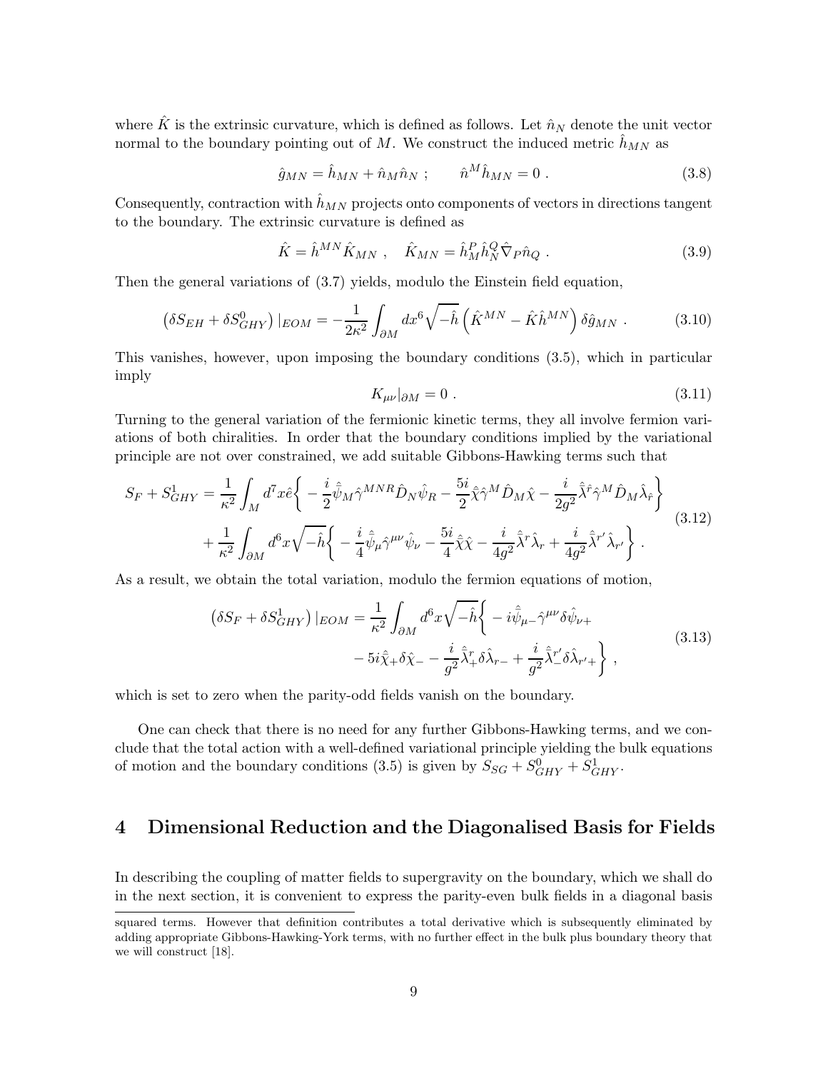where $\hat{K}$ is the extrinsic curvature, which is defined as follows. Let $\hat{n}_N$ denote the unit vector normal to the boundary pointing out of $M$. We construct the induced metric $\hat{h}_{MN}$ as

$$\hat{g}_{MN} = \hat{h}_{MN} + \hat{n}_M \hat{n}_N \; ; \qquad \hat{n}^M \hat{h}_{MN} = 0 \; . \tag{3.8}$$

Consequently, contraction with $\hat{h}_{MN}$ projects onto components of vectors in directions tangent to the boundary. The extrinsic curvature is defined as

$$\hat{K} = \hat{h}^{MN} \hat{K}_{MN} \; , \quad \hat{K}_{MN} = \hat{h}_M^P \hat{h}_N^Q \hat{\nabla}_P \hat{n}_Q \; . \tag{3.9}$$

Then the general variations of (3.7) yields, modulo the Einstein field equation,

$$\left(\delta S_{EH} + \delta S^0_{GHY}\right)|_{EOM} = -\frac{1}{2\kappa^2} \int_{\partial M} dx^6 \sqrt{-\hat{h}} \left(\hat{K}^{MN} - \hat{K}\hat{h}^{MN}\right) \delta \hat{g}_{MN} \; . \tag{3.10}$$

This vanishes, however, upon imposing the boundary conditions (3.5), which in particular imply

$$K_{\mu\nu}|_{\partial M} = 0 \; . \tag{3.11}$$

Turning to the general variation of the fermionic kinetic terms, they all involve fermion variations of both chiralities. In order that the boundary conditions implied by the variational principle are not over constrained, we add suitable Gibbons-Hawking terms such that

$$\begin{aligned} S_F + S^1_{GHY} = \frac{1}{\kappa^2} \int_M d^7 x \hat{e} \bigg\{ &- \frac{i}{2} \hat{\bar{\psi}}_M \hat{\gamma}^{MNR} \hat{D}_N \hat{\psi}_R - \frac{5i}{2} \hat{\bar{\chi}} \hat{\gamma}^M \hat{D}_M \hat{\chi} - \frac{i}{2g^2} \hat{\bar{\lambda}}^{\hat{r}} \hat{\gamma}^M \hat{D}_M \hat{\lambda}_{\hat{r}} \bigg\} \\ &+ \frac{1}{\kappa^2} \int_{\partial M} d^6 x \sqrt{-\hat{h}} \bigg\{ - \frac{i}{4} \hat{\bar{\psi}}_\mu \hat{\gamma}^{\mu\nu} \hat{\psi}_\nu - \frac{5i}{4} \hat{\bar{\chi}} \hat{\chi} - \frac{i}{4g^2} \hat{\bar{\lambda}}^r \hat{\lambda}_r + \frac{i}{4g^2} \hat{\bar{\lambda}}^{r'} \hat{\lambda}_{r'} \bigg\} \; . \end{aligned} \tag{3.12}$$

As a result, we obtain the total variation, modulo the fermion equations of motion,

$$\begin{aligned} \left(\delta S_F + \delta S^1_{GHY}\right)|_{EOM} = \frac{1}{\kappa^2} \int_{\partial M} d^6 x \sqrt{-\hat{h}} \bigg\{ &- i \hat{\bar{\psi}}_{\mu -} \hat{\gamma}^{\mu\nu} \delta \hat{\psi}_{\nu +} \\ &- 5i \hat{\bar{\chi}}_+ \delta \hat{\chi}_- - \frac{i}{g^2} \hat{\bar{\lambda}}^r_+ \delta \hat{\lambda}_{r-} + \frac{i}{g^2} \hat{\bar{\lambda}}^{r'}_- \delta \hat{\lambda}_{r'+} \bigg\} \; , \end{aligned} \tag{3.13}$$

which is set to zero when the parity-odd fields vanish on the boundary.

One can check that there is no need for any further Gibbons-Hawking terms, and we conclude that the total action with a well-defined variational principle yielding the bulk equations of motion and the boundary conditions (3.5) is given by $S_{SG} + S^0_{GHY} + S^1_{GHY}$.

# 4 Dimensional Reduction and the Diagonalised Basis for Fields

In describing the coupling of matter fields to supergravity on the boundary, which we shall do in the next section, it is convenient to express the parity-even bulk fields in a diagonal basis

squared terms. However that definition contributes a total derivative which is subsequently eliminated by adding appropriate Gibbons-Hawking-York terms, with no further effect in the bulk plus boundary theory that we will construct [18].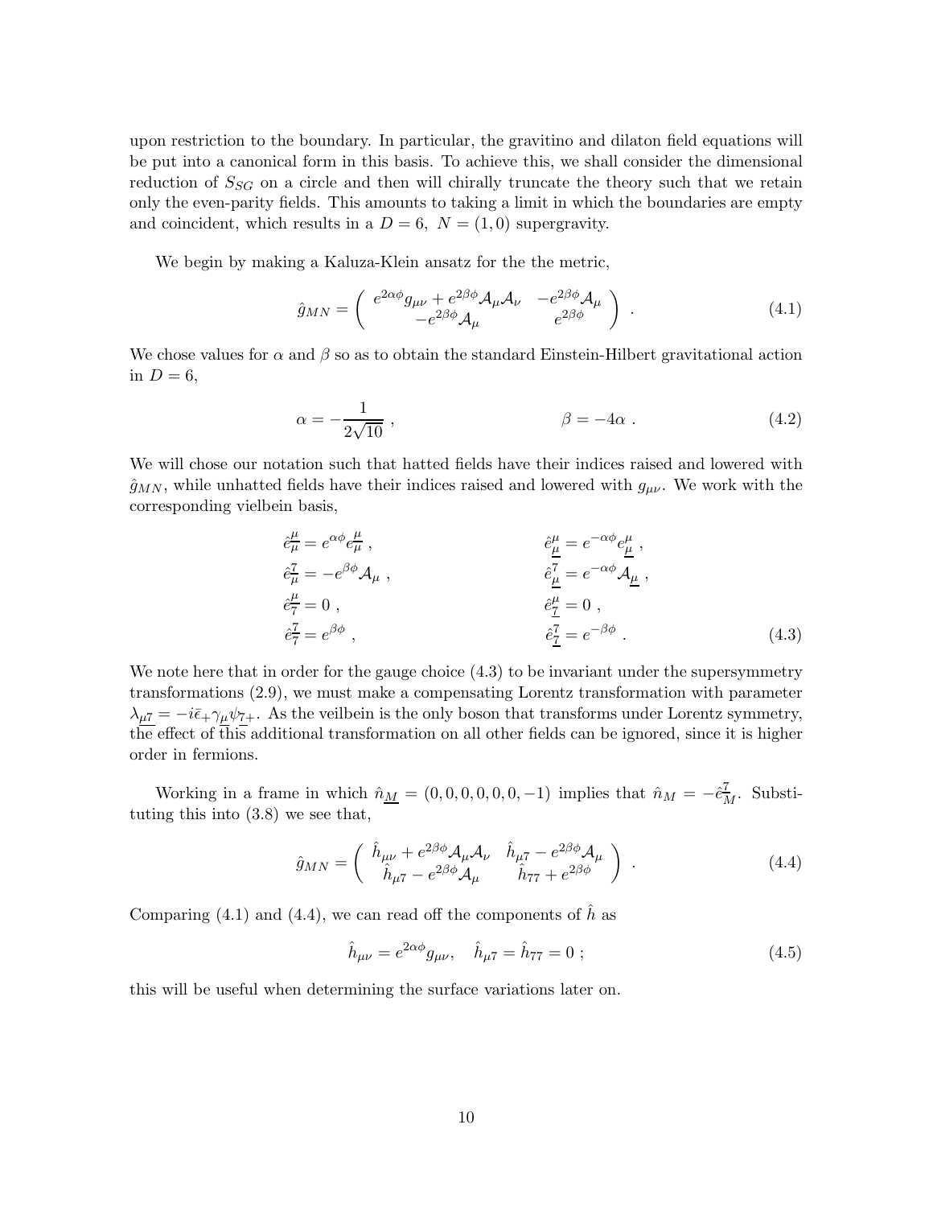upon restriction to the boundary. In particular, the gravitino and dilaton field equations will be put into a canonical form in this basis. To achieve this, we shall consider the dimensional reduction of $S_{SG}$ on a circle and then will chirally truncate the theory such that we retain only the even-parity fields. This amounts to taking a limit in which the boundaries are empty and coincident, which results in a $D = 6,\ N = (1, 0)$ supergravity.

We begin by making a Kaluza-Klein ansatz for the the metric,

$$\hat{g}_{MN} = \begin{pmatrix} e^{2\alpha\phi} g_{\mu\nu} + e^{2\beta\phi} \mathcal{A}_\mu \mathcal{A}_\nu & -e^{2\beta\phi} \mathcal{A}_\mu \\ -e^{2\beta\phi} \mathcal{A}_\mu & e^{2\beta\phi} \end{pmatrix} . \tag{4.1}$$

We chose values for $\alpha$ and $\beta$ so as to obtain the standard Einstein-Hilbert gravitational action in $D = 6$,

$$\alpha = -\frac{1}{2\sqrt{10}} , \qquad\qquad \beta = -4\alpha . \tag{4.2}$$

We will chose our notation such that hatted fields have their indices raised and lowered with $\hat{g}_{MN}$, while unhatted fields have their indices raised and lowered with $g_{\mu\nu}$. We work with the corresponding vielbein basis,

$$\begin{aligned}
&\hat{e}^{\underline{\mu}}_{\mu} = e^{\alpha\phi} e^{\underline{\mu}}_{\mu} , && \hat{e}^{\mu}_{\underline{\mu}} = e^{-\alpha\phi} e^{\mu}_{\underline{\mu}} , \\
&\hat{e}^{\underline{7}}_{\mu} = -e^{\beta\phi} \mathcal{A}_\mu , && \hat{e}^{7}_{\underline{\mu}} = e^{-\alpha\phi} \mathcal{A}_{\underline{\mu}} , \\
&\hat{e}^{\underline{\mu}}_{7} = 0 , && \hat{e}^{\mu}_{\underline{7}} = 0 , \\
&\hat{e}^{\underline{7}}_{7} = e^{\beta\phi} , && \hat{e}^{7}_{\underline{7}} = e^{-\beta\phi} .
\end{aligned} \tag{4.3}$$

We note here that in order for the gauge choice (4.3) to be invariant under the supersymmetry transformations (2.9), we must make a compensating Lorentz transformation with parameter $\lambda_{\underline{\mu 7}} = -i\bar{\epsilon}_+ \gamma_{\underline{\mu}} \psi_{\underline{7}+}$. As the veilbein is the only boson that transforms under Lorentz symmetry, the effect of this additional transformation on all other fields can be ignored, since it is higher order in fermions.

Working in a frame in which $\hat{n}_{\underline{M}} = (0, 0, 0, 0, 0, 0, -1)$ implies that $\hat{n}_M = -\hat{e}^{\underline{7}}_{M}$. Substituting this into (3.8) we see that,

$$\hat{g}_{MN} = \begin{pmatrix} \hat{h}_{\mu\nu} + e^{2\beta\phi} \mathcal{A}_\mu \mathcal{A}_\nu & \hat{h}_{\mu 7} - e^{2\beta\phi} \mathcal{A}_\mu \\ \hat{h}_{\mu 7} - e^{2\beta\phi} \mathcal{A}_\mu & \hat{h}_{77} + e^{2\beta\phi} \end{pmatrix} . \tag{4.4}$$

Comparing (4.1) and (4.4), we can read off the components of $\hat{h}$ as

$$\hat{h}_{\mu\nu} = e^{2\alpha\phi} g_{\mu\nu}, \quad \hat{h}_{\mu 7} = \hat{h}_{77} = 0 \ ; \tag{4.5}$$

this will be useful when determining the surface variations later on.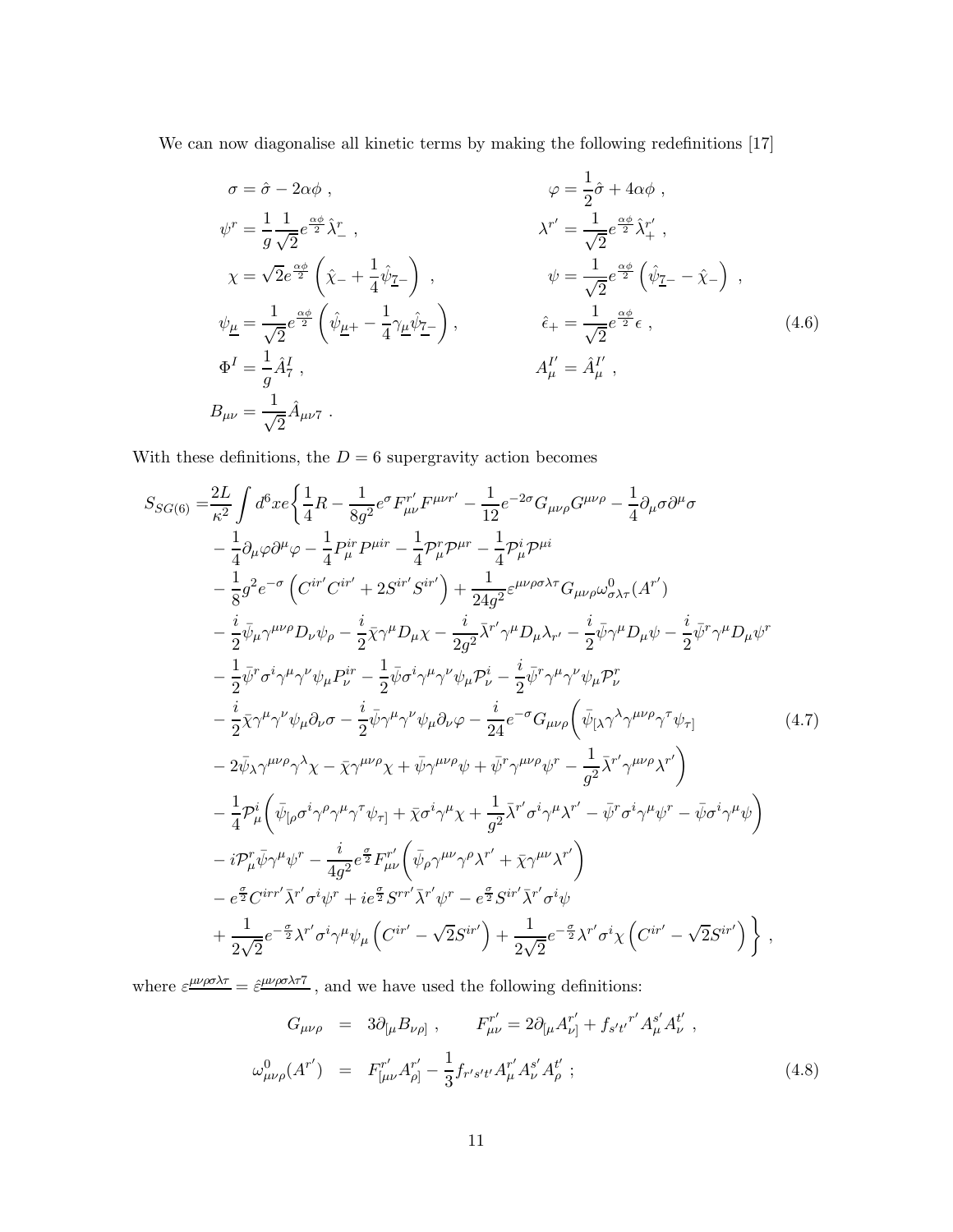We can now diagonalise all kinetic terms by making the following redefinitions [17]

$$
\begin{aligned}
\sigma &= \hat{\sigma} - 2\alpha\phi \ , & \varphi &= \frac{1}{2}\hat{\sigma} + 4\alpha\phi \ , \\
\psi^r &= \frac{1}{g}\frac{1}{\sqrt{2}} e^{\frac{\alpha\phi}{2}} \hat{\lambda}^r_- \ , & \lambda^{r'} &= \frac{1}{\sqrt{2}} e^{\frac{\alpha\phi}{2}} \hat{\lambda}^{r'}_+ \ , \\
\chi &= \sqrt{2} e^{\frac{\alpha\phi}{2}} \left( \hat{\chi}_- + \frac{1}{4}\hat{\psi}_{\underline{7}-} \right) \ , & \psi &= \frac{1}{\sqrt{2}} e^{\frac{\alpha\phi}{2}} \left( \hat{\psi}_{\underline{7}-} - \hat{\chi}_- \right) \ , \\
\psi_{\underline{\mu}} &= \frac{1}{\sqrt{2}} e^{\frac{\alpha\phi}{2}} \left( \hat{\psi}_{\underline{\mu}+} - \frac{1}{4}\gamma_{\underline{\mu}}\hat{\psi}_{\underline{7}-} \right), & \hat{\epsilon}_+ &= \frac{1}{\sqrt{2}} e^{\frac{\alpha\phi}{2}} \epsilon \ , \\
\Phi^I &= \frac{1}{g}\hat{A}^I_7 \ , & A^{I'}_\mu &= \hat{A}^{I'}_\mu \ , \\
B_{\mu\nu} &= \frac{1}{\sqrt{2}}\hat{A}_{\mu\nu 7} \ .
\end{aligned}
\tag{4.6}
$$

With these definitions, the $D = 6$ supergravity action becomes

$$
\begin{aligned}
S_{SG(6)} =& \frac{2L}{\kappa^2}\int d^6x e \bigg\{ \frac{1}{4}R - \frac{1}{8g^2} e^{\sigma} F^{r'}_{\mu\nu}F^{\mu\nu r'} - \frac{1}{12}e^{-2\sigma}G_{\mu\nu\rho}G^{\mu\nu\rho} - \frac{1}{4}\partial_\mu\sigma\partial^\mu\sigma \\
&- \frac{1}{4}\partial_\mu\varphi\partial^\mu\varphi - \frac{1}{4}P^{ir}_\mu P^{\mu ir} - \frac{1}{4}\mathcal{P}^r_\mu\mathcal{P}^{\mu r} - \frac{1}{4}\mathcal{P}^i_\mu\mathcal{P}^{\mu i} \\
&- \frac{1}{8}g^2 e^{-\sigma}\left( C^{ir'}C^{ir'} + 2S^{ir'}S^{ir'} \right) + \frac{1}{24g^2}\varepsilon^{\mu\nu\rho\sigma\lambda\tau}G_{\mu\nu\rho}\omega^0_{\sigma\lambda\tau}(A^{r'}) \\
&- \frac{i}{2}\bar{\psi}_\mu\gamma^{\mu\nu\rho}D_\nu\psi_\rho - \frac{i}{2}\bar{\chi}\gamma^\mu D_\mu\chi - \frac{i}{2g^2}\bar{\lambda}^{r'}\gamma^\mu D_\mu\lambda_{r'} - \frac{i}{2}\bar{\psi}\gamma^\mu D_\mu\psi - \frac{i}{2}\bar{\psi}^r\gamma^\mu D_\mu\psi^r \\
&- \frac{1}{2}\bar{\psi}^r\sigma^i\gamma^\mu\gamma^\nu\psi_\mu P^{ir}_\nu - \frac{1}{2}\bar{\psi}\sigma^i\gamma^\mu\gamma^\nu\psi_\mu\mathcal{P}^i_\nu - \frac{i}{2}\bar{\psi}^r\gamma^\mu\gamma^\nu\psi_\mu\mathcal{P}^r_\nu \\
&- \frac{i}{2}\bar{\chi}\gamma^\mu\gamma^\nu\psi_\mu\partial_\nu\sigma - \frac{i}{2}\bar{\psi}\gamma^\mu\gamma^\nu\psi_\mu\partial_\nu\varphi - \frac{i}{24}e^{-\sigma}G_{\mu\nu\rho}\bigg( \bar{\psi}_{[\lambda}\gamma^\lambda\gamma^{\mu\nu\rho}\gamma^\tau\psi_{\tau]} \\
&- 2\bar{\psi}_\lambda\gamma^{\mu\nu\rho}\gamma^\lambda\chi - \bar{\chi}\gamma^{\mu\nu\rho}\chi + \bar{\psi}\gamma^{\mu\nu\rho}\psi + \bar{\psi}^r\gamma^{\mu\nu\rho}\psi^r - \frac{1}{g^2}\bar{\lambda}^{r'}\gamma^{\mu\nu\rho}\lambda^{r'} \bigg) \\
&- \frac{1}{4}\mathcal{P}^i_\mu\bigg( \bar{\psi}_{[\rho}\sigma^i\gamma^\rho\gamma^\mu\gamma^\tau\psi_{\tau]} + \bar{\chi}\sigma^i\gamma^\mu\chi + \frac{1}{g^2}\bar{\lambda}^{r'}\sigma^i\gamma^\mu\lambda^{r'} - \bar{\psi}^r\sigma^i\gamma^\mu\psi^r - \bar{\psi}\sigma^i\gamma^\mu\psi \bigg) \\
&- i\mathcal{P}^r_\mu\bar{\psi}\gamma^\mu\psi^r - \frac{i}{4g^2}e^{\frac{\sigma}{2}}F^{r'}_{\mu\nu}\bigg( \bar{\psi}_\rho\gamma^{\mu\nu}\gamma^\rho\lambda^{r'} + \bar{\chi}\gamma^{\mu\nu}\lambda^{r'} \bigg) \\
&- e^{\frac{\sigma}{2}}C^{irr'}\bar{\lambda}^{r'}\sigma^i\psi^r + ie^{\frac{\sigma}{2}}S^{rr'}\bar{\lambda}^{r'}\psi^r - e^{\frac{\sigma}{2}}S^{ir'}\bar{\lambda}^{r'}\sigma^i\psi \\
&+ \frac{1}{2\sqrt{2}}e^{-\frac{\sigma}{2}}\lambda^{r'}\sigma^i\gamma^\mu\psi_\mu\left( C^{ir'} - \sqrt{2}S^{ir'} \right) + \frac{1}{2\sqrt{2}}e^{-\frac{\sigma}{2}}\lambda^{r'}\sigma^i\chi\left( C^{ir'} - \sqrt{2}S^{ir'} \right) \bigg\} \ ,
\end{aligned}
\tag{4.7}
$$

where $\varepsilon^{\underline{\mu\nu\rho\sigma\lambda\tau}} = \hat{\varepsilon}^{\underline{\mu\nu\rho\sigma\lambda\tau 7}}$, and we have used the following definitions:

$$
\begin{aligned}
G_{\mu\nu\rho} &= 3\partial_{[\mu}B_{\nu\rho]} \ , \qquad F^{r'}_{\mu\nu} = 2\partial_{[\mu}A^{r'}_{\nu]} + f_{s't'}{}^{r'}A^{s'}_\mu A^{t'}_\nu \ , \\
\omega^0_{\mu\nu\rho}(A^{r'}) &= F^{r'}_{[\mu\nu}A^{r'}_{\rho]} - \frac{1}{3}f_{r's't'}A^{r'}_\mu A^{s'}_\nu A^{t'}_\rho \ ;
\end{aligned}
\tag{4.8}
$$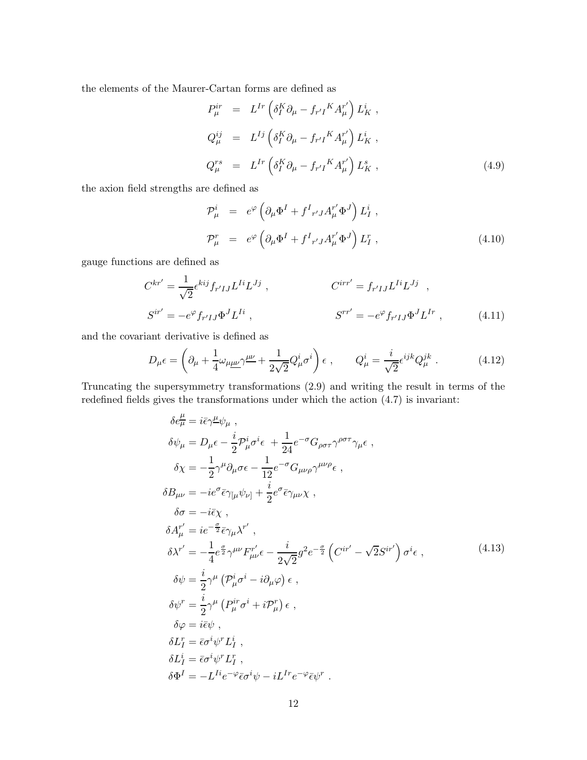the elements of the Maurer-Cartan forms are defined as

$$
\begin{aligned}
P_\mu^{ir} &= L^{Ir}\left(\delta_I^K \partial_\mu - f_{r'I}{}^K A_\mu^{r'}\right) L_K^i \ , \\
Q_\mu^{ij} &= L^{Ij}\left(\delta_I^K \partial_\mu - f_{r'I}{}^K A_\mu^{r'}\right) L_K^i \ , \\
Q_\mu^{rs} &= L^{Ir}\left(\delta_I^K \partial_\mu - f_{r'I}{}^K A_\mu^{r'}\right) L_K^s \ ,
\end{aligned}
\tag{4.9}
$$

the axion field strengths are defined as

$$
\begin{aligned}
\mathcal{P}_\mu^i &= e^{\varphi}\left(\partial_\mu \Phi^I + f^I{}_{r'J} A_\mu^{r'} \Phi^J\right) L_I^i \ , \\
\mathcal{P}_\mu^r &= e^{\varphi}\left(\partial_\mu \Phi^I + f^I{}_{r'J} A_\mu^{r'} \Phi^J\right) L_I^r \ ,
\end{aligned}
\tag{4.10}
$$

gauge functions are defined as

$$
\begin{aligned}
C^{kr'} &= \frac{1}{\sqrt{2}}\epsilon^{kij} f_{r'IJ} L^{Ii} L^{Jj} \ , \qquad & C^{irr'} &= f_{r'IJ} L^{Ii} L^{Jj} \ , \\
S^{ir'} &= -e^{\varphi} f_{r'IJ} \Phi^J L^{Ii} \ , \qquad & S^{rr'} &= -e^{\varphi} f_{r'IJ} \Phi^J L^{Ir} \ ,
\end{aligned}
\tag{4.11}
$$

and the covariant derivative is defined as

$$
D_\mu \epsilon = \left(\partial_\mu + \frac{1}{4}\omega_{\mu\underline{\mu\nu}}\gamma^{\underline{\mu\nu}} + \frac{1}{2\sqrt{2}} Q_\mu^i \sigma^i\right)\epsilon \ , \qquad Q_\mu^i = \frac{i}{\sqrt{2}}\epsilon^{ijk} Q_\mu^{jk} \ . \tag{4.12}
$$

Truncating the supersymmetry transformations (2.9) and writing the result in terms of the redefined fields gives the transformations under which the action (4.7) is invariant:

$$
\begin{aligned}
\delta e_\mu^{\underline{\mu}} &= i\bar{\epsilon}\gamma^{\underline{\mu}}\psi_\mu \ , \\
\delta\psi_\mu &= D_\mu\epsilon - \frac{i}{2}\mathcal{P}_\mu^i \sigma^i \epsilon + \frac{1}{24} e^{-\sigma} G_{\rho\sigma\tau}\gamma^{\rho\sigma\tau}\gamma_\mu\epsilon \ , \\
\delta\chi &= -\frac{1}{2}\gamma^\mu\partial_\mu\sigma\epsilon - \frac{1}{12} e^{-\sigma} G_{\mu\nu\rho}\gamma^{\mu\nu\rho}\epsilon \ , \\
\delta B_{\mu\nu} &= -ie^{\sigma}\bar{\epsilon}\gamma_{[\mu}\psi_{\nu]} + \frac{i}{2} e^{\sigma}\bar{\epsilon}\gamma_{\mu\nu}\chi \ , \\
\delta\sigma &= -i\bar{\epsilon}\chi \ , \\
\delta A_\mu^{r'} &= ie^{-\frac{\sigma}{2}}\bar{\epsilon}\gamma_\mu\lambda^{r'} \ , \\
\delta\lambda^{r'} &= -\frac{1}{4} e^{\frac{\sigma}{2}}\gamma^{\mu\nu} F_{\mu\nu}^{r'}\epsilon - \frac{i}{2\sqrt{2}} g^2 e^{-\frac{\sigma}{2}}\left(C^{ir'} - \sqrt{2} S^{ir'}\right)\sigma^i\epsilon \ , \\
\delta\psi &= \frac{i}{2}\gamma^\mu\left(\mathcal{P}_\mu^i\sigma^i - i\partial_\mu\varphi\right)\epsilon \ , \\
\delta\psi^r &= \frac{i}{2}\gamma^\mu\left(P_\mu^{ir}\sigma^i + i\mathcal{P}_\mu^r\right)\epsilon \ , \\
\delta\varphi &= i\bar{\epsilon}\psi \ , \\
\delta L_I^r &= \bar{\epsilon}\sigma^i\psi^r L_I^i \ , \\
\delta L_I^i &= \bar{\epsilon}\sigma^i\psi^r L_I^r \ , \\
\delta\Phi^I &= -L^{Ii} e^{-\varphi}\bar{\epsilon}\sigma^i\psi - iL^{Ir} e^{-\varphi}\bar{\epsilon}\psi^r \ .
\end{aligned}
\tag{4.13}
$$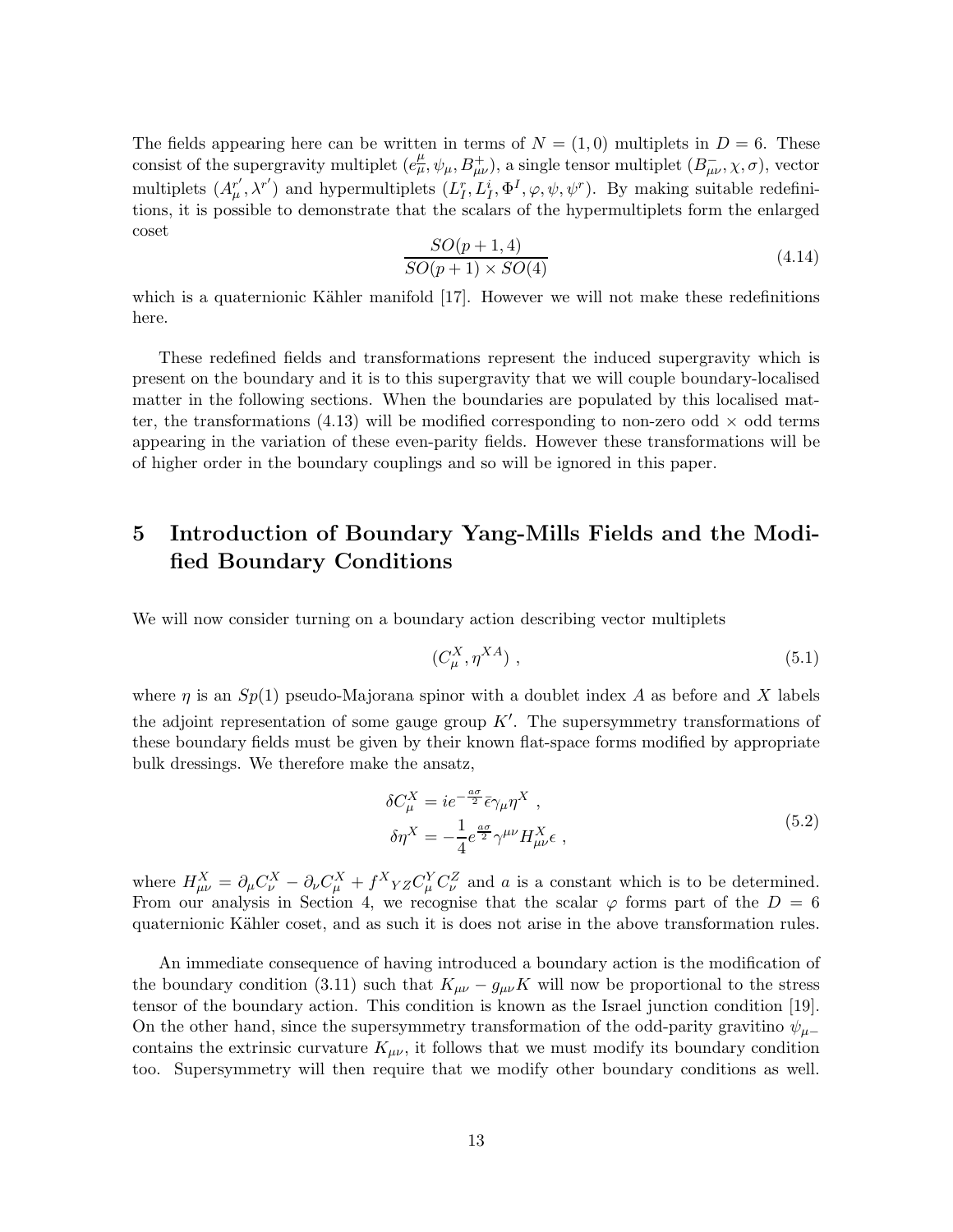The fields appearing here can be written in terms of $N = (1,0)$ multiplets in $D = 6$. These consist of the supergravity multiplet $(e^{\mu}_{\bar{\mu}}, \psi_\mu, B^+_{\mu\nu})$, a single tensor multiplet $(B^-_{\mu\nu}, \chi, \sigma)$, vector multiplets $(A^{r'}_\mu, \lambda^{r'})$ and hypermultiplets $(L^r_I, L^i_I, \Phi^I, \varphi, \psi, \psi^r)$. By making suitable redefinitions, it is possible to demonstrate that the scalars of the hypermultiplets form the enlarged coset

$$\frac{SO(p+1,4)}{SO(p+1)\times SO(4)} \tag{4.14}$$

which is a quaternionic Kähler manifold [17]. However we will not make these redefinitions here.

These redefined fields and transformations represent the induced supergravity which is present on the boundary and it is to this supergravity that we will couple boundary-localised matter in the following sections. When the boundaries are populated by this localised matter, the transformations (4.13) will be modified corresponding to non-zero odd $\times$ odd terms appearing in the variation of these even-parity fields. However these transformations will be of higher order in the boundary couplings and so will be ignored in this paper.

# 5 Introduction of Boundary Yang-Mills Fields and the Modified Boundary Conditions

We will now consider turning on a boundary action describing vector multiplets

$$(C^X_\mu, \eta^{XA}) \ , \tag{5.1}$$

where $\eta$ is an $Sp(1)$ pseudo-Majorana spinor with a doublet index $A$ as before and $X$ labels the adjoint representation of some gauge group $K'$. The supersymmetry transformations of these boundary fields must be given by their known flat-space forms modified by appropriate bulk dressings. We therefore make the ansatz,

$$\begin{aligned} \delta C^X_\mu &= ie^{-\frac{a\sigma}{2}}\bar{\epsilon}\gamma_\mu\eta^X \ , \\ \delta\eta^X &= -\frac{1}{4}e^{\frac{a\sigma}{2}}\gamma^{\mu\nu}H^X_{\mu\nu}\epsilon \ , \end{aligned} \tag{5.2}$$

where $H^X_{\mu\nu} = \partial_\mu C^X_\nu - \partial_\nu C^X_\mu + f^X{}_{YZ}C^Y_\mu C^Z_\nu$ and $a$ is a constant which is to be determined. From our analysis in Section 4, we recognise that the scalar $\varphi$ forms part of the $D = 6$ quaternionic Kähler coset, and as such it is does not arise in the above transformation rules.

An immediate consequence of having introduced a boundary action is the modification of the boundary condition (3.11) such that $K_{\mu\nu} - g_{\mu\nu}K$ will now be proportional to the stress tensor of the boundary action. This condition is known as the Israel junction condition [19]. On the other hand, since the supersymmetry transformation of the odd-parity gravitino $\psi_{\mu-}$ contains the extrinsic curvature $K_{\mu\nu}$, it follows that we must modify its boundary condition too. Supersymmetry will then require that we modify other boundary conditions as well.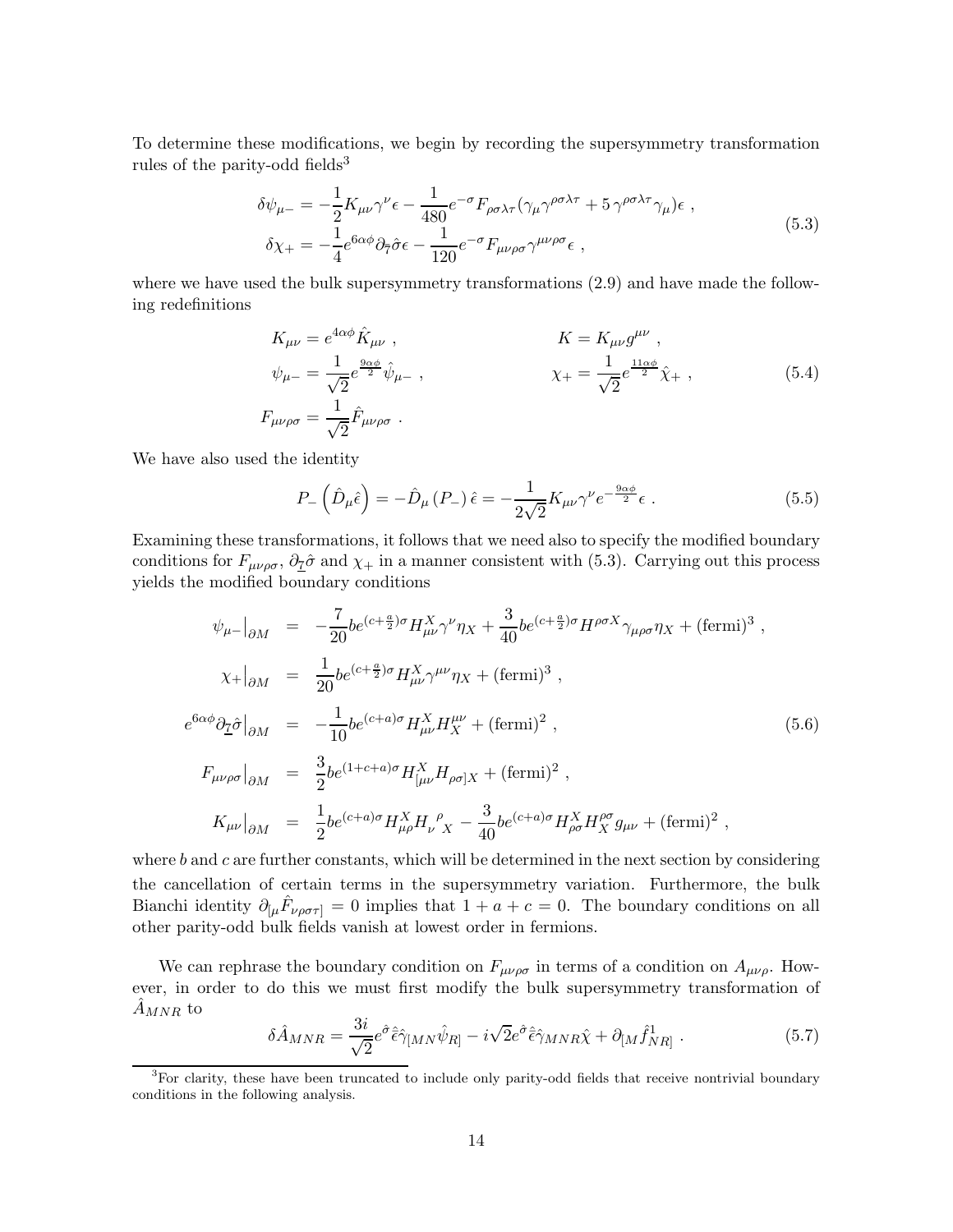To determine these modifications, we begin by recording the supersymmetry transformation rules of the parity-odd fields[3]

$$
\begin{aligned}
\delta\psi_{\mu -} &= -\frac{1}{2}K_{\mu\nu}\gamma^{\nu}\epsilon - \frac{1}{480}e^{-\sigma}F_{\rho\sigma\lambda\tau}(\gamma_{\mu}\gamma^{\rho\sigma\lambda\tau} + 5\,\gamma^{\rho\sigma\lambda\tau}\gamma_{\mu})\epsilon\ , \\
\delta\chi_{+} &= -\frac{1}{4}e^{6\alpha\phi}\partial_{\overline{7}}\hat{\sigma}\epsilon - \frac{1}{120}e^{-\sigma}F_{\mu\nu\rho\sigma}\gamma^{\mu\nu\rho\sigma}\epsilon\ ,
\end{aligned}
\tag{5.3}
$$

where we have used the bulk supersymmetry transformations (2.9) and have made the following redefinitions

$$
\begin{aligned}
K_{\mu\nu} &= e^{4\alpha\phi}\hat{K}_{\mu\nu}\ , & K &= K_{\mu\nu}g^{\mu\nu}\ , \\
\psi_{\mu -} &= \frac{1}{\sqrt{2}}e^{\frac{9\alpha\phi}{2}}\hat{\psi}_{\mu -}\ , & \chi_{+} &= \frac{1}{\sqrt{2}}e^{\frac{11\alpha\phi}{2}}\hat{\chi}_{+}\ , \\
F_{\mu\nu\rho\sigma} &= \frac{1}{\sqrt{2}}\hat{F}_{\mu\nu\rho\sigma}\ .
\end{aligned}
\tag{5.4}
$$

We have also used the identity

$$
P_{-}\left(\hat{D}_{\mu}\hat{\epsilon}\right) = -\hat{D}_{\mu}\left(P_{-}\right)\hat{\epsilon} = -\frac{1}{2\sqrt{2}}K_{\mu\nu}\gamma^{\nu}e^{-\frac{9\alpha\phi}{2}}\epsilon\ .
\tag{5.5}
$$

Examining these transformations, it follows that we need also to specify the modified boundary conditions for $F_{\mu\nu\rho\sigma}$, $\partial_{\underline{7}}\hat{\sigma}$ and $\chi_{+}$ in a manner consistent with (5.3). Carrying out this process yields the modified boundary conditions

$$
\begin{aligned}
\psi_{\mu -}\big|_{\partial M} &= -\frac{7}{20}be^{(c+\frac{a}{2})\sigma}H^{X}_{\mu\nu}\gamma^{\nu}\eta_{X} + \frac{3}{40}be^{(c+\frac{a}{2})\sigma}H^{\rho\sigma X}\gamma_{\mu\rho\sigma}\eta_{X} + (\text{fermi})^{3}\ , \\
\chi_{+}\big|_{\partial M} &= \frac{1}{20}be^{(c+\frac{a}{2})\sigma}H^{X}_{\mu\nu}\gamma^{\mu\nu}\eta_{X} + (\text{fermi})^{3}\ , \\
e^{6\alpha\phi}\partial_{\underline{7}}\hat{\sigma}\big|_{\partial M} &= -\frac{1}{10}be^{(c+a)\sigma}H^{X}_{\mu\nu}H^{\mu\nu}_{X} + (\text{fermi})^{2}\ , \\
F_{\mu\nu\rho\sigma}\big|_{\partial M} &= \frac{3}{2}be^{(1+c+a)\sigma}H^{X}_{[\mu\nu}H_{\rho\sigma]X} + (\text{fermi})^{2}\ , \\
K_{\mu\nu}\big|_{\partial M} &= \frac{1}{2}be^{(c+a)\sigma}H^{X}_{\mu\rho}H_{\nu\ \ X}^{\ \rho} - \frac{3}{40}be^{(c+a)\sigma}H^{X}_{\rho\sigma}H^{\rho\sigma}_{X}g_{\mu\nu} + (\text{fermi})^{2}\ ,
\end{aligned}
\tag{5.6}
$$

where $b$ and $c$ are further constants, which will be determined in the next section by considering the cancellation of certain terms in the supersymmetry variation. Furthermore, the bulk Bianchi identity $\partial_{[\mu}\hat{F}_{\nu\rho\sigma\tau]} = 0$ implies that $1 + a + c = 0$. The boundary conditions on all other parity-odd bulk fields vanish at lowest order in fermions.

We can rephrase the boundary condition on $F_{\mu\nu\rho\sigma}$ in terms of a condition on $A_{\mu\nu\rho}$. However, in order to do this we must first modify the bulk supersymmetry transformation of $\hat{A}_{MNR}$ to

$$
\delta\hat{A}_{MNR} = \frac{3i}{\sqrt{2}}e^{\hat{\sigma}}\bar{\hat{\epsilon}}\hat{\gamma}_{[MN}\hat{\psi}_{R]} - i\sqrt{2}e^{\hat{\sigma}}\bar{\hat{\epsilon}}\hat{\gamma}_{MNR}\hat{\chi} + \partial_{[M}\hat{f}^{1}_{NR]}\ .
\tag{5.7}
$$

[3] For clarity, these have been truncated to include only parity-odd fields that receive nontrivial boundary conditions in the following analysis.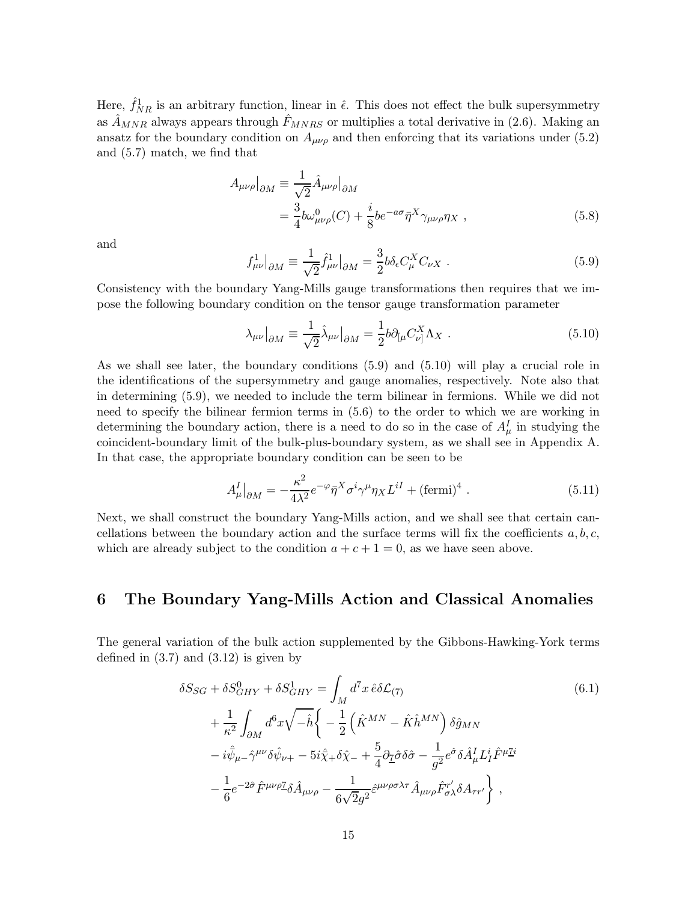Here, $\hat{f}^1_{NR}$ is an arbitrary function, linear in $\hat{\epsilon}$. This does not effect the bulk supersymmetry as $\hat{A}_{MNR}$ always appears through $\hat{F}_{MNRS}$ or multiplies a total derivative in (2.6). Making an ansatz for the boundary condition on $A_{\mu\nu\rho}$ and then enforcing that its variations under (5.2) and (5.7) match, we find that

$$
\begin{aligned}
A_{\mu\nu\rho}\big|_{\partial M} &\equiv \frac{1}{\sqrt{2}}\hat{A}_{\mu\nu\rho}\big|_{\partial M} \\
&= \frac{3}{4}b\omega^0_{\mu\nu\rho}(C) + \frac{i}{8}be^{-a\sigma}\bar{\eta}^X\gamma_{\mu\nu\rho}\eta_X \ , \qquad (5.8)
\end{aligned}
$$

and

$$
f^1_{\mu\nu}\big|_{\partial M} \equiv \frac{1}{\sqrt{2}}\hat{f}^1_{\mu\nu}\big|_{\partial M} = \frac{3}{2}b\delta_\epsilon C^X_\mu C_{\nu X} \ . \qquad (5.9)
$$

Consistency with the boundary Yang-Mills gauge transformations then requires that we impose the following boundary condition on the tensor gauge transformation parameter

$$
\lambda_{\mu\nu}\big|_{\partial M} \equiv \frac{1}{\sqrt{2}}\hat{\lambda}_{\mu\nu}\big|_{\partial M} = \frac{1}{2}b\partial_{[\mu}C^X_{\nu]}\Lambda_X \ . \qquad (5.10)
$$

As we shall see later, the boundary conditions (5.9) and (5.10) will play a crucial role in the identifications of the supersymmetry and gauge anomalies, respectively. Note also that in determining (5.9), we needed to include the term bilinear in fermions. While we did not need to specify the bilinear fermion terms in (5.6) to the order to which we are working in determining the boundary action, there is a need to do so in the case of $A^I_\mu$ in studying the coincident-boundary limit of the bulk-plus-boundary system, as we shall see in Appendix A. In that case, the appropriate boundary condition can be seen to be

$$
A^I_\mu\big|_{\partial M} = -\frac{\kappa^2}{4\lambda^2}e^{-\varphi}\bar{\eta}^X\sigma^i\gamma^\mu\eta_X L^{iI} + (\text{fermi})^4 \ . \qquad (5.11)
$$

Next, we shall construct the boundary Yang-Mills action, and we shall see that certain cancellations between the boundary action and the surface terms will fix the coefficients $a, b, c$, which are already subject to the condition $a + c + 1 = 0$, as we have seen above.

## 6 The Boundary Yang-Mills Action and Classical Anomalies

The general variation of the bulk action supplemented by the Gibbons-Hawking-York terms defined in (3.7) and (3.12) is given by

$$
\begin{aligned}
\delta S_{SG} + \delta S^0_{GHY} + \delta S^1_{GHY} &= \int_M d^7x\,\hat{e}\delta\mathcal{L}_{(7)} \qquad (6.1)\\
&+ \frac{1}{\kappa^2}\int_{\partial M} d^6x\sqrt{-\hat{h}}\bigg\{ -\frac{1}{2}\left(\hat{K}^{MN} - \hat{K}\hat{h}^{MN}\right)\delta\hat{g}_{MN} \\
&- i\bar{\hat{\psi}}_{\mu-}\hat{\gamma}^{\mu\nu}\delta\hat{\psi}_{\nu+} - 5i\bar{\hat{\chi}}_+\delta\hat{\chi}_- + \frac{5}{4}\partial_{\underline{7}}\hat{\sigma}\delta\hat{\sigma} - \frac{1}{g^2}e^{\hat{\sigma}}\delta\hat{A}^I_\mu L^i_I\hat{F}^{\mu\underline{7}i} \\
&- \frac{1}{6}e^{-2\hat{\sigma}}\hat{F}^{\mu\nu\rho\underline{7}}\delta\hat{A}_{\mu\nu\rho} - \frac{1}{6\sqrt{2}g^2}\hat{\varepsilon}^{\mu\nu\rho\sigma\lambda\tau}\hat{A}_{\mu\nu\rho}\hat{F}^{r'}_{\sigma\lambda}\delta A_{\tau r'}\bigg\} \ ,
\end{aligned}
$$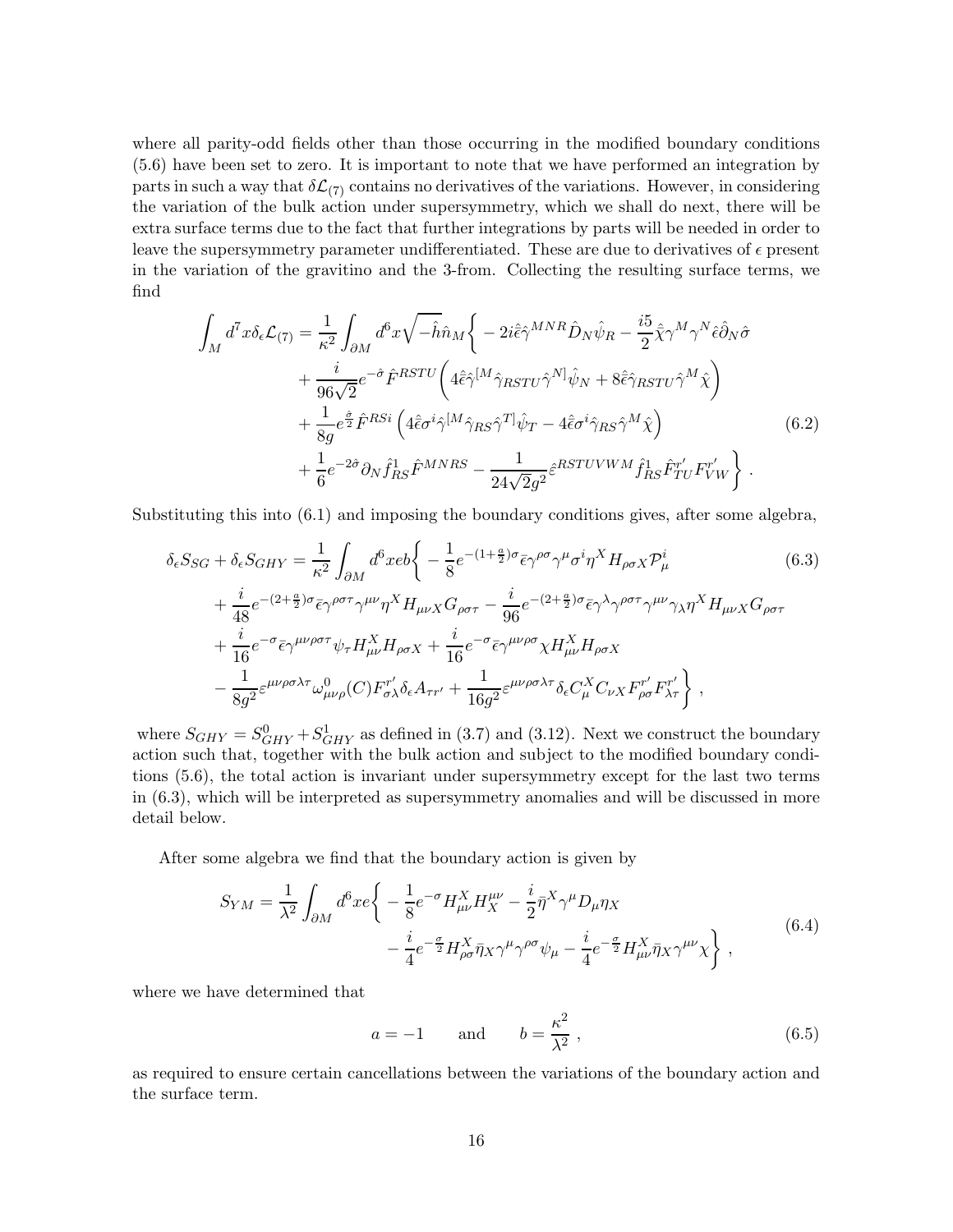where all parity-odd fields other than those occurring in the modified boundary conditions (5.6) have been set to zero. It is important to note that we have performed an integration by parts in such a way that $\delta\mathcal{L}_{(7)}$ contains no derivatives of the variations. However, in considering the variation of the bulk action under supersymmetry, which we shall do next, there will be extra surface terms due to the fact that further integrations by parts will be needed in order to leave the supersymmetry parameter undifferentiated. These are due to derivatives of $\epsilon$ present in the variation of the gravitino and the 3-from. Collecting the resulting surface terms, we find

$$
\begin{aligned}
\int_M d^7x\delta_\epsilon\mathcal{L}_{(7)} = \frac{1}{\kappa^2}\int_{\partial M} d^6x\sqrt{-\hat{h}}\hat{n}_M\bigg\{ & -2i\hat{\bar{\epsilon}}\hat{\gamma}^{MNR}\hat{D}_N\hat{\psi}_R - \frac{i5}{2}\hat{\bar{\chi}}\gamma^M\gamma^N\hat{\epsilon}\hat{\partial}_N\hat{\sigma} \\
& + \frac{i}{96\sqrt{2}}e^{-\hat{\sigma}}\hat{F}^{RSTU}\left(4\hat{\bar{\epsilon}}\hat{\gamma}^{[M}\hat{\gamma}_{RSTU}\hat{\gamma}^{N]}\hat{\psi}_N + 8\hat{\bar{\epsilon}}\hat{\gamma}_{RSTU}\hat{\gamma}^M\hat{\chi}\right) \\
& + \frac{1}{8g}e^{\frac{\hat{\sigma}}{2}}\hat{F}^{RSi}\left(4\hat{\bar{\epsilon}}\sigma^i\hat{\gamma}^{[M}\hat{\gamma}_{RS}\hat{\gamma}^{T]}\hat{\psi}_T - 4\hat{\bar{\epsilon}}\sigma^i\hat{\gamma}_{RS}\hat{\gamma}^M\hat{\chi}\right) \\
& + \frac{1}{6}e^{-2\hat{\sigma}}\partial_N\hat{f}^1_{RS}\hat{F}^{MNRS} - \frac{1}{24\sqrt{2}g^2}\hat{\varepsilon}^{RSTUVWM}\hat{f}^1_{RS}\hat{F}^{r'}_{TU}F^{r'}_{VW}\bigg\} \ .
\end{aligned}
\tag{6.2}
$$

Substituting this into (6.1) and imposing the boundary conditions gives, after some algebra,

$$
\begin{aligned}
\delta_\epsilon S_{SG} + \delta_\epsilon S_{GHY} = \frac{1}{\kappa^2}\int_{\partial M} d^6xeb\bigg\{ & -\frac{1}{8}e^{-(1+\frac{a}{2})\sigma}\bar{\epsilon}\gamma^{\rho\sigma}\gamma^\mu\sigma^i\eta^X H_{\rho\sigma X}\mathcal{P}^i_\mu \\
& + \frac{i}{48}e^{-(2+\frac{a}{2})\sigma}\bar{\epsilon}\gamma^{\rho\sigma\tau}\gamma^{\mu\nu}\eta^X H_{\mu\nu X}G_{\rho\sigma\tau} - \frac{i}{96}e^{-(2+\frac{a}{2})\sigma}\bar{\epsilon}\gamma^\lambda\gamma^{\rho\sigma\tau}\gamma^{\mu\nu}\gamma_\lambda\eta^X H_{\mu\nu X}G_{\rho\sigma\tau} \\
& + \frac{i}{16}e^{-\sigma}\bar{\epsilon}\gamma^{\mu\nu\rho\sigma\tau}\psi_\tau H^X_{\mu\nu}H_{\rho\sigma X} + \frac{i}{16}e^{-\sigma}\bar{\epsilon}\gamma^{\mu\nu\rho\sigma}\chi H^X_{\mu\nu}H_{\rho\sigma X} \\
& - \frac{1}{8g^2}\varepsilon^{\mu\nu\rho\sigma\lambda\tau}\omega^0_{\mu\nu\rho}(C)F^{r'}_{\sigma\lambda}\delta_\epsilon A_{\tau r'} + \frac{1}{16g^2}\varepsilon^{\mu\nu\rho\sigma\lambda\tau}\delta_\epsilon C^X_\mu C_{\nu X}F^{r'}_{\rho\sigma}F^{r'}_{\lambda\tau}\bigg\} \ ,
\end{aligned}
\tag{6.3}
$$

where $S_{GHY} = S^0_{GHY} + S^1_{GHY}$ as defined in (3.7) and (3.12). Next we construct the boundary action such that, together with the bulk action and subject to the modified boundary conditions (5.6), the total action is invariant under supersymmetry except for the last two terms in (6.3), which will be interpreted as supersymmetry anomalies and will be discussed in more detail below.

After some algebra we find that the boundary action is given by

$$
\begin{aligned}
S_{YM} = \frac{1}{\lambda^2}\int_{\partial M} d^6xe\bigg\{ & -\frac{1}{8}e^{-\sigma}H^X_{\mu\nu}H^{\mu\nu}_X - \frac{i}{2}\bar{\eta}^X\gamma^\mu D_\mu\eta_X \\
& - \frac{i}{4}e^{-\frac{\sigma}{2}}H^X_{\rho\sigma}\bar{\eta}_X\gamma^\mu\gamma^{\rho\sigma}\psi_\mu - \frac{i}{4}e^{-\frac{\sigma}{2}}H^X_{\mu\nu}\bar{\eta}_X\gamma^{\mu\nu}\chi\bigg\} \ ,
\end{aligned}
\tag{6.4}
$$

where we have determined that

$$
a = -1 \qquad \text{and} \qquad b = \frac{\kappa^2}{\lambda^2} \ , \tag{6.5}
$$

as required to ensure certain cancellations between the variations of the boundary action and the surface term.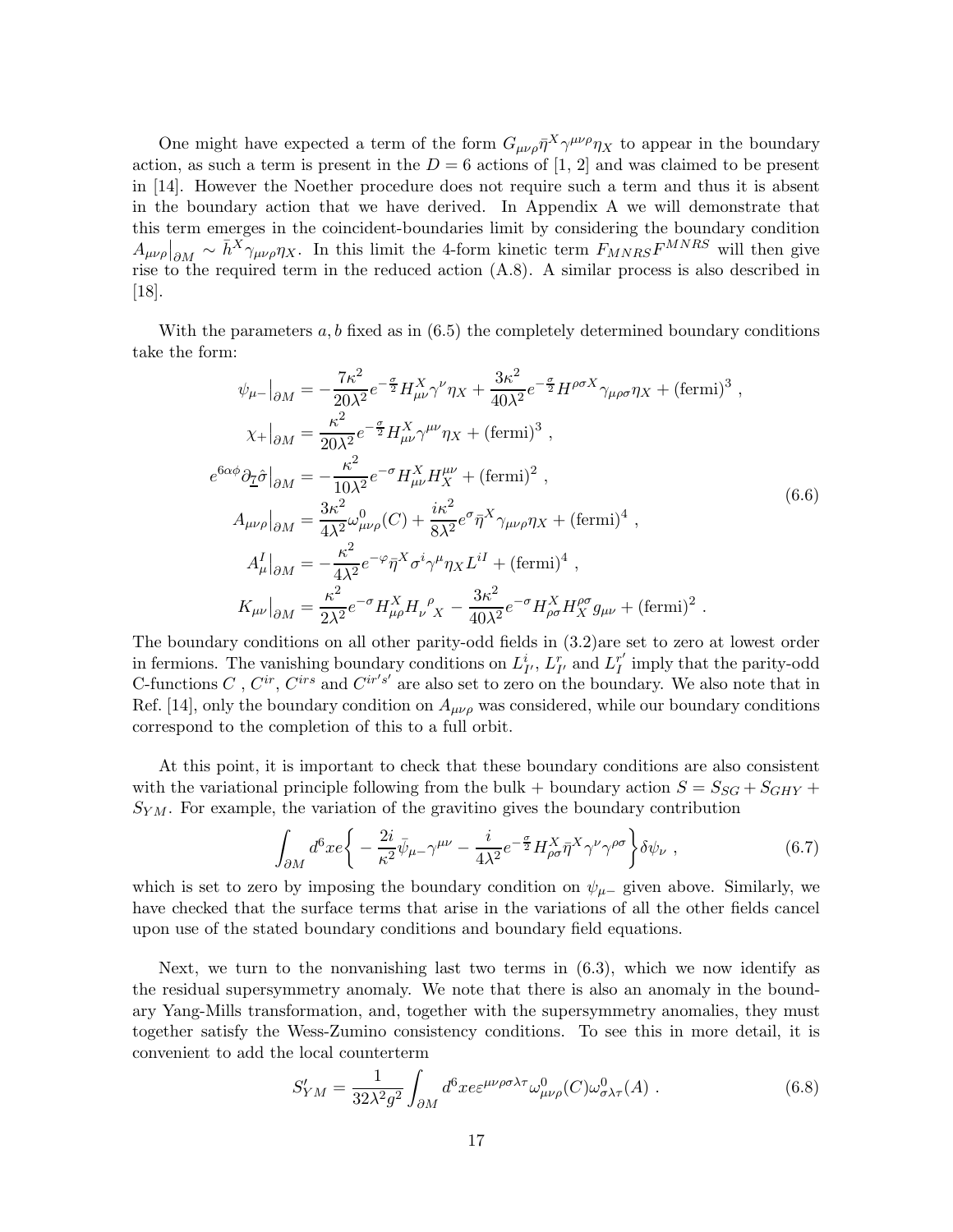One might have expected a term of the form $G_{\mu\nu\rho}\bar{\eta}^X\gamma^{\mu\nu\rho}\eta_X$ to appear in the boundary action, as such a term is present in the $D=6$ actions of [1, 2] and was claimed to be present in [14]. However the Noether procedure does not require such a term and thus it is absent in the boundary action that we have derived. In Appendix A we will demonstrate that this term emerges in the coincident-boundaries limit by considering the boundary condition $A_{\mu\nu\rho}\big|_{\partial M} \sim \bar{h}^X\gamma_{\mu\nu\rho}\eta_X$. In this limit the 4-form kinetic term $F_{MNRS}F^{MNRS}$ will then give rise to the required term in the reduced action (A.8). A similar process is also described in [18].

With the parameters $a, b$ fixed as in (6.5) the completely determined boundary conditions take the form:

$$
\begin{aligned}
\psi_{\mu-}\big|_{\partial M} &= -\frac{7\kappa^2}{20\lambda^2}e^{-\frac{\sigma}{2}}H^X_{\mu\nu}\gamma^\nu\eta_X + \frac{3\kappa^2}{40\lambda^2}e^{-\frac{\sigma}{2}}H^{\rho\sigma X}\gamma_{\mu\rho\sigma}\eta_X + (\text{fermi})^3 \ , \\
\chi_+\big|_{\partial M} &= \frac{\kappa^2}{20\lambda^2}e^{-\frac{\sigma}{2}}H^X_{\mu\nu}\gamma^{\mu\nu}\eta_X + (\text{fermi})^3 \ , \\
e^{6\alpha\phi}\partial_{\underline{7}}\hat{\sigma}\big|_{\partial M} &= -\frac{\kappa^2}{10\lambda^2}e^{-\sigma}H^X_{\mu\nu}H^{\mu\nu}_X + (\text{fermi})^2 \ , \\
A_{\mu\nu\rho}\big|_{\partial M} &= \frac{3\kappa^2}{4\lambda^2}\omega^0_{\mu\nu\rho}(C) + \frac{i\kappa^2}{8\lambda^2}e^{\sigma}\bar{\eta}^X\gamma_{\mu\nu\rho}\eta_X + (\text{fermi})^4 \ , \\
A^I_\mu\big|_{\partial M} &= -\frac{\kappa^2}{4\lambda^2}e^{-\varphi}\bar{\eta}^X\sigma^i\gamma^\mu\eta_X L^{iI} + (\text{fermi})^4 \ , \\
K_{\mu\nu}\big|_{\partial M} &= \frac{\kappa^2}{2\lambda^2}e^{-\sigma}H^X_{\mu\rho}H_\nu{}^\rho{}_X - \frac{3\kappa^2}{40\lambda^2}e^{-\sigma}H^X_{\rho\sigma}H^{\rho\sigma}_X g_{\mu\nu} + (\text{fermi})^2 \ .
\end{aligned}
\tag{6.6}
$$

The boundary conditions on all other parity-odd fields in (3.2)are set to zero at lowest order in fermions. The vanishing boundary conditions on $L^i_{I'}$, $L^r_{I'}$ and $L^{r'}_I$ imply that the parity-odd C-functions $C$ , $C^{ir}$, $C^{irs}$ and $C^{ir's'}$ are also set to zero on the boundary. We also note that in Ref. [14], only the boundary condition on $A_{\mu\nu\rho}$ was considered, while our boundary conditions correspond to the completion of this to a full orbit.

At this point, it is important to check that these boundary conditions are also consistent with the variational principle following from the bulk + boundary action $S = S_{SG} + S_{GHY} + S_{YM}$. For example, the variation of the gravitino gives the boundary contribution

$$
\int_{\partial M} d^6x e\bigg\{ -\frac{2i}{\kappa^2}\bar{\psi}_{\mu-}\gamma^{\mu\nu} - \frac{i}{4\lambda^2}e^{-\frac{\sigma}{2}}H^X_{\rho\sigma}\bar{\eta}^X\gamma^\nu\gamma^{\rho\sigma}\bigg\}\delta\psi_\nu \ , \tag{6.7}
$$

which is set to zero by imposing the boundary condition on $\psi_{\mu-}$ given above. Similarly, we have checked that the surface terms that arise in the variations of all the other fields cancel upon use of the stated boundary conditions and boundary field equations.

Next, we turn to the nonvanishing last two terms in (6.3), which we now identify as the residual supersymmetry anomaly. We note that there is also an anomaly in the boundary Yang-Mills transformation, and, together with the supersymmetry anomalies, they must together satisfy the Wess-Zumino consistency conditions. To see this in more detail, it is convenient to add the local counterterm

$$
S'_{YM} = \frac{1}{32\lambda^2 g^2}\int_{\partial M} d^6x e\varepsilon^{\mu\nu\rho\sigma\lambda\tau}\omega^0_{\mu\nu\rho}(C)\omega^0_{\sigma\lambda\tau}(A) \ . \tag{6.8}
$$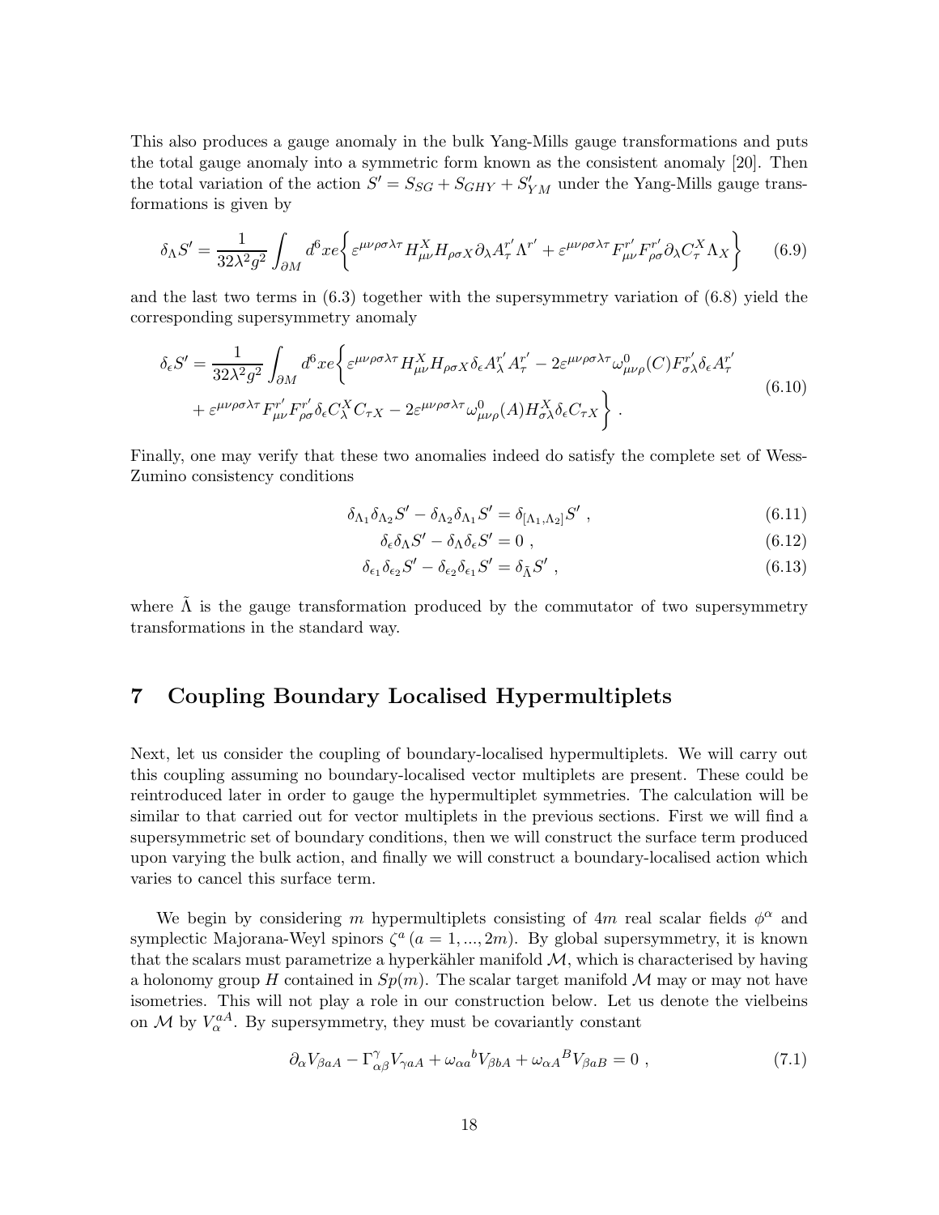This also produces a gauge anomaly in the bulk Yang-Mills gauge transformations and puts the total gauge anomaly into a symmetric form known as the consistent anomaly [20]. Then the total variation of the action $S' = S_{SG} + S_{GHY} + S'_{YM}$ under the Yang-Mills gauge transformations is given by

$$\delta_\Lambda S' = \frac{1}{32\lambda^2 g^2} \int_{\partial M} d^6x e \bigg\{ \varepsilon^{\mu\nu\rho\sigma\lambda\tau} H^X_{\mu\nu} H_{\rho\sigma X} \partial_\lambda A^{r'}_\tau \Lambda^{r'} + \varepsilon^{\mu\nu\rho\sigma\lambda\tau} F^{r'}_{\mu\nu} F^{r'}_{\rho\sigma} \partial_\lambda C^X_\tau \Lambda_X \bigg\} \tag{6.9}$$

and the last two terms in (6.3) together with the supersymmetry variation of (6.8) yield the corresponding supersymmetry anomaly

$$\begin{aligned}\delta_\epsilon S' = \frac{1}{32\lambda^2 g^2} \int_{\partial M} d^6x e \bigg\{ & \varepsilon^{\mu\nu\rho\sigma\lambda\tau} H^X_{\mu\nu} H_{\rho\sigma X} \delta_\epsilon A^{r'}_\lambda A^{r'}_\tau - 2\varepsilon^{\mu\nu\rho\sigma\lambda\tau} \omega^0_{\mu\nu\rho}(C) F^{r'}_{\sigma\lambda} \delta_\epsilon A^{r'}_\tau \\ & + \varepsilon^{\mu\nu\rho\sigma\lambda\tau} F^{r'}_{\mu\nu} F^{r'}_{\rho\sigma} \delta_\epsilon C^X_\lambda C_{\tau X} - 2\varepsilon^{\mu\nu\rho\sigma\lambda\tau} \omega^0_{\mu\nu\rho}(A) H^X_{\sigma\lambda} \delta_\epsilon C_{\tau X} \bigg\} \, .\end{aligned} \tag{6.10}$$

Finally, one may verify that these two anomalies indeed do satisfy the complete set of Wess-Zumino consistency conditions

$$\delta_{\Lambda_1}\delta_{\Lambda_2} S' - \delta_{\Lambda_2}\delta_{\Lambda_1} S' = \delta_{[\Lambda_1,\Lambda_2]} S' \, , \tag{6.11}$$

$$\delta_\epsilon \delta_\Lambda S' - \delta_\Lambda \delta_\epsilon S' = 0 \, , \tag{6.12}$$

$$\delta_{\epsilon_1}\delta_{\epsilon_2} S' - \delta_{\epsilon_2}\delta_{\epsilon_1} S' = \delta_{\tilde{\Lambda}} S' \, , \tag{6.13}$$

where $\tilde{\Lambda}$ is the gauge transformation produced by the commutator of two supersymmetry transformations in the standard way.

## 7 Coupling Boundary Localised Hypermultiplets

Next, let us consider the coupling of boundary-localised hypermultiplets. We will carry out this coupling assuming no boundary-localised vector multiplets are present. These could be reintroduced later in order to gauge the hypermultiplet symmetries. The calculation will be similar to that carried out for vector multiplets in the previous sections. First we will find a supersymmetric set of boundary conditions, then we will construct the surface term produced upon varying the bulk action, and finally we will construct a boundary-localised action which varies to cancel this surface term.

We begin by considering $m$ hypermultiplets consisting of $4m$ real scalar fields $\phi^\alpha$ and symplectic Majorana-Weyl spinors $\zeta^a\,(a = 1, ..., 2m)$. By global supersymmetry, it is known that the scalars must parametrize a hyperkähler manifold $\mathcal{M}$, which is characterised by having a holonomy group $H$ contained in $Sp(m)$. The scalar target manifold $\mathcal{M}$ may or may not have isometries. This will not play a role in our construction below. Let us denote the vielbeins on $\mathcal{M}$ by $V^{aA}_\alpha$. By supersymmetry, they must be covariantly constant

$$\partial_\alpha V_{\beta aA} - \Gamma^\gamma_{\alpha\beta} V_{\gamma aA} + \omega_{\alpha a}{}^b V_{\beta bA} + \omega_{\alpha A}{}^B V_{\beta aB} = 0 \, , \tag{7.1}$$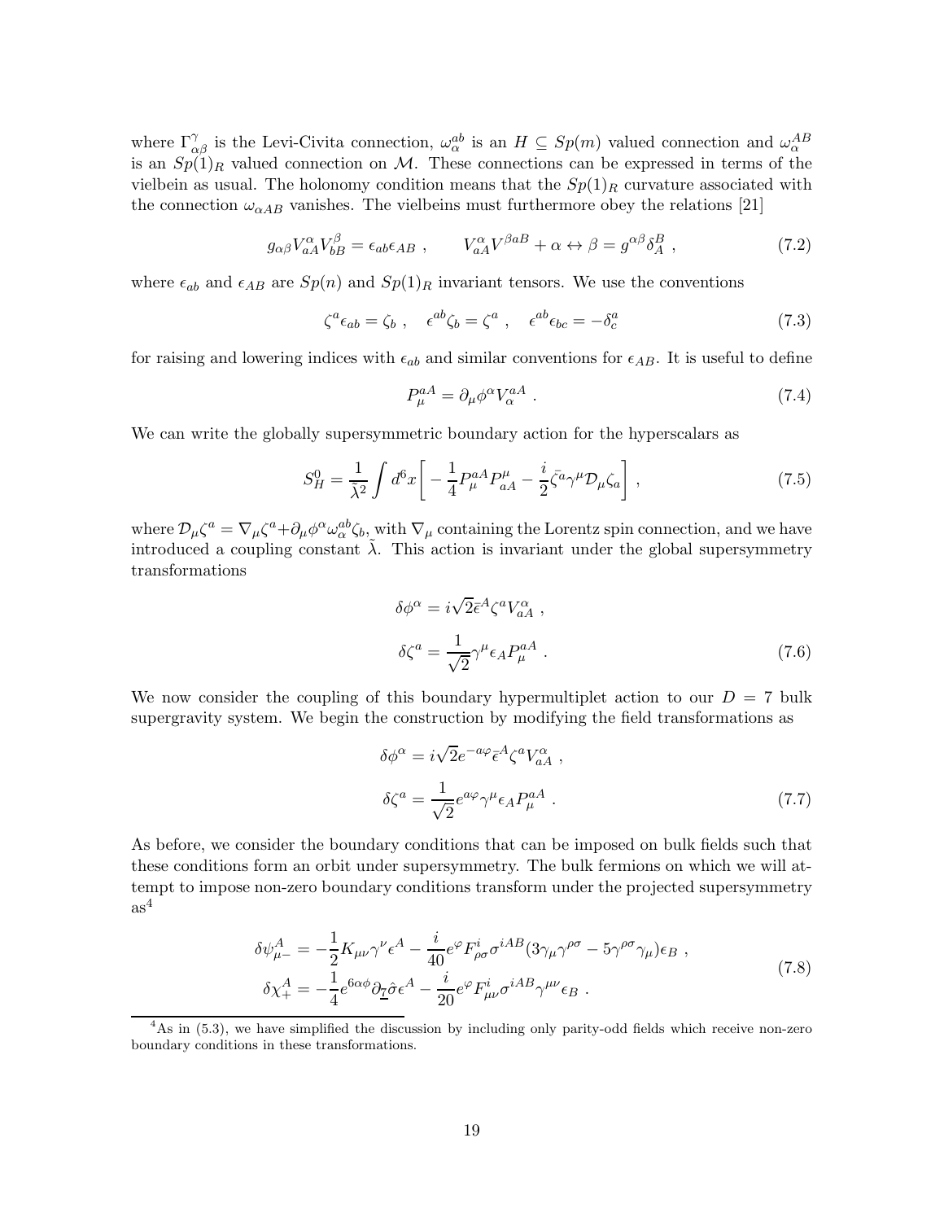where $\Gamma^{\gamma}_{\alpha\beta}$ is the Levi-Civita connection, $\omega^{ab}_{\alpha}$ is an $H \subseteq Sp(m)$ valued connection and $\omega^{AB}_{\alpha}$ is an $Sp(1)_R$ valued connection on $\mathcal{M}$. These connections can be expressed in terms of the vielbein as usual. The holonomy condition means that the $Sp(1)_R$ curvature associated with the connection $\omega_{\alpha AB}$ vanishes. The vielbeins must furthermore obey the relations [21]

$$g_{\alpha\beta} V^{\alpha}_{aA} V^{\beta}_{bB} = \epsilon_{ab}\epsilon_{AB} \ , \qquad V^{\alpha}_{aA} V^{\beta aB} + \alpha \leftrightarrow \beta = g^{\alpha\beta}\delta^{B}_{A} \ , \tag{7.2}$$

where $\epsilon_{ab}$ and $\epsilon_{AB}$ are $Sp(n)$ and $Sp(1)_R$ invariant tensors. We use the conventions

$$\zeta^a \epsilon_{ab} = \zeta_b \ , \quad \epsilon^{ab}\zeta_b = \zeta^a \ , \quad \epsilon^{ab}\epsilon_{bc} = -\delta^a_c \tag{7.3}$$

for raising and lowering indices with $\epsilon_{ab}$ and similar conventions for $\epsilon_{AB}$. It is useful to define

$$P^{aA}_{\mu} = \partial_\mu \phi^\alpha V^{aA}_{\alpha} \ . \tag{7.4}$$

We can write the globally supersymmetric boundary action for the hyperscalars as

$$S^0_H = \frac{1}{\tilde{\lambda}^2} \int d^6x \left[ -\frac{1}{4} P^{aA}_{\mu} P^{\mu}_{aA} - \frac{i}{2}\bar{\zeta}^a \gamma^\mu \mathcal{D}_\mu \zeta_a \right] , \tag{7.5}$$

where $\mathcal{D}_\mu \zeta^a = \nabla_\mu \zeta^a + \partial_\mu \phi^\alpha \omega^{ab}_{\alpha} \zeta_b$, with $\nabla_\mu$ containing the Lorentz spin connection, and we have introduced a coupling constant $\tilde{\lambda}$. This action is invariant under the global supersymmetry transformations

$$\begin{aligned} \delta\phi^\alpha &= i\sqrt{2}\bar{\epsilon}^A \zeta^a V^{\alpha}_{aA} \ , \\ \delta\zeta^a &= \frac{1}{\sqrt{2}} \gamma^\mu \epsilon_A P^{aA}_{\mu} \ . \end{aligned} \tag{7.6}$$

We now consider the coupling of this boundary hypermultiplet action to our $D = 7$ bulk supergravity system. We begin the construction by modifying the field transformations as

$$\begin{aligned} \delta\phi^\alpha &= i\sqrt{2} e^{-a\varphi}\bar{\epsilon}^A \zeta^a V^{\alpha}_{aA} \ , \\ \delta\zeta^a &= \frac{1}{\sqrt{2}} e^{a\varphi} \gamma^\mu \epsilon_A P^{aA}_{\mu} \ . \end{aligned} \tag{7.7}$$

As before, we consider the boundary conditions that can be imposed on bulk fields such that these conditions form an orbit under supersymmetry. The bulk fermions on which we will attempt to impose non-zero boundary conditions transform under the projected supersymmetry as[4]

$$\begin{aligned} \delta\psi^A_{\mu-} &= -\frac{1}{2} K_{\mu\nu}\gamma^\nu \epsilon^A - \frac{i}{40} e^{\varphi} F^i_{\rho\sigma} \sigma^{iAB} (3\gamma_\mu \gamma^{\rho\sigma} - 5\gamma^{\rho\sigma}\gamma_\mu)\epsilon_B \ , \\ \delta\chi^A_{+} &= -\frac{1}{4} e^{6\alpha\phi} \partial_{\underline{7}} \hat{\sigma} \epsilon^A - \frac{i}{20} e^{\varphi} F^i_{\mu\nu} \sigma^{iAB} \gamma^{\mu\nu} \epsilon_B \ . \end{aligned} \tag{7.8}$$

---

[4] As in (5.3), we have simplified the discussion by including only parity-odd fields which receive non-zero boundary conditions in these transformations.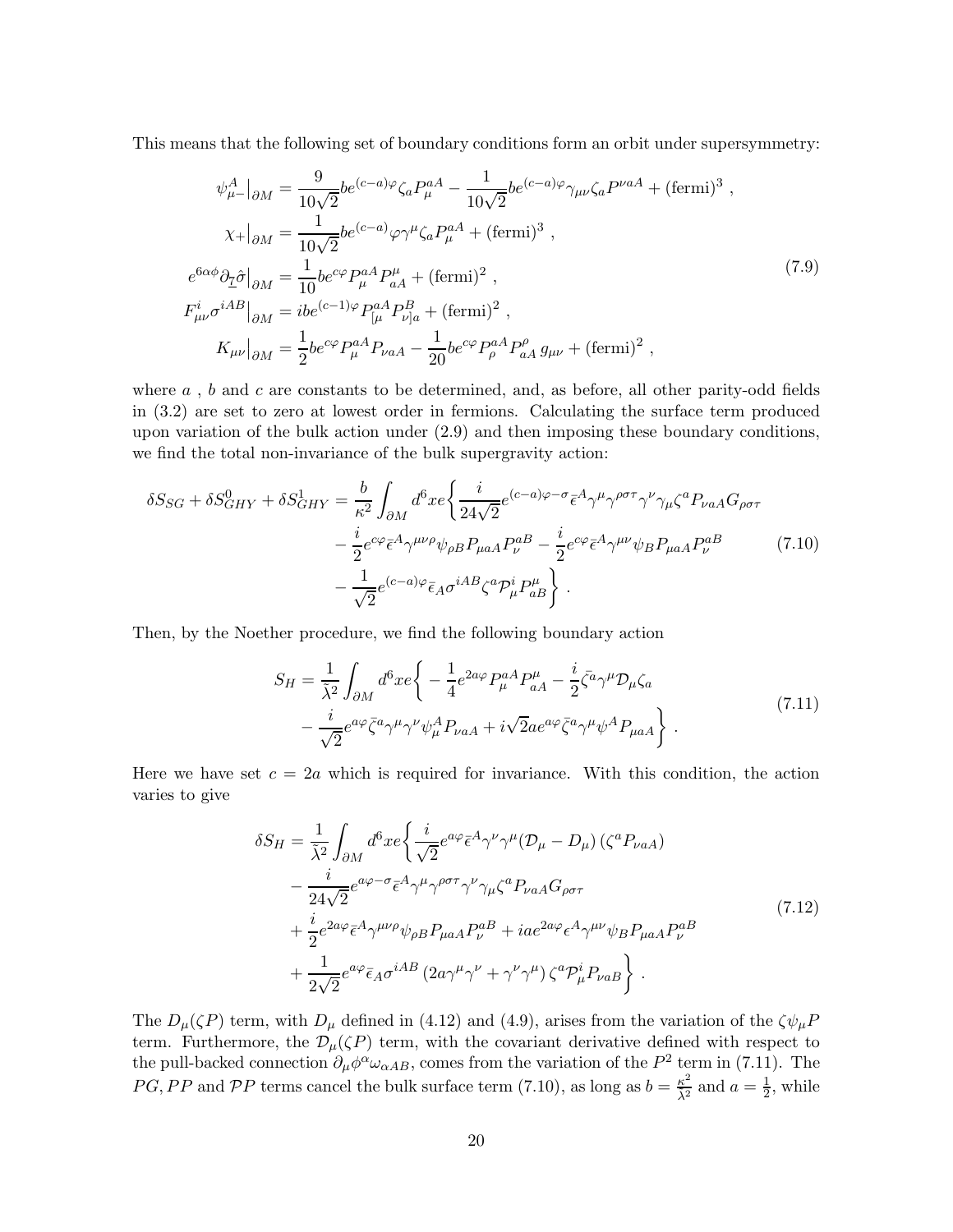This means that the following set of boundary conditions form an orbit under supersymmetry:

$$
\begin{aligned}
\psi^A_{\mu-}\big|_{\partial M} &= \frac{9}{10\sqrt{2}} b e^{(c-a)\varphi}\zeta_a P^{aA}_\mu - \frac{1}{10\sqrt{2}} b e^{(c-a)\varphi}\gamma_{\mu\nu}\zeta_a P^{\nu aA} + (\text{fermi})^3 \ , \\
\chi_+\big|_{\partial M} &= \frac{1}{10\sqrt{2}} b e^{(c-a)}\varphi\gamma^\mu\zeta_a P^{aA}_\mu + (\text{fermi})^3 \ , \\
e^{6\alpha\phi}\partial_{\underline{z}}\hat{\sigma}\big|_{\partial M} &= \frac{1}{10} b e^{c\varphi} P^{aA}_\mu P^\mu_{aA} + (\text{fermi})^2 \ , \\
F^i_{\mu\nu}\sigma^{iAB}\big|_{\partial M} &= i b e^{(c-1)\varphi} P^{aA}_{[\mu} P^B_{\nu]a} + (\text{fermi})^2 \ , \\
K_{\mu\nu}\big|_{\partial M} &= \frac{1}{2} b e^{c\varphi} P^{aA}_\mu P_{\nu aA} - \frac{1}{20} b e^{c\varphi} P^{aA}_\rho P^\rho_{aA}\, g_{\mu\nu} + (\text{fermi})^2 \ ,
\end{aligned}
\tag{7.9}
$$

where $a$ , $b$ and $c$ are constants to be determined, and, as before, all other parity-odd fields in (3.2) are set to zero at lowest order in fermions. Calculating the surface term produced upon variation of the bulk action under (2.9) and then imposing these boundary conditions, we find the total non-invariance of the bulk supergravity action:

$$
\begin{aligned}
\delta S_{SG} + \delta S^0_{GHY} + \delta S^1_{GHY} = \frac{b}{\kappa^2}\int_{\partial M} d^6x e\bigg\{ & \frac{i}{24\sqrt{2}} e^{(c-a)\varphi-\sigma}\bar{\epsilon}^A\gamma^\mu\gamma^{\rho\sigma\tau}\gamma^\nu\gamma_\mu\zeta^a P_{\nu aA} G_{\rho\sigma\tau} \\
& - \frac{i}{2} e^{c\varphi}\bar{\epsilon}^A\gamma^{\mu\nu\rho}\psi_{\rho B} P_{\mu aA} P^{aB}_\nu - \frac{i}{2} e^{c\varphi}\bar{\epsilon}^A\gamma^{\mu\nu}\psi_B P_{\mu aA} P^{aB}_\nu \\
& - \frac{1}{\sqrt{2}} e^{(c-a)\varphi}\bar{\epsilon}_A\sigma^{iAB}\zeta^a \mathcal{P}^i_\mu P^\mu_{aB} \bigg\} \ .
\end{aligned}
\tag{7.10}
$$

Then, by the Noether procedure, we find the following boundary action

$$
\begin{aligned}
S_H = \frac{1}{\tilde{\lambda}^2}\int_{\partial M} d^6x e\bigg\{ & -\frac{1}{4} e^{2a\varphi} P^{aA}_\mu P^\mu_{aA} - \frac{i}{2}\bar{\zeta}^a\gamma^\mu\mathcal{D}_\mu\zeta_a \\
& - \frac{i}{\sqrt{2}} e^{a\varphi}\bar{\zeta}^a\gamma^\mu\gamma^\nu\psi^A_\mu P_{\nu aA} + i\sqrt{2} a e^{a\varphi}\bar{\zeta}^a\gamma^\mu\psi^A P_{\mu aA} \bigg\} \ .
\end{aligned}
\tag{7.11}
$$

Here we have set $c = 2a$ which is required for invariance. With this condition, the action varies to give

$$
\begin{aligned}
\delta S_H = \frac{1}{\tilde{\lambda}^2}\int_{\partial M} d^6x e\bigg\{ & \frac{i}{\sqrt{2}} e^{a\varphi}\bar{\epsilon}^A\gamma^\nu\gamma^\mu(\mathcal{D}_\mu - D_\mu)\left(\zeta^a P_{\nu aA}\right) \\
& - \frac{i}{24\sqrt{2}} e^{a\varphi-\sigma}\bar{\epsilon}^A\gamma^\mu\gamma^{\rho\sigma\tau}\gamma^\nu\gamma_\mu\zeta^a P_{\nu aA} G_{\rho\sigma\tau} \\
& + \frac{i}{2} e^{2a\varphi}\bar{\epsilon}^A\gamma^{\mu\nu\rho}\psi_{\rho B} P_{\mu aA} P^{aB}_\nu + i a e^{2a\varphi}\epsilon^A\gamma^{\mu\nu}\psi_B P_{\mu aA} P^{aB}_\nu \\
& + \frac{1}{2\sqrt{2}} e^{a\varphi}\bar{\epsilon}_A\sigma^{iAB}\left(2a\gamma^\mu\gamma^\nu + \gamma^\nu\gamma^\mu\right)\zeta^a\mathcal{P}^i_\mu P_{\nu aB} \bigg\} \ .
\end{aligned}
\tag{7.12}
$$

The $D_\mu(\zeta P)$ term, with $D_\mu$ defined in (4.12) and (4.9), arises from the variation of the $\zeta\psi_\mu P$ term. Furthermore, the $\mathcal{D}_\mu(\zeta P)$ term, with the covariant derivative defined with respect to the pull-backed connection $\partial_\mu\phi^\alpha\omega_{\alpha AB}$, comes from the variation of the $P^2$ term in (7.11). The $PG, PP$ and $\mathcal{P}P$ terms cancel the bulk surface term (7.10), as long as $b = \frac{\kappa^2}{\tilde{\lambda}^2}$ and $a = \frac{1}{2}$, while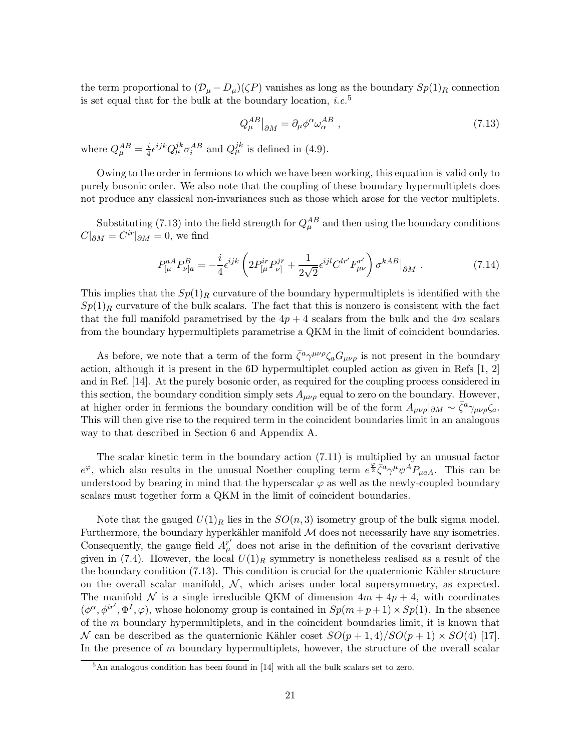the term proportional to $(\mathcal{D}_\mu - D_\mu)(\zeta P)$ vanishes as long as the boundary $Sp(1)_R$ connection is set equal that for the bulk at the boundary location, *i.e.*[5]

$$Q_\mu^{AB}\big|_{\partial M} = \partial_\mu \phi^\alpha \omega_\alpha^{AB} \ , \tag{7.13}$$

where $Q_\mu^{AB} = \frac{i}{4}\epsilon^{ijk} Q_\mu^{jk} \sigma_i^{AB}$ and $Q_\mu^{jk}$ is defined in (4.9).

Owing to the order in fermions to which we have been working, this equation is valid only to purely bosonic order. We also note that the coupling of these boundary hypermultiplets does not produce any classical non-invariances such as those which arose for the vector multiplets.

Substituting (7.13) into the field strength for $Q_\mu^{AB}$ and then using the boundary conditions $C|_{\partial M} = C^{ir}|_{\partial M} = 0$, we find

$$P_{[\mu}^{aA} P_{\nu]a}^B = -\frac{i}{4}\epsilon^{ijk}\left(2P_{[\mu}^{ir}P_{\nu]}^{jr} + \frac{1}{2\sqrt{2}}\epsilon^{ijl}C^{lr'}F_{\mu\nu}^{r'}\right)\sigma^{kAB}\big|_{\partial M} \ . \tag{7.14}$$

This implies that the $Sp(1)_R$ curvature of the boundary hypermultiplets is identified with the $Sp(1)_R$ curvature of the bulk scalars. The fact that this is nonzero is consistent with the fact that the full manifold parametrised by the $4p+4$ scalars from the bulk and the $4m$ scalars from the boundary hypermultiplets parametrise a QKM in the limit of coincident boundaries.

As before, we note that a term of the form $\bar{\zeta}^a\gamma^{\mu\nu\rho}\zeta_a G_{\mu\nu\rho}$ is not present in the boundary action, although it is present in the 6D hypermultiplet coupled action as given in Refs [1, 2] and in Ref. [14]. At the purely bosonic order, as required for the coupling process considered in this section, the boundary condition simply sets $A_{\mu\nu\rho}$ equal to zero on the boundary. However, at higher order in fermions the boundary condition will be of the form $A_{\mu\nu\rho}|_{\partial M} \sim \bar{\zeta}^a\gamma_{\mu\nu\rho}\zeta_a$. This will then give rise to the required term in the coincident boundaries limit in an analogous way to that described in Section 6 and Appendix A.

The scalar kinetic term in the boundary action (7.11) is multiplied by an unusual factor $e^\varphi$, which also results in the unusual Noether coupling term $e^{\frac{\varphi}{2}}\bar{\zeta}^a\gamma^\mu\psi^A P_{\mu aA}$. This can be understood by bearing in mind that the hyperscalar $\varphi$ as well as the newly-coupled boundary scalars must together form a QKM in the limit of coincident boundaries.

Note that the gauged $U(1)_R$ lies in the $SO(n,3)$ isometry group of the bulk sigma model. Furthermore, the boundary hyperkähler manifold $\mathcal{M}$ does not necessarily have any isometries. Consequently, the gauge field $A_\mu^{r'}$ does not arise in the definition of the covariant derivative given in (7.4). However, the local $U(1)_R$ symmetry is nonetheless realised as a result of the the boundary condition (7.13). This condition is crucial for the quaternionic Kähler structure on the overall scalar manifold, $\mathcal{N}$, which arises under local supersymmetry, as expected. The manifold $\mathcal{N}$ is a single irreducible QKM of dimension $4m+4p+4$, with coordinates $(\phi^\alpha, \phi^{ir'}, \Phi^I, \varphi)$, whose holonomy group is contained in $Sp(m+p+1)\times Sp(1)$. In the absence of the $m$ boundary hypermultiplets, and in the coincident boundaries limit, it is known that $\mathcal{N}$ can be described as the quaternionic Kähler coset $SO(p+1,4)/SO(p+1)\times SO(4)$ [17]. In the presence of $m$ boundary hypermultiplets, however, the structure of the overall scalar

[5] An analogous condition has been found in [14] with all the bulk scalars set to zero.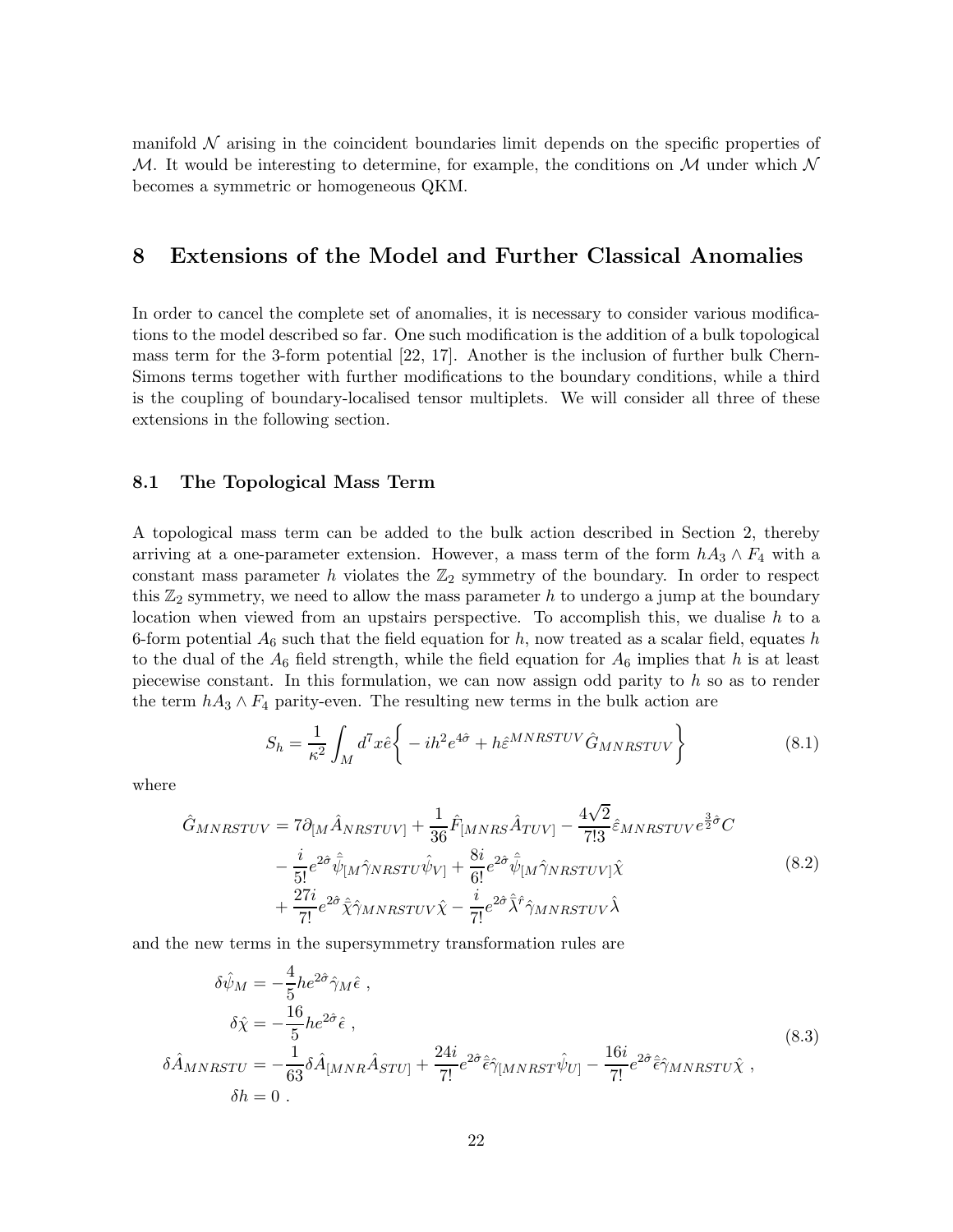manifold $\mathcal{N}$ arising in the coincident boundaries limit depends on the specific properties of $\mathcal{M}$. It would be interesting to determine, for example, the conditions on $\mathcal{M}$ under which $\mathcal{N}$ becomes a symmetric or homogeneous QKM.

# 8 Extensions of the Model and Further Classical Anomalies

In order to cancel the complete set of anomalies, it is necessary to consider various modifications to the model described so far. One such modification is the addition of a bulk topological mass term for the 3-form potential [22, 17]. Another is the inclusion of further bulk Chern-Simons terms together with further modifications to the boundary conditions, while a third is the coupling of boundary-localised tensor multiplets. We will consider all three of these extensions in the following section.

## 8.1 The Topological Mass Term

A topological mass term can be added to the bulk action described in Section 2, thereby arriving at a one-parameter extension. However, a mass term of the form $hA_3 \wedge F_4$ with a constant mass parameter $h$ violates the $\mathbb{Z}_2$ symmetry of the boundary. In order to respect this $\mathbb{Z}_2$ symmetry, we need to allow the mass parameter $h$ to undergo a jump at the boundary location when viewed from an upstairs perspective. To accomplish this, we dualise $h$ to a 6-form potential $A_6$ such that the field equation for $h$, now treated as a scalar field, equates $h$ to the dual of the $A_6$ field strength, while the field equation for $A_6$ implies that $h$ is at least piecewise constant. In this formulation, we can now assign odd parity to $h$ so as to render the term $hA_3 \wedge F_4$ parity-even. The resulting new terms in the bulk action are

$$S_h = \frac{1}{\kappa^2}\int_M d^7x\hat{e}\bigg\{ -ih^2e^{4\hat{\sigma}} + h\hat{\varepsilon}^{MNRSTUV}\hat{G}_{MNRSTUV}\bigg\} \tag{8.1}$$

where

$$\begin{aligned}
\hat{G}_{MNRSTUV} &= 7\partial_{[M}\hat{A}_{NRSTUV]} + \frac{1}{36}\hat{F}_{[MNRS}\hat{A}_{TUV]} - \frac{4\sqrt{2}}{7!3}\hat{\varepsilon}_{MNRSTUV}e^{\frac{3}{2}\hat{\sigma}}C \\
&\quad - \frac{i}{5!}e^{2\hat{\sigma}}\hat{\bar{\psi}}_{[M}\hat{\gamma}_{NRSTU}\hat{\psi}_{V]} + \frac{8i}{6!}e^{2\hat{\sigma}}\hat{\bar{\psi}}_{[M}\hat{\gamma}_{NRSTUV]}\hat{\chi} \\
&\quad + \frac{27i}{7!}e^{2\hat{\sigma}}\hat{\bar{\chi}}\hat{\gamma}_{MNRSTUV}\hat{\chi} - \frac{i}{7!}e^{2\hat{\sigma}}\hat{\bar{\lambda}}^{\hat{r}}\hat{\gamma}_{MNRSTUV}\hat{\lambda}
\end{aligned} \tag{8.2}$$

and the new terms in the supersymmetry transformation rules are

$$\begin{aligned}
\delta\hat{\psi}_M &= -\frac{4}{5}he^{2\hat{\sigma}}\hat{\gamma}_M\hat{\epsilon}\ , \\
\delta\hat{\chi} &= -\frac{16}{5}he^{2\hat{\sigma}}\hat{\epsilon}\ , \\
\delta\hat{A}_{MNRSTU} &= -\frac{1}{63}\delta\hat{A}_{[MNR}\hat{A}_{STU]} + \frac{24i}{7!}e^{2\hat{\sigma}}\hat{\bar{\epsilon}}\hat{\gamma}_{[MNRST}\hat{\psi}_{U]} - \frac{16i}{7!}e^{2\hat{\sigma}}\hat{\bar{\epsilon}}\hat{\gamma}_{MNRSTU}\hat{\chi}\ , \\
\delta h &= 0\ .
\end{aligned} \tag{8.3}$$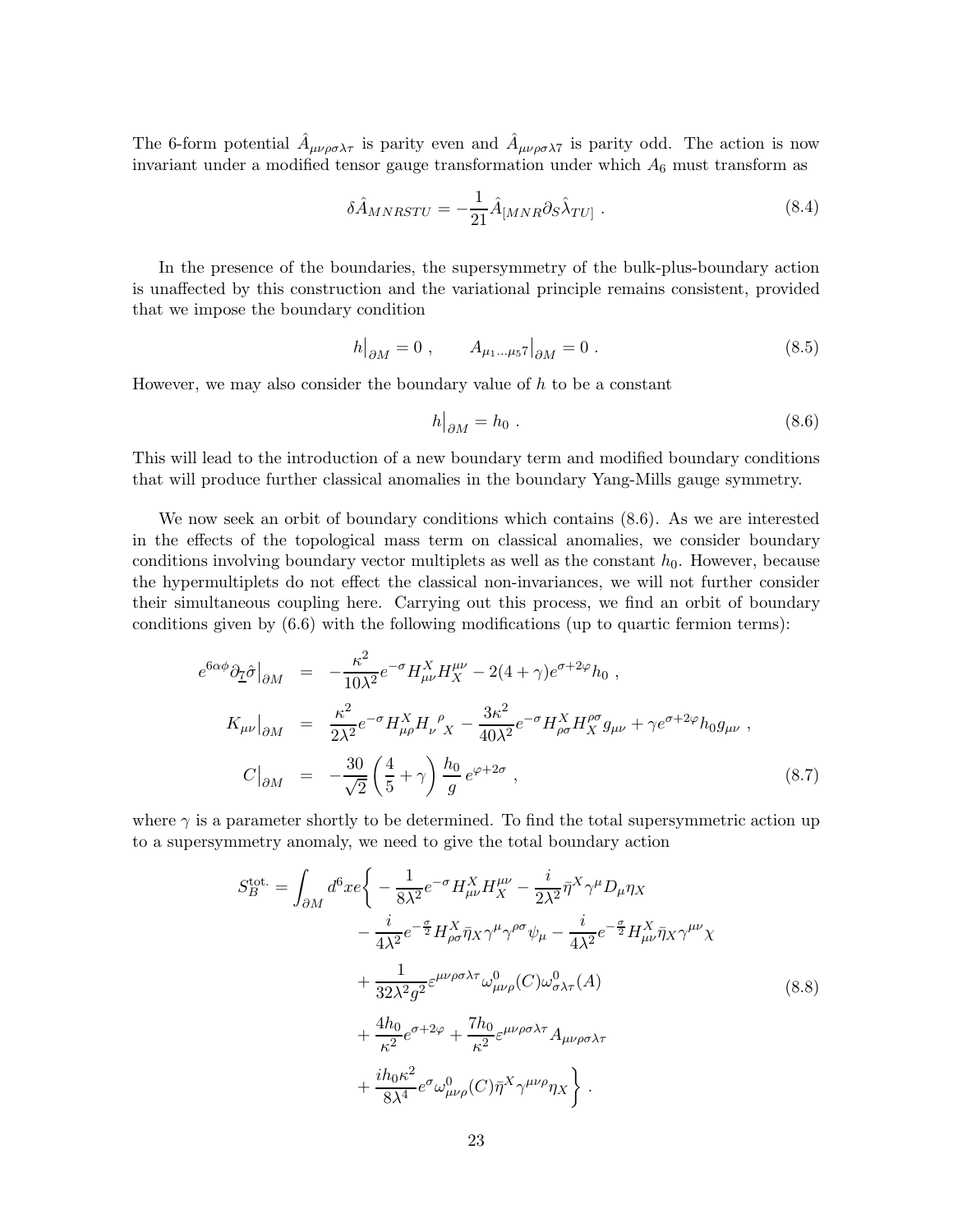The 6-form potential $\hat{A}_{\mu\nu\rho\sigma\lambda\tau}$ is parity even and $\hat{A}_{\mu\nu\rho\sigma\lambda 7}$ is parity odd. The action is now invariant under a modified tensor gauge transformation under which $A_6$ must transform as

$$\delta \hat{A}_{MNRSTU} = -\frac{1}{21}\hat{A}_{[MNR}\partial_S \hat{\lambda}_{TU]} \ . \tag{8.4}$$

In the presence of the boundaries, the supersymmetry of the bulk-plus-boundary action is unaffected by this construction and the variational principle remains consistent, provided that we impose the boundary condition

$$h\big|_{\partial M} = 0 \ , \qquad A_{\mu_1 \ldots \mu_5 7}\big|_{\partial M} = 0 \ . \tag{8.5}$$

However, we may also consider the boundary value of $h$ to be a constant

$$h\big|_{\partial M} = h_0 \ . \tag{8.6}$$

This will lead to the introduction of a new boundary term and modified boundary conditions that will produce further classical anomalies in the boundary Yang-Mills gauge symmetry.

We now seek an orbit of boundary conditions which contains (8.6). As we are interested in the effects of the topological mass term on classical anomalies, we consider boundary conditions involving boundary vector multiplets as well as the constant $h_0$. However, because the hypermultiplets do not effect the classical non-invariances, we will not further consider their simultaneous coupling here. Carrying out this process, we find an orbit of boundary conditions given by (6.6) with the following modifications (up to quartic fermion terms):

$$\begin{aligned}
e^{6\alpha\phi}\partial_{\underline{7}}\hat{\sigma}\big|_{\partial M} &= -\frac{\kappa^2}{10\lambda^2}e^{-\sigma}H^X_{\mu\nu}H^{\mu\nu}_X - 2(4+\gamma)e^{\sigma+2\varphi}h_0 \ , \\
K_{\mu\nu}\big|_{\partial M} &= \frac{\kappa^2}{2\lambda^2}e^{-\sigma}H^X_{\mu\rho}H_\nu{}^\rho{}_X - \frac{3\kappa^2}{40\lambda^2}e^{-\sigma}H^X_{\rho\sigma}H^{\rho\sigma}_X g_{\mu\nu} + \gamma e^{\sigma+2\varphi}h_0 g_{\mu\nu} \ , \\
C\big|_{\partial M} &= -\frac{30}{\sqrt{2}}\left(\frac{4}{5}+\gamma\right)\frac{h_0}{g}\,e^{\varphi+2\sigma} \ ,
\end{aligned} \tag{8.7}$$

where $\gamma$ is a parameter shortly to be determined. To find the total supersymmetric action up to a supersymmetry anomaly, we need to give the total boundary action

$$\begin{aligned}
S_B^{\text{tot.}} = \int_{\partial M} d^6x e\bigg\{ &-\frac{1}{8\lambda^2}e^{-\sigma}H^X_{\mu\nu}H^{\mu\nu}_X - \frac{i}{2\lambda^2}\bar{\eta}^X\gamma^\mu D_\mu \eta_X \\
&- \frac{i}{4\lambda^2}e^{-\frac{\sigma}{2}}H^X_{\rho\sigma}\bar{\eta}_X\gamma^\mu\gamma^{\rho\sigma}\psi_\mu - \frac{i}{4\lambda^2}e^{-\frac{\sigma}{2}}H^X_{\mu\nu}\bar{\eta}_X\gamma^{\mu\nu}\chi \\
&+ \frac{1}{32\lambda^2 g^2}\varepsilon^{\mu\nu\rho\sigma\lambda\tau}\omega^0_{\mu\nu\rho}(C)\omega^0_{\sigma\lambda\tau}(A) \\
&+ \frac{4h_0}{\kappa^2}e^{\sigma+2\varphi} + \frac{7h_0}{\kappa^2}\varepsilon^{\mu\nu\rho\sigma\lambda\tau}A_{\mu\nu\rho\sigma\lambda\tau} \\
&+ \frac{ih_0\kappa^2}{8\lambda^4}e^{\sigma}\omega^0_{\mu\nu\rho}(C)\bar{\eta}^X\gamma^{\mu\nu\rho}\eta_X \bigg\} \ .
\end{aligned} \tag{8.8}$$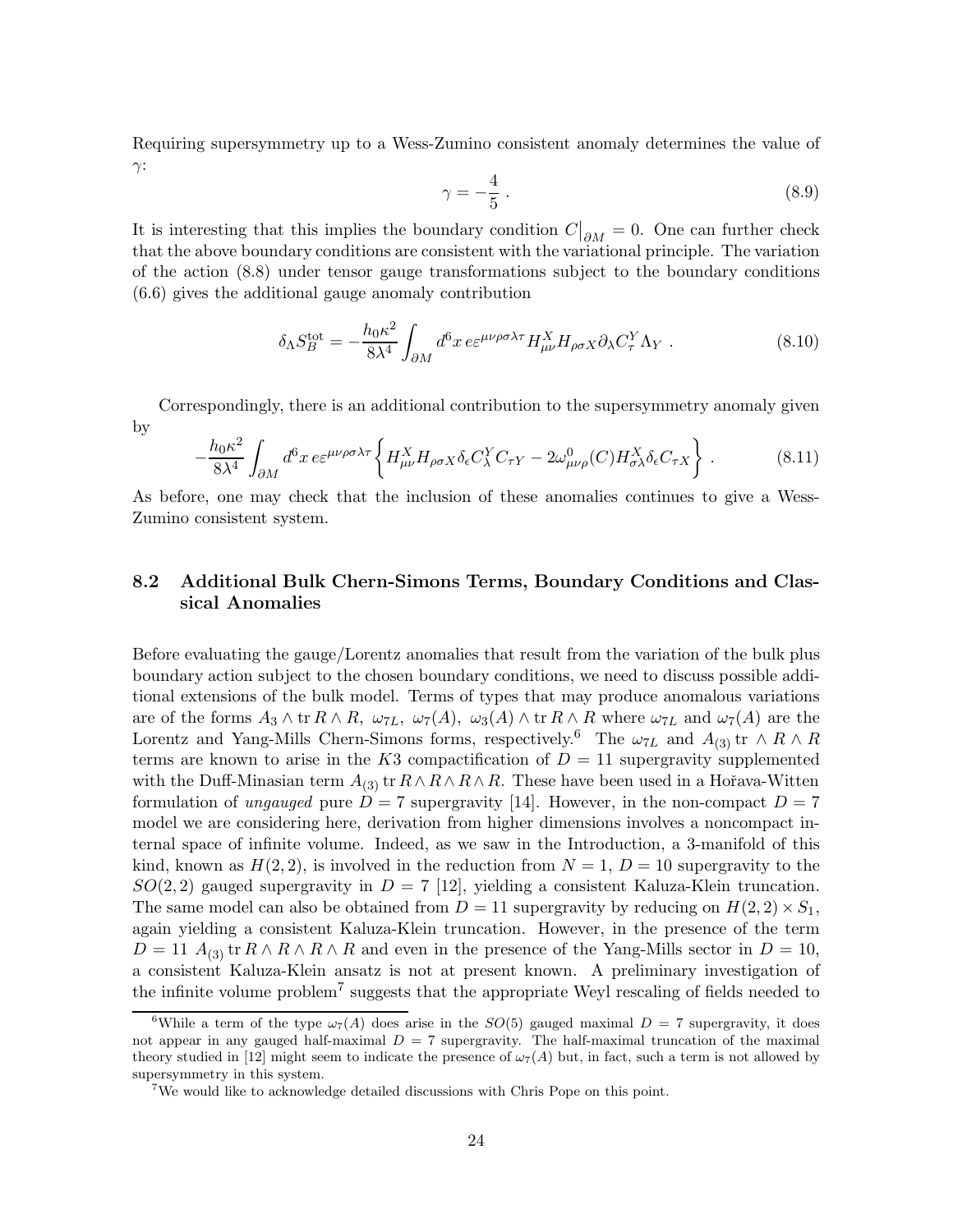Requiring supersymmetry up to a Wess-Zumino consistent anomaly determines the value of $\gamma$:

$$\gamma = -\frac{4}{5} \; . \tag{8.9}$$

It is interesting that this implies the boundary condition $C\big|_{\partial M} = 0$. One can further check that the above boundary conditions are consistent with the variational principle. The variation of the action (8.8) under tensor gauge transformations subject to the boundary conditions (6.6) gives the additional gauge anomaly contribution

$$\delta_\Lambda S_B^{\rm tot} = -\frac{h_0 \kappa^2}{8\lambda^4} \int_{\partial M} d^6x \, e \varepsilon^{\mu\nu\rho\sigma\lambda\tau} H^X_{\mu\nu} H_{\rho\sigma X} \partial_\lambda C^Y_\tau \Lambda_Y \; . \tag{8.10}$$

Correspondingly, there is an additional contribution to the supersymmetry anomaly given by

$$-\frac{h_0 \kappa^2}{8\lambda^4} \int_{\partial M} d^6x \, e \varepsilon^{\mu\nu\rho\sigma\lambda\tau} \left\{ H^X_{\mu\nu} H_{\rho\sigma X} \delta_\epsilon C^Y_\lambda C_{\tau Y} - 2\omega^0_{\mu\nu\rho}(C) H^X_{\sigma\lambda} \delta_\epsilon C_{\tau X} \right\} \; . \tag{8.11}$$

As before, one may check that the inclusion of these anomalies continues to give a Wess-Zumino consistent system.

### 8.2 Additional Bulk Chern-Simons Terms, Boundary Conditions and Classical Anomalies

Before evaluating the gauge/Lorentz anomalies that result from the variation of the bulk plus boundary action subject to the chosen boundary conditions, we need to discuss possible additional extensions of the bulk model. Terms of types that may produce anomalous variations are of the forms $A_3 \wedge {\rm tr}\, R \wedge R$, $\omega_{7L}$, $\omega_7(A)$, $\omega_3(A) \wedge {\rm tr}\, R \wedge R$ where $\omega_{7L}$ and $\omega_7(A)$ are the Lorentz and Yang-Mills Chern-Simons forms, respectively.[6] The $\omega_{7L}$ and $A_{(3)}\, {\rm tr} \wedge R \wedge R$ terms are known to arise in the $K3$ compactification of $D = 11$ supergravity supplemented with the Duff-Minasian term $A_{(3)}\, {\rm tr}\, R \wedge R \wedge R \wedge R$. These have been used in a Hořava-Witten formulation of *ungauged* pure $D = 7$ supergravity [14]. However, in the non-compact $D = 7$ model we are considering here, derivation from higher dimensions involves a noncompact internal space of infinite volume. Indeed, as we saw in the Introduction, a 3-manifold of this kind, known as $H(2,2)$, is involved in the reduction from $N = 1$, $D = 10$ supergravity to the $SO(2,2)$ gauged supergravity in $D = 7$ [12], yielding a consistent Kaluza-Klein truncation. The same model can also be obtained from $D = 11$ supergravity by reducing on $H(2,2) \times S_1$, again yielding a consistent Kaluza-Klein truncation. However, in the presence of the term $D = 11$ $A_{(3)}\, {\rm tr}\, R \wedge R \wedge R \wedge R$ and even in the presence of the Yang-Mills sector in $D = 10$, a consistent Kaluza-Klein ansatz is not at present known. A preliminary investigation of the infinite volume problem[7] suggests that the appropriate Weyl rescaling of fields needed to

---

[6] While a term of the type $\omega_7(A)$ does arise in the $SO(5)$ gauged maximal $D = 7$ supergravity, it does not appear in any gauged half-maximal $D = 7$ supergravity. The half-maximal truncation of the maximal theory studied in [12] might seem to indicate the presence of $\omega_7(A)$ but, in fact, such a term is not allowed by supersymmetry in this system.

[7] We would like to acknowledge detailed discussions with Chris Pope on this point.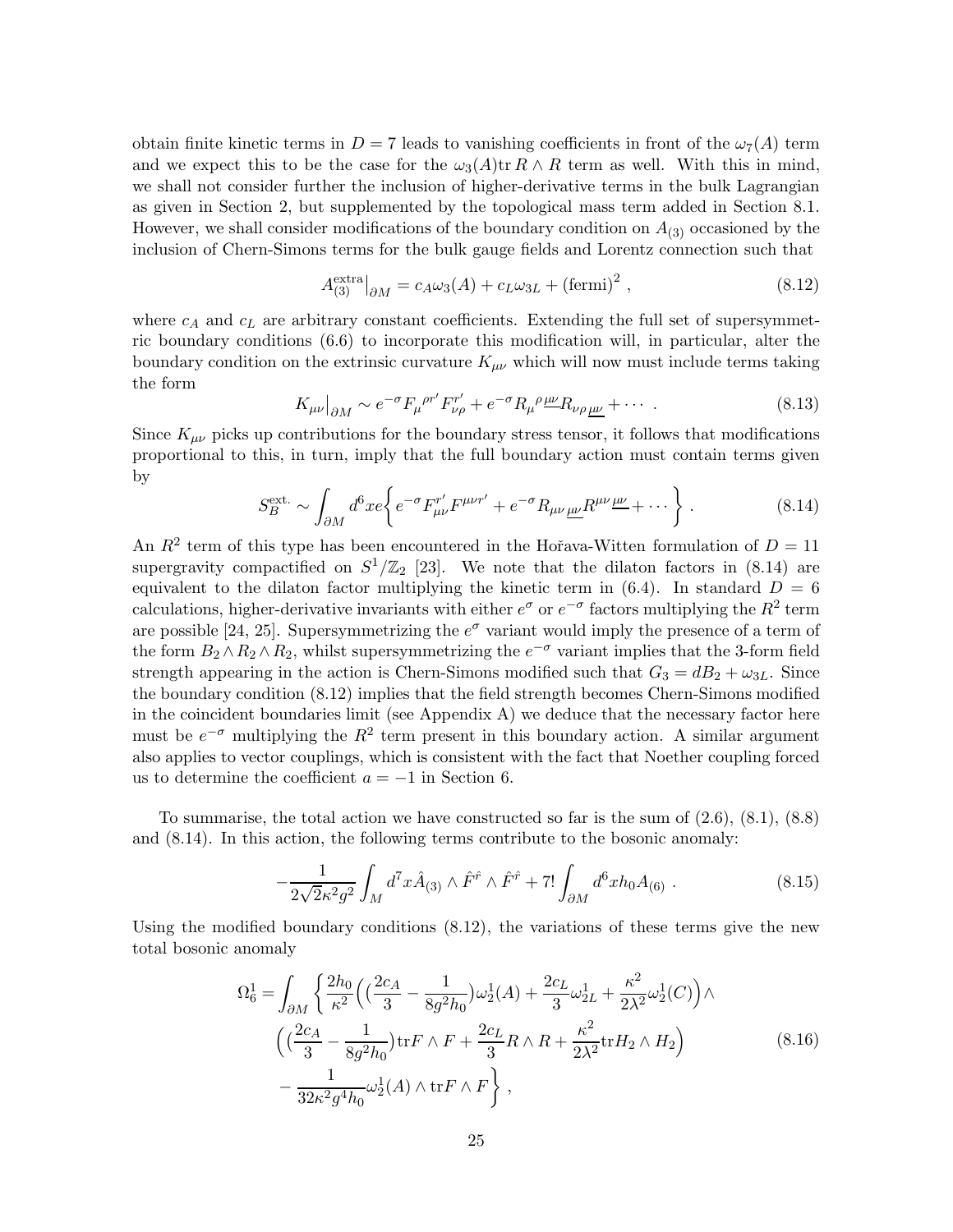obtain finite kinetic terms in $D = 7$ leads to vanishing coefficients in front of the $\omega_7(A)$ term and we expect this to be the case for the $\omega_3(A)\mathrm{tr}\, R \wedge R$ term as well. With this in mind, we shall not consider further the inclusion of higher-derivative terms in the bulk Lagrangian as given in Section 2, but supplemented by the topological mass term added in Section 8.1. However, we shall consider modifications of the boundary condition on $A_{(3)}$ occasioned by the inclusion of Chern-Simons terms for the bulk gauge fields and Lorentz connection such that

$$A^{\mathrm{extra}}_{(3)}\big|_{\partial M} = c_A \omega_3(A) + c_L \omega_{3L} + (\mathrm{fermi})^2 \ , \tag{8.12}$$

where $c_A$ and $c_L$ are arbitrary constant coefficients. Extending the full set of supersymmetric boundary conditions (6.6) to incorporate this modification will, in particular, alter the boundary condition on the extrinsic curvature $K_{\mu\nu}$ which will now must include terms taking the form

$$K_{\mu\nu}\big|_{\partial M} \sim e^{-\sigma} F_\mu{}^{\rho r'} F^{r'}_{\nu\rho} + e^{-\sigma} R_\mu{}^{\rho}{}_{\underline{\mu\nu}} R_{\nu\rho\,\underline{\mu\nu}} + \cdots \ . \tag{8.13}$$

Since $K_{\mu\nu}$ picks up contributions for the boundary stress tensor, it follows that modifications proportional to this, in turn, imply that the full boundary action must contain terms given by

$$S^{\mathrm{ext.}}_B \sim \int_{\partial M} d^6x e \bigg\{ e^{-\sigma} F^{r'}_{\mu\nu} F^{\mu\nu r'} + e^{-\sigma} R_{\mu\nu\,\underline{\mu\nu}} R^{\mu\nu\,\underline{\mu\nu}} + \cdots \bigg\} \ . \tag{8.14}$$

An $R^2$ term of this type has been encountered in the Hořava-Witten formulation of $D = 11$ supergravity compactified on $S^1/\mathbb{Z}_2$ [23]. We note that the dilaton factors in (8.14) are equivalent to the dilaton factor multiplying the kinetic term in (6.4). In standard $D = 6$ calculations, higher-derivative invariants with either $e^{\sigma}$ or $e^{-\sigma}$ factors multiplying the $R^2$ term are possible [24, 25]. Supersymmetrizing the $e^{\sigma}$ variant would imply the presence of a term of the form $B_2 \wedge R_2 \wedge R_2$, whilst supersymmetrizing the $e^{-\sigma}$ variant implies that the 3-form field strength appearing in the action is Chern-Simons modified such that $G_3 = dB_2 + \omega_{3L}$. Since the boundary condition (8.12) implies that the field strength becomes Chern-Simons modified in the coincident boundaries limit (see Appendix A) we deduce that the necessary factor here must be $e^{-\sigma}$ multiplying the $R^2$ term present in this boundary action. A similar argument also applies to vector couplings, which is consistent with the fact that Noether coupling forced us to determine the coefficient $a = -1$ in Section 6.

To summarise, the total action we have constructed so far is the sum of (2.6), (8.1), (8.8) and (8.14). In this action, the following terms contribute to the bosonic anomaly:

$$-\frac{1}{2\sqrt{2}\kappa^2 g^2} \int_M d^7x \hat{A}_{(3)} \wedge \hat{F}^{\hat{r}} \wedge \hat{F}^{\hat{r}} + 7! \int_{\partial M} d^6x h_0 A_{(6)} \ . \tag{8.15}$$

Using the modified boundary conditions (8.12), the variations of these terms give the new total bosonic anomaly

$$\begin{aligned}
\Omega^1_6 = \int_{\partial M} \bigg\{ & \frac{2h_0}{\kappa^2} \Big( \big(\frac{2c_A}{3} - \frac{1}{8g^2 h_0}\big) \omega^1_2(A) + \frac{2c_L}{3}\omega^1_{2L} + \frac{\kappa^2}{2\lambda^2}\omega^1_2(C) \Big) \wedge \\
& \Big( \big(\frac{2c_A}{3} - \frac{1}{8g^2 h_0}\big) \mathrm{tr} F \wedge F + \frac{2c_L}{3} R \wedge R + \frac{\kappa^2}{2\lambda^2} \mathrm{tr} H_2 \wedge H_2 \Big) \\
& - \frac{1}{32\kappa^2 g^4 h_0} \omega^1_2(A) \wedge \mathrm{tr} F \wedge F \bigg\} \ ,
\end{aligned} \tag{8.16}$$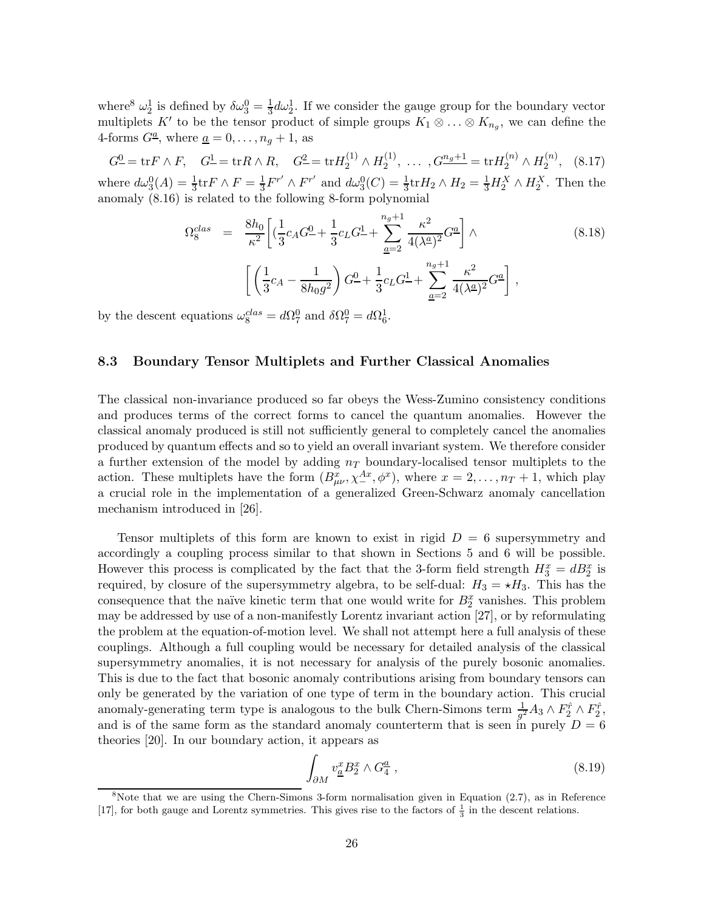where[8] $\omega_2^1$ is defined by $\delta\omega_3^0 = \frac{1}{3}d\omega_2^1$. If we consider the gauge group for the boundary vector multiplets $K'$ to be the tensor product of simple groups $K_1 \otimes \ldots \otimes K_{n_g}$, we can define the 4-forms $G^{\underline{a}}$, where $\underline{a} = 0, \ldots, n_g + 1$, as

$$
G^{\underline{0}} = \text{tr}F \wedge F, \quad G^{\underline{1}} = \text{tr}R \wedge R, \quad G^{\underline{2}} = \text{tr}H_2^{(1)} \wedge H_2^{(1)}, \ \ldots \ , G^{\underline{n_g+1}} = \text{tr}H_2^{(n)} \wedge H_2^{(n)}, \tag{8.17}
$$

where $d\omega_3^0(A) = \frac{1}{3}\text{tr}F \wedge F = \frac{1}{3}F^{r'} \wedge F^{r'}$ and $d\omega_3^0(C) = \frac{1}{3}\text{tr}H_2 \wedge H_2 = \frac{1}{3}H_2^X \wedge H_2^X$. Then the anomaly (8.16) is related to the following 8-form polynomial

$$
\begin{aligned}
\Omega_8^{clas} &= \frac{8h_0}{\kappa^2}\Bigg[\Big(\frac{1}{3}c_A G^{\underline{0}} + \frac{1}{3}c_L G^{\underline{1}} + \sum_{\underline{a}=2}^{n_g+1} \frac{\kappa^2}{4(\lambda^{\underline{a}})^2} G^{\underline{a}}\Bigg] \wedge \\
&\qquad \Bigg[\left(\frac{1}{3}c_A - \frac{1}{8h_0 g^2}\right) G^{\underline{0}} + \frac{1}{3}c_L G^{\underline{1}} + \sum_{\underline{a}=2}^{n_g+1} \frac{\kappa^2}{4(\lambda^{\underline{a}})^2} G^{\underline{a}}\Bigg] ,
\end{aligned} \tag{8.18}
$$

by the descent equations $\omega_8^{clas} = d\Omega_7^0$ and $\delta\Omega_7^0 = d\Omega_6^1$.

### 8.3 Boundary Tensor Multiplets and Further Classical Anomalies

The classical non-invariance produced so far obeys the Wess-Zumino consistency conditions and produces terms of the correct forms to cancel the quantum anomalies. However the classical anomaly produced is still not sufficiently general to completely cancel the anomalies produced by quantum effects and so to yield an overall invariant system. We therefore consider a further extension of the model by adding $n_T$ boundary-localised tensor multiplets to the action. These multiplets have the form $(B^x_{\mu\nu}, \chi_-^{Ax}, \phi^x)$, where $x = 2, \ldots, n_T + 1$, which play a crucial role in the implementation of a generalized Green-Schwarz anomaly cancellation mechanism introduced in [26].

Tensor multiplets of this form are known to exist in rigid $D = 6$ supersymmetry and accordingly a coupling process similar to that shown in Sections 5 and 6 will be possible. However this process is complicated by the fact that the 3-form field strength $H_3^x = dB_2^x$ is required, by closure of the supersymmetry algebra, to be self-dual: $H_3 = \star H_3$. This has the consequence that the naïve kinetic term that one would write for $B_2^x$ vanishes. This problem may be addressed by use of a non-manifestly Lorentz invariant action [27], or by reformulating the problem at the equation-of-motion level. We shall not attempt here a full analysis of these couplings. Although a full coupling would be necessary for detailed analysis of the classical supersymmetry anomalies, it is not necessary for analysis of the purely bosonic anomalies. This is due to the fact that bosonic anomaly contributions arising from boundary tensors can only be generated by the variation of one type of term in the boundary action. This crucial anomaly-generating term type is analogous to the bulk Chern-Simons term $\frac{1}{g^2}A_3 \wedge F_2^{\hat{r}} \wedge F_2^{\hat{r}}$, and is of the same form as the standard anomaly counterterm that is seen in purely $D = 6$ theories [20]. In our boundary action, it appears as

$$
\int_{\partial M} v^x_{\underline{a}} B_2^x \wedge G_4^{\underline{a}} , \tag{8.19}
$$

[8] Note that we are using the Chern-Simons 3-form normalisation given in Equation (2.7), as in Reference [17], for both gauge and Lorentz symmetries. This gives rise to the factors of $\frac{1}{3}$ in the descent relations.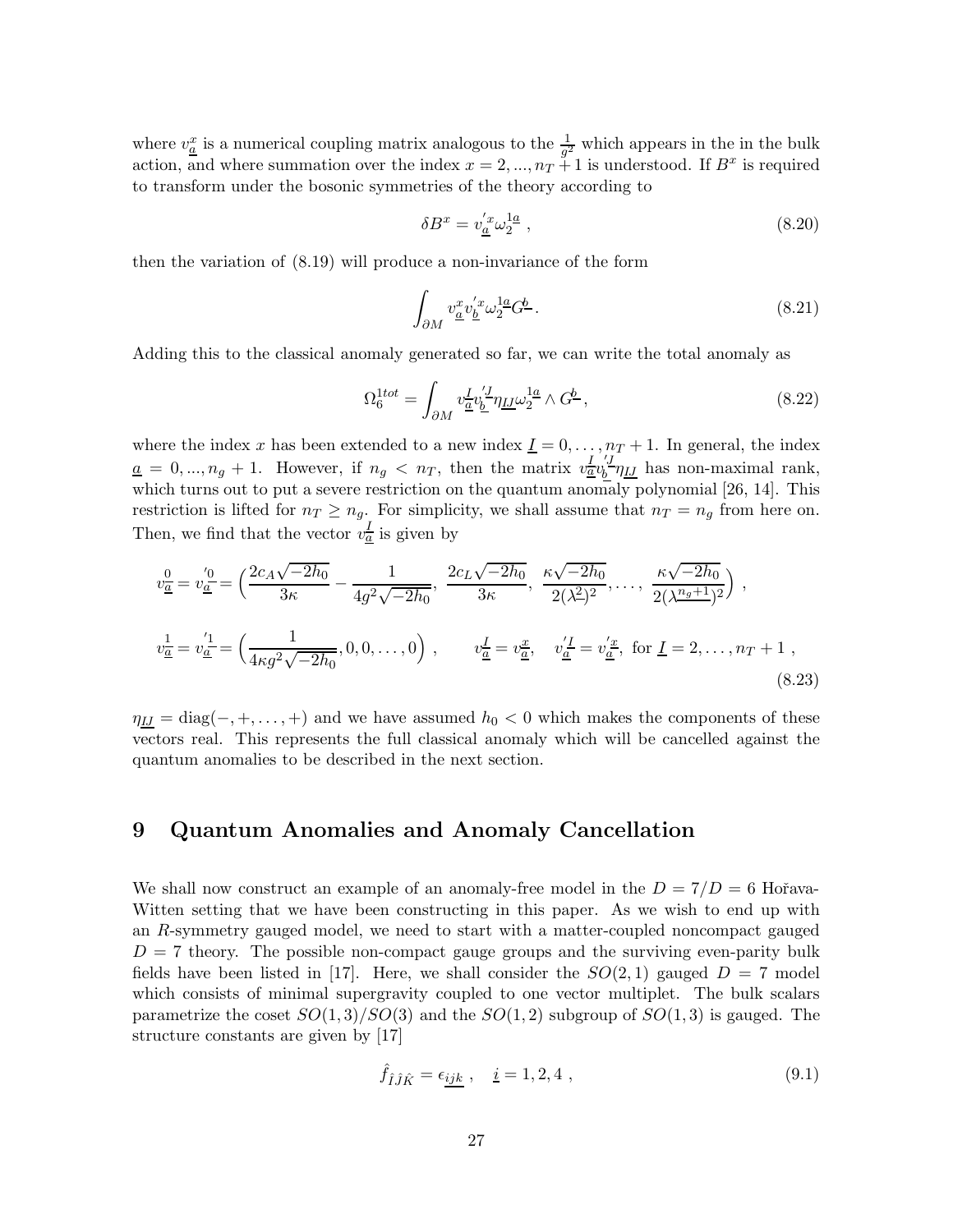where $v^x_{\underline{a}}$ is a numerical coupling matrix analogous to the $\frac{1}{g^2}$ which appears in the in the bulk action, and where summation over the index $x = 2, ..., n_T + 1$ is understood. If $B^x$ is required to transform under the bosonic symmetries of the theory according to

$$\delta B^x = v'^x_{\underline{a}} \omega_2^{1a} , \tag{8.20}$$

then the variation of (8.19) will produce a non-invariance of the form

$$\int_{\partial M} v^x_{\underline{a}} v'^x_{\underline{b}} \omega_2^{1a} G^{\underline{b}} . \tag{8.21}$$

Adding this to the classical anomaly generated so far, we can write the total anomaly as

$$\Omega_6^{1tot} = \int_{\partial M} v^{\underline{I}}_{\underline{a}} v'^{\underline{J}}_{\underline{b}} \eta_{\underline{IJ}} \omega_2^{1a} \wedge G^{\underline{b}} , \tag{8.22}$$

where the index $x$ has been extended to a new index $\underline{I} = 0, \ldots, n_T + 1$. In general, the index $\underline{a} = 0, ..., n_g + 1$. However, if $n_g < n_T$, then the matrix $v^{\underline{I}}_{\underline{a}} v'^{\underline{J}}_{\underline{b}} \eta_{\underline{IJ}}$ has non-maximal rank, which turns out to put a severe restriction on the quantum anomaly polynomial [26, 14]. This restriction is lifted for $n_T \geq n_g$. For simplicity, we shall assume that $n_T = n_g$ from here on. Then, we find that the vector $v^{\underline{I}}_{\underline{a}}$ is given by

$$\begin{aligned}
v^{\underline{0}}_{\underline{a}} = v'^{\underline{0}}_{\underline{a}} &= \Big( \frac{2c_A\sqrt{-2h_0}}{3\kappa} - \frac{1}{4g^2\sqrt{-2h_0}},\ \frac{2c_L\sqrt{-2h_0}}{3\kappa},\ \frac{\kappa\sqrt{-2h_0}}{2(\lambda^{\underline{2}})^2}, \ldots,\ \frac{\kappa\sqrt{-2h_0}}{2(\lambda^{\underline{n_g+1}})^2} \Big) , \\
v^{\underline{1}}_{\underline{a}} = v'^{\underline{1}}_{\underline{a}} &= \Big( \frac{1}{4\kappa g^2 \sqrt{-2h_0}}, 0, 0, \ldots, 0 \Big) , \qquad v^{\underline{I}}_{\underline{a}} = v^{\underline{x}}_{\underline{a}}, \quad v'^{\underline{I}}_{\underline{a}} = v'^{\underline{x}}_{\underline{a}}, \text{ for } \underline{I} = 2, \ldots, n_T + 1 ,
\end{aligned} \tag{8.23}$$

$\eta_{\underline{IJ}} = \text{diag}(-, +, \ldots, +)$ and we have assumed $h_0 < 0$ which makes the components of these vectors real. This represents the full classical anomaly which will be cancelled against the quantum anomalies to be described in the next section.

# 9 Quantum Anomalies and Anomaly Cancellation

We shall now construct an example of an anomaly-free model in the $D = 7/D = 6$ Hořava-Witten setting that we have been constructing in this paper. As we wish to end up with an $R$-symmetry gauged model, we need to start with a matter-coupled noncompact gauged $D = 7$ theory. The possible non-compact gauge groups and the surviving even-parity bulk fields have been listed in [17]. Here, we shall consider the $SO(2, 1)$ gauged $D = 7$ model which consists of minimal supergravity coupled to one vector multiplet. The bulk scalars parametrize the coset $SO(1, 3)/SO(3)$ and the $SO(1, 2)$ subgroup of $SO(1, 3)$ is gauged. The structure constants are given by [17]

$$\hat{f}_{\hat{I}\hat{J}\hat{K}} = \epsilon_{\underline{ijk}} , \quad \underline{i} = 1, 2, 4 , \tag{9.1}$$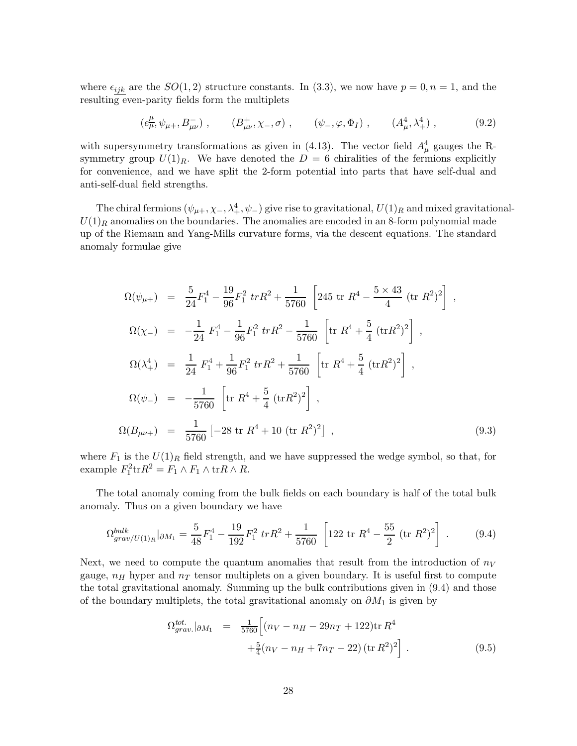where $\epsilon_{\underline{ijk}}$ are the $SO(1,2)$ structure constants. In (3.3), we now have $p=0, n=1$, and the resulting even-parity fields form the multiplets

$$
(e_{\underline{\mu}}^{\mu}, \psi_{\mu+}, B_{\mu\nu}^{-}) \ , \qquad (B_{\mu\nu}^{+}, \chi_{-}, \sigma) \ , \qquad (\psi_{-}, \varphi, \Phi_I) \ , \qquad (A_{\mu}^{4}, \lambda_{+}^{4}) \ , \tag{9.2}
$$

with supersymmetry transformations as given in (4.13). The vector field $A_{\mu}^{4}$ gauges the R-symmetry group $U(1)_R$. We have denoted the $D=6$ chiralities of the fermions explicitly for convenience, and we have split the 2-form potential into parts that have self-dual and anti-self-dual field strengths.

The chiral fermions $(\psi_{\mu+}, \chi_{-}, \lambda_{+}^{4}, \psi_{-})$ give rise to gravitational, $U(1)_R$ and mixed gravitational-$U(1)_R$ anomalies on the boundaries. The anomalies are encoded in an 8-form polynomial made up of the Riemann and Yang-Mills curvature forms, via the descent equations. The standard anomaly formulae give

$$
\begin{aligned}
\Omega(\psi_{\mu+}) &= \frac{5}{24}F_1^4 - \frac{19}{96}F_1^2\ trR^2 + \frac{1}{5760}\ \left[245\ \text{tr}\ R^4 - \frac{5\times 43}{4}\ (\text{tr}\ R^2)^2\right]\ , \\
\Omega(\chi_{-}) &= -\frac{1}{24}\ F_1^4 - \frac{1}{96}F_1^2\ trR^2 - \frac{1}{5760}\ \left[\text{tr}\ R^4 + \frac{5}{4}\ (\text{tr}R^2)^2\right]\ , \\
\Omega(\lambda_{+}^{4}) &= \frac{1}{24}\ F_1^4 + \frac{1}{96}F_1^2\ trR^2 + \frac{1}{5760}\ \left[\text{tr}\ R^4 + \frac{5}{4}\ (\text{tr}R^2)^2\right]\ , \\
\Omega(\psi_{-}) &= -\frac{1}{5760}\ \left[\text{tr}\ R^4 + \frac{5}{4}\ (\text{tr}R^2)^2\right]\ , \\
\Omega(B_{\mu\nu+}) &= \frac{1}{5760}\left[-28\ \text{tr}\ R^4 + 10\ (\text{tr}\ R^2)^2\right]\ ,
\end{aligned} \tag{9.3}
$$

where $F_1$ is the $U(1)_R$ field strength, and we have suppressed the wedge symbol, so that, for example $F_1^2\text{tr}R^2 = F_1 \wedge F_1 \wedge \text{tr}R\wedge R$.

The total anomaly coming from the bulk fields on each boundary is half of the total bulk anomaly. Thus on a given boundary we have

$$
\Omega^{bulk}_{grav/U(1)_R}|_{\partial M_1} = \frac{5}{48}F_1^4 - \frac{19}{192}F_1^2\ trR^2 + \frac{1}{5760}\ \left[122\ \text{tr}\ R^4 - \frac{55}{2}\ (\text{tr}\ R^2)^2\right]\ . \tag{9.4}
$$

Next, we need to compute the quantum anomalies that result from the introduction of $n_V$ gauge, $n_H$ hyper and $n_T$ tensor multiplets on a given boundary. It is useful first to compute the total gravitational anomaly. Summing up the bulk contributions given in (9.4) and those of the boundary multiplets, the total gravitational anomaly on $\partial M_1$ is given by

$$
\begin{aligned}
\Omega^{tot.}_{grav.}|_{\partial M_1} &= \tfrac{1}{5760}\Big[(n_V - n_H - 29n_T + 122)\text{tr}\,R^4 \\
&\quad + \tfrac{5}{4}(n_V - n_H + 7n_T - 22)\,(\text{tr}\,R^2)^2\Big]\ .
\end{aligned} \tag{9.5}
$$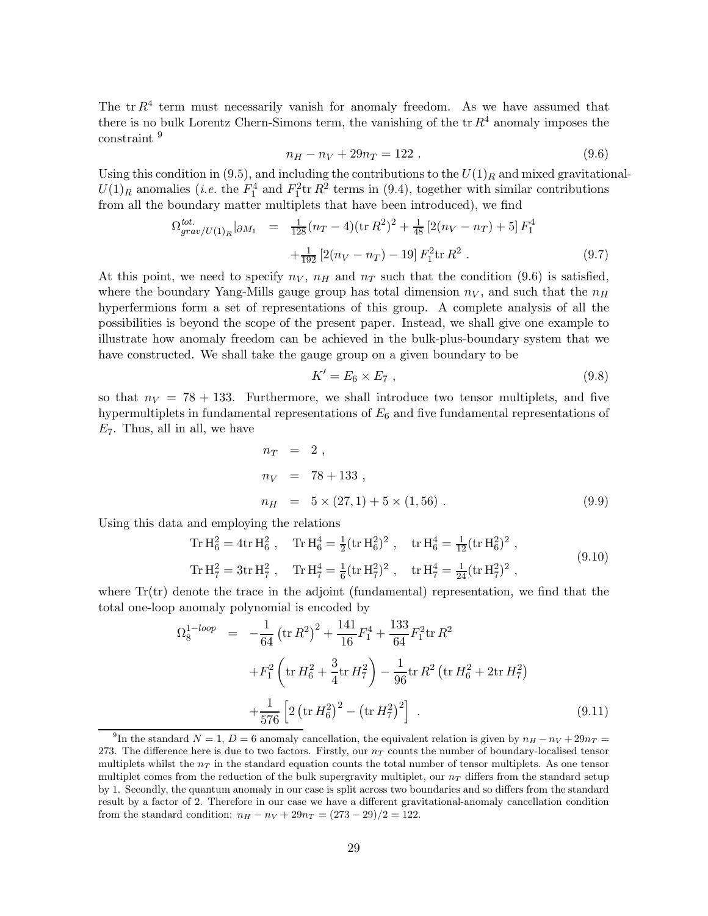The $\mathrm{tr}\, R^4$ term must necessarily vanish for anomaly freedom. As we have assumed that there is no bulk Lorentz Chern-Simons term, the vanishing of the $\mathrm{tr}\, R^4$ anomaly imposes the constraint [9]

$$n_H - n_V + 29 n_T = 122 \; . \tag{9.6}$$

Using this condition in (9.5), and including the contributions to the $U(1)_R$ and mixed gravitational-$U(1)_R$ anomalies (*i.e.* the $F_1^4$ and $F_1^2 \mathrm{tr}\, R^2$ terms in (9.4), together with similar contributions from all the boundary matter multiplets that have been introduced), we find

$$\begin{aligned} \Omega^{tot.}_{grav/U(1)_R}|_{\partial M_1} &= \tfrac{1}{128}(n_T - 4)(\mathrm{tr}\, R^2)^2 + \tfrac{1}{48}\left[2(n_V - n_T) + 5\right] F_1^4 \\ &\quad + \tfrac{1}{192}\left[2(n_V - n_T) - 19\right] F_1^2 \mathrm{tr}\, R^2 \; . \end{aligned} \tag{9.7}$$

At this point, we need to specify $n_V$, $n_H$ and $n_T$ such that the condition (9.6) is satisfied, where the boundary Yang-Mills gauge group has total dimension $n_V$, and such that the $n_H$ hyperfermions form a set of representations of this group. A complete analysis of all the possibilities is beyond the scope of the present paper. Instead, we shall give one example to illustrate how anomaly freedom can be achieved in the bulk-plus-boundary system that we have constructed. We shall take the gauge group on a given boundary to be

$$K' = E_6 \times E_7 \; , \tag{9.8}$$

so that $n_V = 78 + 133$. Furthermore, we shall introduce two tensor multiplets, and five hypermultiplets in fundamental representations of $E_6$ and five fundamental representations of $E_7$. Thus, all in all, we have

$$\begin{aligned} n_T &= 2 \; , \\ n_V &= 78 + 133 \; , \\ n_H &= 5 \times (27,1) + 5 \times (1,56) \; . \end{aligned} \tag{9.9}$$

Using this data and employing the relations

$$\begin{aligned} &\mathrm{Tr}\, \mathrm{H}_6^2 = 4 \mathrm{tr}\, \mathrm{H}_6^2 \; , \quad \mathrm{Tr}\, \mathrm{H}_6^4 = \tfrac{1}{2}(\mathrm{tr}\, \mathrm{H}_6^2)^2 \; , \quad \mathrm{tr}\, \mathrm{H}_6^4 = \tfrac{1}{12}(\mathrm{tr}\, \mathrm{H}_6^2)^2 \; , \\ &\mathrm{Tr}\, \mathrm{H}_7^2 = 3 \mathrm{tr}\, \mathrm{H}_7^2 \; , \quad \mathrm{Tr}\, \mathrm{H}_7^4 = \tfrac{1}{6}(\mathrm{tr}\, \mathrm{H}_7^2)^2 \; , \quad \mathrm{tr}\, \mathrm{H}_7^4 = \tfrac{1}{24}(\mathrm{tr}\, \mathrm{H}_7^2)^2 \; , \end{aligned} \tag{9.10}$$

where Tr(tr) denote the trace in the adjoint (fundamental) representation, we find that the total one-loop anomaly polynomial is encoded by

$$\begin{aligned} \Omega_8^{1-loop} &= -\frac{1}{64}\left(\mathrm{tr}\, R^2\right)^2 + \frac{141}{16} F_1^4 + \frac{133}{64} F_1^2 \mathrm{tr}\, R^2 \\ &\quad + F_1^2 \left( \mathrm{tr}\, H_6^2 + \frac{3}{4} \mathrm{tr}\, H_7^2 \right) - \frac{1}{96} \mathrm{tr}\, R^2 \left( \mathrm{tr}\, H_6^2 + 2 \mathrm{tr}\, H_7^2 \right) \\ &\quad + \frac{1}{576}\left[ 2\left(\mathrm{tr}\, H_6^2\right)^2 - \left(\mathrm{tr}\, H_7^2\right)^2 \right] \; . \end{aligned} \tag{9.11}$$

---

[9] In the standard $N = 1$, $D = 6$ anomaly cancellation, the equivalent relation is given by $n_H - n_V + 29 n_T = 273$. The difference here is due to two factors. Firstly, our $n_T$ counts the number of boundary-localised tensor multiplets whilst the $n_T$ in the standard equation counts the total number of tensor multiplets. As one tensor multiplet comes from the reduction of the bulk supergravity multiplet, our $n_T$ differs from the standard setup by 1. Secondly, the quantum anomaly in our case is split across two boundaries and so differs from the standard result by a factor of 2. Therefore in our case we have a different gravitational-anomaly cancellation condition from the standard condition: $n_H - n_V + 29 n_T = (273 - 29)/2 = 122$.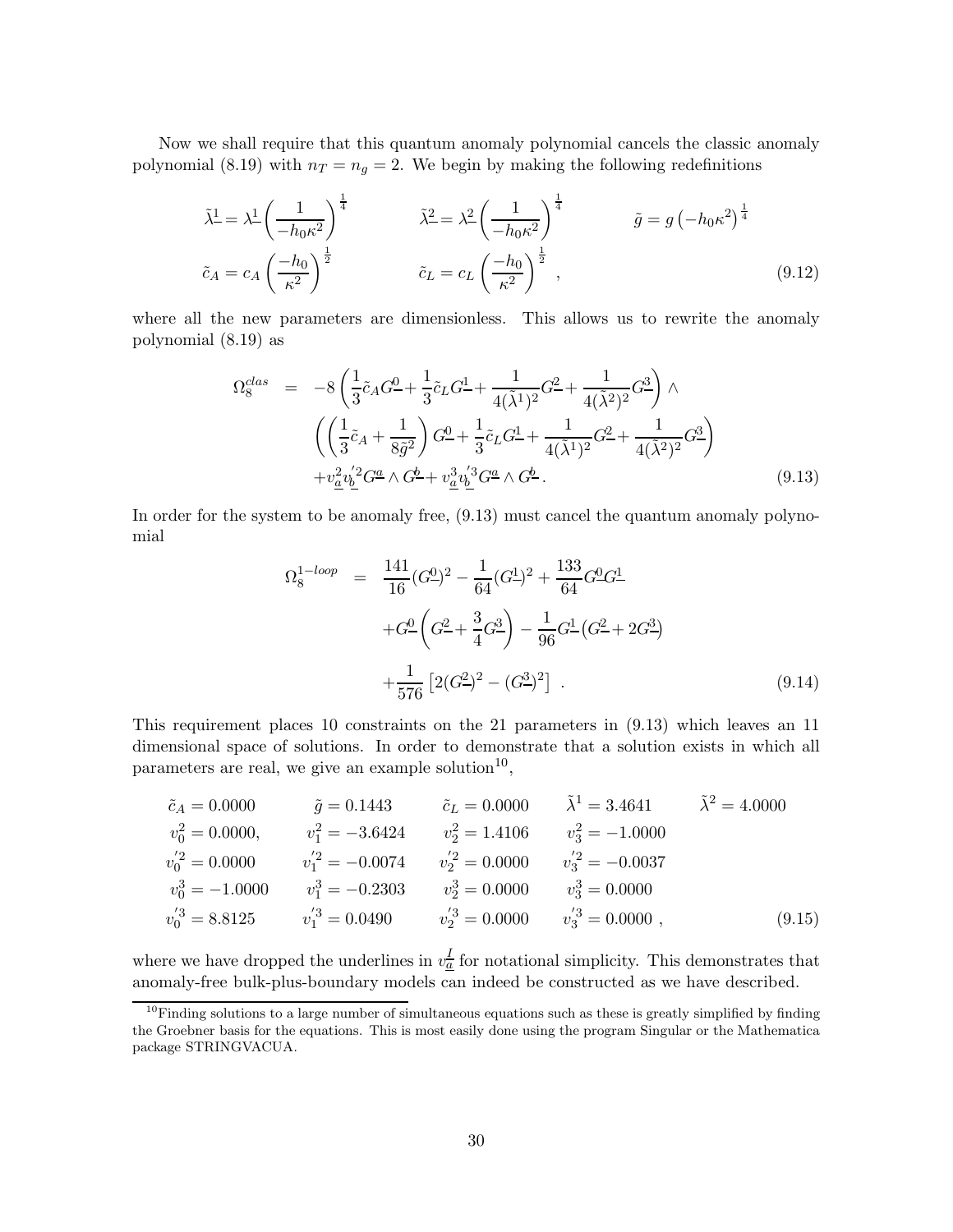Now we shall require that this quantum anomaly polynomial cancels the classic anomaly polynomial (8.19) with $n_T = n_g = 2$. We begin by making the following redefinitions

$$
\begin{aligned}
\tilde{\lambda}^{\underline{1}} &= \lambda^{\underline{1}} \left(\frac{1}{-h_0\kappa^2}\right)^{\frac{1}{4}} \qquad & \tilde{\lambda}^{\underline{2}} &= \lambda^{\underline{2}} \left(\frac{1}{-h_0\kappa^2}\right)^{\frac{1}{4}} \qquad & \tilde{g} &= g\left(-h_0\kappa^2\right)^{\frac{1}{4}} \\
\tilde{c}_A &= c_A \left(\frac{-h_0}{\kappa^2}\right)^{\frac{1}{2}} \qquad & \tilde{c}_L &= c_L \left(\frac{-h_0}{\kappa^2}\right)^{\frac{1}{2}} ,
\end{aligned}
\tag{9.12}
$$

where all the new parameters are dimensionless. This allows us to rewrite the anomaly polynomial (8.19) as

$$
\begin{aligned}
\Omega_8^{clas} &= -8\left(\frac{1}{3}\tilde{c}_A G^{\underline{0}} + \frac{1}{3}\tilde{c}_L G^{\underline{1}} + \frac{1}{4(\tilde{\lambda}^1)^2} G^{\underline{2}} + \frac{1}{4(\tilde{\lambda}^2)^2} G^{\underline{3}}\right) \wedge \\
&\qquad \left(\left(\frac{1}{3}\tilde{c}_A + \frac{1}{8\tilde{g}^2}\right) G^{\underline{0}} + \frac{1}{3}\tilde{c}_L G^{\underline{1}} + \frac{1}{4(\tilde{\lambda}^1)^2} G^{\underline{2}} + \frac{1}{4(\tilde{\lambda}^2)^2} G^{\underline{3}}\right) \\
&\qquad + v^2_{\underline{a}} v^{'2}_{\underline{b}} G^{\underline{a}} \wedge G^{\underline{b}} + v^3_{\underline{a}} v^{'3}_{\underline{b}} G^{\underline{a}} \wedge G^{\underline{b}} .
\end{aligned}
\tag{9.13}
$$

In order for the system to be anomaly free, (9.13) must cancel the quantum anomaly polynomial

$$
\begin{aligned}
\Omega_8^{1-loop} &= \frac{141}{16}(G^{\underline{0}})^2 - \frac{1}{64}(G^{\underline{1}})^2 + \frac{133}{64} G^{\underline{0}} G^{\underline{1}} \\
&\qquad + G^{\underline{0}}\left(G^{\underline{2}} + \frac{3}{4} G^{\underline{3}}\right) - \frac{1}{96} G^{\underline{1}}\left(G^{\underline{2}} + 2G^{\underline{3}}\right) \\
&\qquad + \frac{1}{576}\left[2(G^{\underline{2}})^2 - (G^{\underline{3}})^2\right] .
\end{aligned}
\tag{9.14}
$$

This requirement places 10 constraints on the 21 parameters in (9.13) which leaves an 11 dimensional space of solutions. In order to demonstrate that a solution exists in which all parameters are real, we give an example solution[10],

$$
\begin{array}{lllll}
\tilde{c}_A = 0.0000 & \tilde{g} = 0.1443 & \tilde{c}_L = 0.0000 & \tilde{\lambda}^1 = 3.4641 & \tilde{\lambda}^2 = 4.0000 \\
v_0^2 = 0.0000, & v_1^2 = -3.6424 & v_2^2 = 1.4106 & v_3^2 = -1.0000 & \\
v_0^{'2} = 0.0000 & v_1^{'2} = -0.0074 & v_2^{'2} = 0.0000 & v_3^{'2} = -0.0037 & \\
v_0^3 = -1.0000 & v_1^3 = -0.2303 & v_2^3 = 0.0000 & v_3^3 = 0.0000 & \\
v_0^{'3} = 8.8125 & v_1^{'3} = 0.0490 & v_2^{'3} = 0.0000 & v_3^{'3} = 0.0000 , &
\end{array}
\tag{9.15}
$$

where we have dropped the underlines in $v^I_{\underline{a}}$ for notational simplicity. This demonstrates that anomaly-free bulk-plus-boundary models can indeed be constructed as we have described.

[10] Finding solutions to a large number of simultaneous equations such as these is greatly simplified by finding the Groebner basis for the equations. This is most easily done using the program Singular or the Mathematica package STRINGVACUA.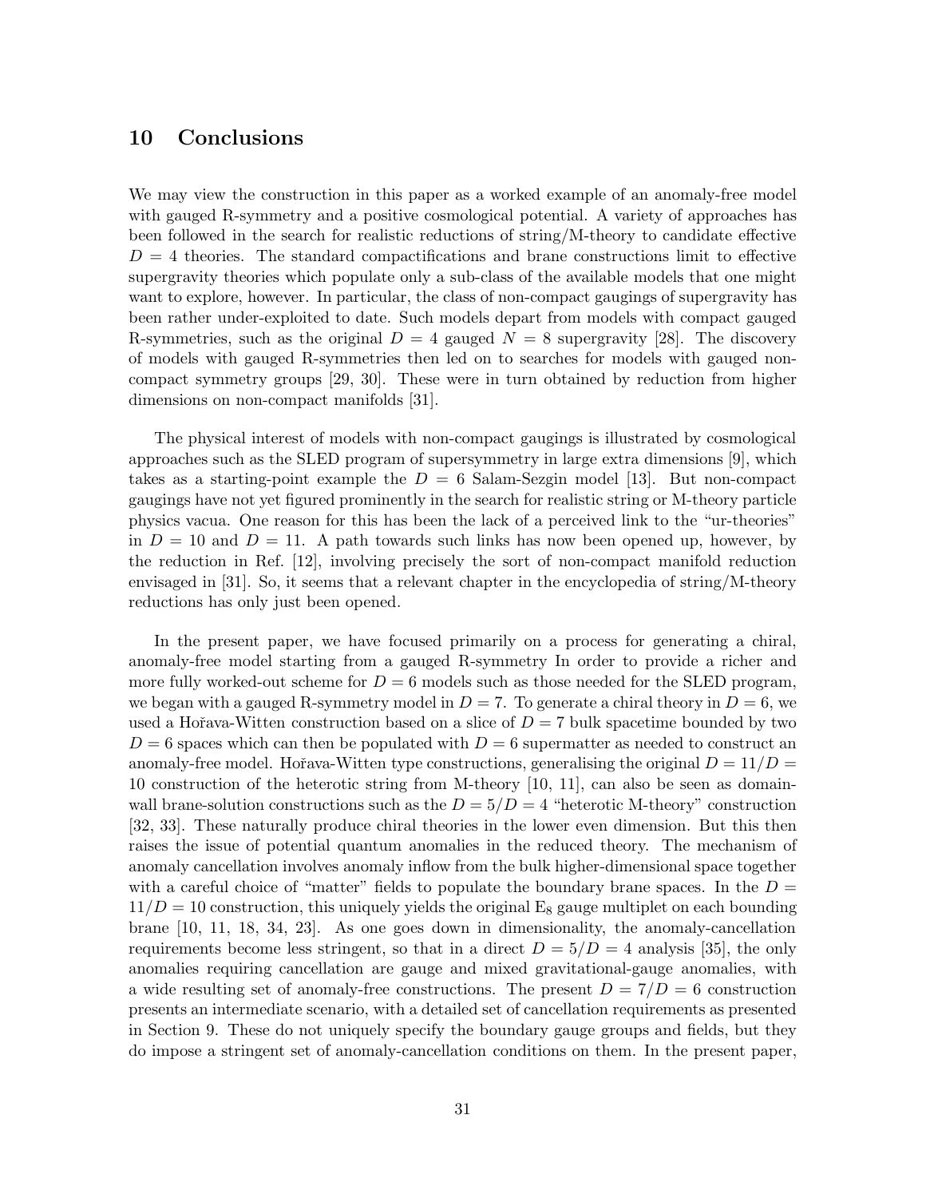## 10 Conclusions

We may view the construction in this paper as a worked example of an anomaly-free model with gauged R-symmetry and a positive cosmological potential. A variety of approaches has been followed in the search for realistic reductions of string/M-theory to candidate effective $D = 4$ theories. The standard compactifications and brane constructions limit to effective supergravity theories which populate only a sub-class of the available models that one might want to explore, however. In particular, the class of non-compact gaugings of supergravity has been rather under-exploited to date. Such models depart from models with compact gauged R-symmetries, such as the original $D = 4$ gauged $N = 8$ supergravity [28]. The discovery of models with gauged R-symmetries then led on to searches for models with gauged non-compact symmetry groups [29, 30]. These were in turn obtained by reduction from higher dimensions on non-compact manifolds [31].

The physical interest of models with non-compact gaugings is illustrated by cosmological approaches such as the SLED program of supersymmetry in large extra dimensions [9], which takes as a starting-point example the $D = 6$ Salam-Sezgin model [13]. But non-compact gaugings have not yet figured prominently in the search for realistic string or M-theory particle physics vacua. One reason for this has been the lack of a perceived link to the "ur-theories" in $D = 10$ and $D = 11$. A path towards such links has now been opened up, however, by the reduction in Ref. [12], involving precisely the sort of non-compact manifold reduction envisaged in [31]. So, it seems that a relevant chapter in the encyclopedia of string/M-theory reductions has only just been opened.

In the present paper, we have focused primarily on a process for generating a chiral, anomaly-free model starting from a gauged R-symmetry In order to provide a richer and more fully worked-out scheme for $D = 6$ models such as those needed for the SLED program, we began with a gauged R-symmetry model in $D = 7$. To generate a chiral theory in $D = 6$, we used a Hořava-Witten construction based on a slice of $D = 7$ bulk spacetime bounded by two $D = 6$ spaces which can then be populated with $D = 6$ supermatter as needed to construct an anomaly-free model. Hořava-Witten type constructions, generalising the original $D = 11/D = 10$ construction of the heterotic string from M-theory [10, 11], can also be seen as domain-wall brane-solution constructions such as the $D = 5/D = 4$ "heterotic M-theory" construction [32, 33]. These naturally produce chiral theories in the lower even dimension. But this then raises the issue of potential quantum anomalies in the reduced theory. The mechanism of anomaly cancellation involves anomaly inflow from the bulk higher-dimensional space together with a careful choice of "matter" fields to populate the boundary brane spaces. In the $D = 11/D = 10$ construction, this uniquely yields the original $E_8$ gauge multiplet on each bounding brane [10, 11, 18, 34, 23]. As one goes down in dimensionality, the anomaly-cancellation requirements become less stringent, so that in a direct $D = 5/D = 4$ analysis [35], the only anomalies requiring cancellation are gauge and mixed gravitational-gauge anomalies, with a wide resulting set of anomaly-free constructions. The present $D = 7/D = 6$ construction presents an intermediate scenario, with a detailed set of cancellation requirements as presented in Section 9. These do not uniquely specify the boundary gauge groups and fields, but they do impose a stringent set of anomaly-cancellation conditions on them. In the present paper,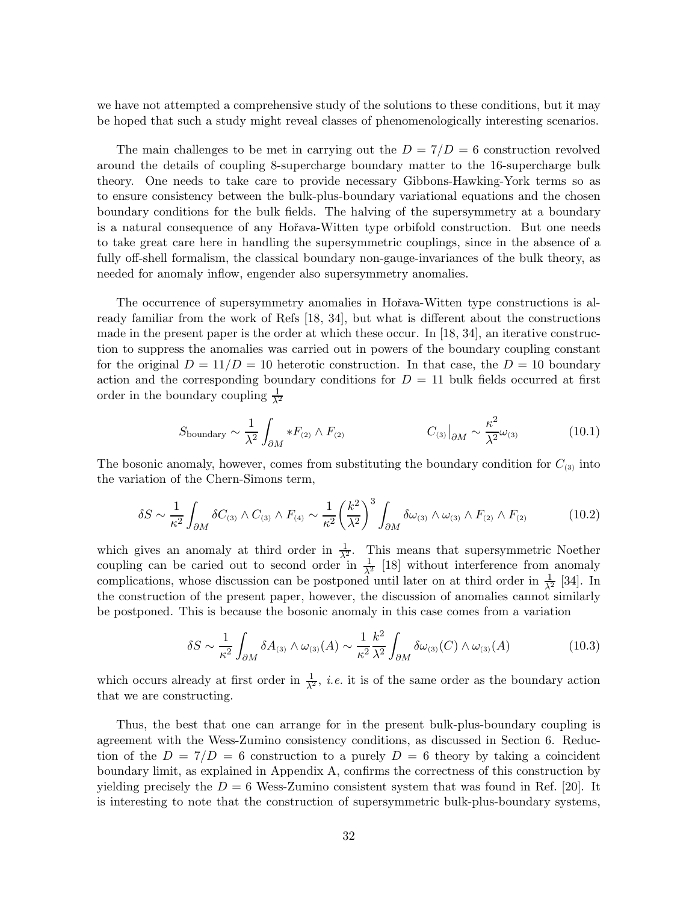we have not attempted a comprehensive study of the solutions to these conditions, but it may be hoped that such a study might reveal classes of phenomenologically interesting scenarios.

The main challenges to be met in carrying out the $D = 7/D = 6$ construction revolved around the details of coupling 8-supercharge boundary matter to the 16-supercharge bulk theory. One needs to take care to provide necessary Gibbons-Hawking-York terms so as to ensure consistency between the bulk-plus-boundary variational equations and the chosen boundary conditions for the bulk fields. The halving of the supersymmetry at a boundary is a natural consequence of any Hořava-Witten type orbifold construction. But one needs to take great care here in handling the supersymmetric couplings, since in the absence of a fully off-shell formalism, the classical boundary non-gauge-invariances of the bulk theory, as needed for anomaly inflow, engender also supersymmetry anomalies.

The occurrence of supersymmetry anomalies in Hořava-Witten type constructions is already familiar from the work of Refs [18, 34], but what is different about the constructions made in the present paper is the order at which these occur. In [18, 34], an iterative construction to suppress the anomalies was carried out in powers of the boundary coupling constant for the original $D = 11/D = 10$ heterotic construction. In that case, the $D = 10$ boundary action and the corresponding boundary conditions for $D = 11$ bulk fields occurred at first order in the boundary coupling $\frac{1}{\lambda^2}$

$$S_{\text{boundary}} \sim \frac{1}{\lambda^2}\int_{\partial M} *F_{(2)} \wedge F_{(2)} \qquad\qquad C_{(3)}\big|_{\partial M} \sim \frac{\kappa^2}{\lambda^2}\omega_{(3)} \tag{10.1}$$

The bosonic anomaly, however, comes from substituting the boundary condition for $C_{(3)}$ into the variation of the Chern-Simons term,

$$\delta S \sim \frac{1}{\kappa^2}\int_{\partial M} \delta C_{(3)} \wedge C_{(3)} \wedge F_{(4)} \sim \frac{1}{\kappa^2}\left(\frac{k^2}{\lambda^2}\right)^3 \int_{\partial M} \delta\omega_{(3)} \wedge \omega_{(3)} \wedge F_{(2)} \wedge F_{(2)} \tag{10.2}$$

which gives an anomaly at third order in $\frac{1}{\lambda^2}$. This means that supersymmetric Noether coupling can be caried out to second order in $\frac{1}{\lambda^2}$ [18] without interference from anomaly complications, whose discussion can be postponed until later on at third order in $\frac{1}{\lambda^2}$ [34]. In the construction of the present paper, however, the discussion of anomalies cannot similarly be postponed. This is because the bosonic anomaly in this case comes from a variation

$$\delta S \sim \frac{1}{\kappa^2}\int_{\partial M} \delta A_{(3)} \wedge \omega_{(3)}(A) \sim \frac{1}{\kappa^2}\frac{k^2}{\lambda^2}\int_{\partial M} \delta\omega_{(3)}(C) \wedge \omega_{(3)}(A) \tag{10.3}$$

which occurs already at first order in $\frac{1}{\lambda^2}$, *i.e.* it is of the same order as the boundary action that we are constructing.

Thus, the best that one can arrange for in the present bulk-plus-boundary coupling is agreement with the Wess-Zumino consistency conditions, as discussed in Section 6. Reduction of the $D = 7/D = 6$ construction to a purely $D = 6$ theory by taking a coincident boundary limit, as explained in Appendix A, confirms the correctness of this construction by yielding precisely the $D = 6$ Wess-Zumino consistent system that was found in Ref. [20]. It is interesting to note that the construction of supersymmetric bulk-plus-boundary systems,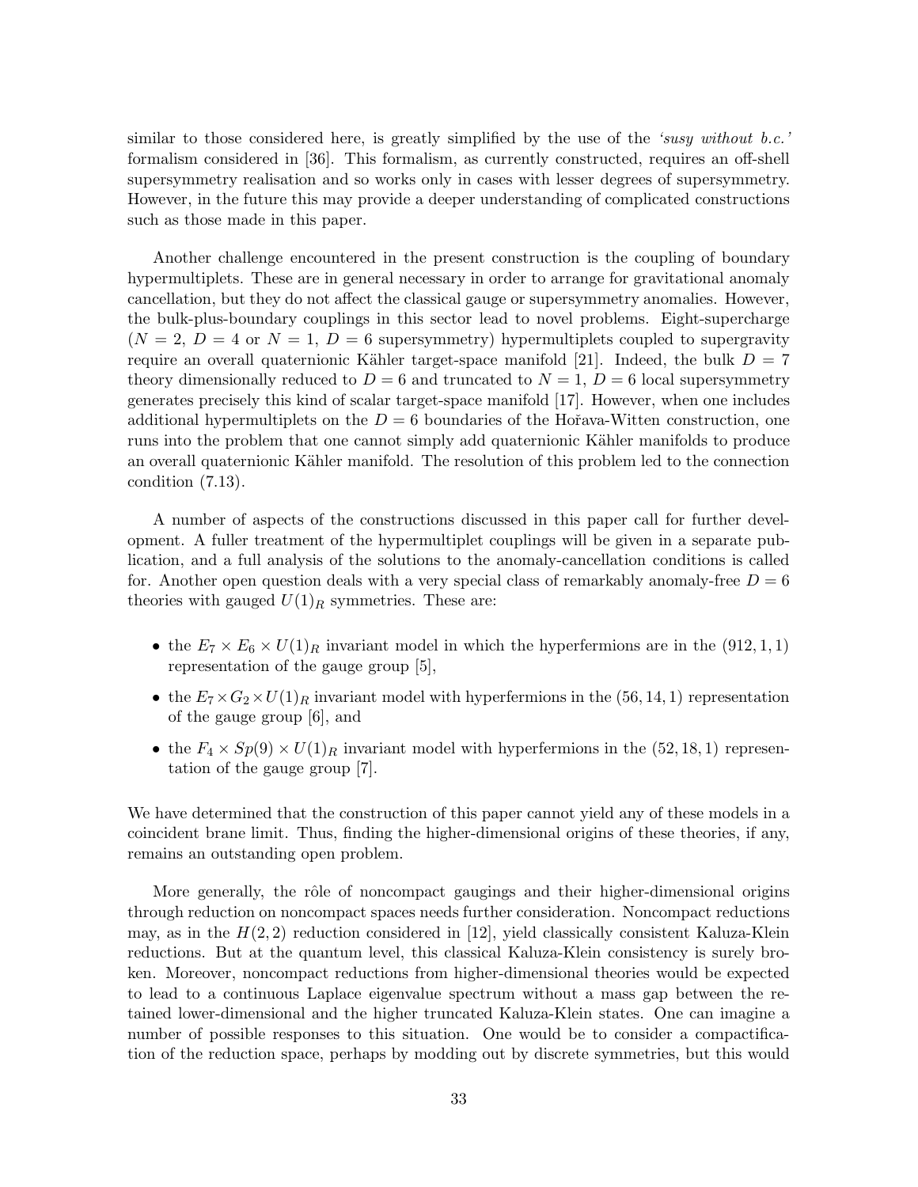similar to those considered here, is greatly simplified by the use of the *'susy without b.c.'* formalism considered in [36]. This formalism, as currently constructed, requires an off-shell supersymmetry realisation and so works only in cases with lesser degrees of supersymmetry. However, in the future this may provide a deeper understanding of complicated constructions such as those made in this paper.

Another challenge encountered in the present construction is the coupling of boundary hypermultiplets. These are in general necessary in order to arrange for gravitational anomaly cancellation, but they do not affect the classical gauge or supersymmetry anomalies. However, the bulk-plus-boundary couplings in this sector lead to novel problems. Eight-supercharge ($N = 2$, $D = 4$ or $N = 1$, $D = 6$ supersymmetry) hypermultiplets coupled to supergravity require an overall quaternionic Kähler target-space manifold [21]. Indeed, the bulk $D = 7$ theory dimensionally reduced to $D = 6$ and truncated to $N = 1$, $D = 6$ local supersymmetry generates precisely this kind of scalar target-space manifold [17]. However, when one includes additional hypermultiplets on the $D = 6$ boundaries of the Hořava-Witten construction, one runs into the problem that one cannot simply add quaternionic Kähler manifolds to produce an overall quaternionic Kähler manifold. The resolution of this problem led to the connection condition (7.13).

A number of aspects of the constructions discussed in this paper call for further development. A fuller treatment of the hypermultiplet couplings will be given in a separate publication, and a full analysis of the solutions to the anomaly-cancellation conditions is called for. Another open question deals with a very special class of remarkably anomaly-free $D = 6$ theories with gauged $U(1)_R$ symmetries. These are:

- the $E_7 \times E_6 \times U(1)_R$ invariant model in which the hyperfermions are in the $(912, 1, 1)$ representation of the gauge group [5],
- the $E_7 \times G_2 \times U(1)_R$ invariant model with hyperfermions in the $(56, 14, 1)$ representation of the gauge group [6], and
- the $F_4 \times Sp(9) \times U(1)_R$ invariant model with hyperfermions in the $(52, 18, 1)$ representation of the gauge group [7].

We have determined that the construction of this paper cannot yield any of these models in a coincident brane limit. Thus, finding the higher-dimensional origins of these theories, if any, remains an outstanding open problem.

More generally, the rôle of noncompact gaugings and their higher-dimensional origins through reduction on noncompact spaces needs further consideration. Noncompact reductions may, as in the $H(2, 2)$ reduction considered in [12], yield classically consistent Kaluza-Klein reductions. But at the quantum level, this classical Kaluza-Klein consistency is surely broken. Moreover, noncompact reductions from higher-dimensional theories would be expected to lead to a continuous Laplace eigenvalue spectrum without a mass gap between the retained lower-dimensional and the higher truncated Kaluza-Klein states. One can imagine a number of possible responses to this situation. One would be to consider a compactification of the reduction space, perhaps by modding out by discrete symmetries, but this would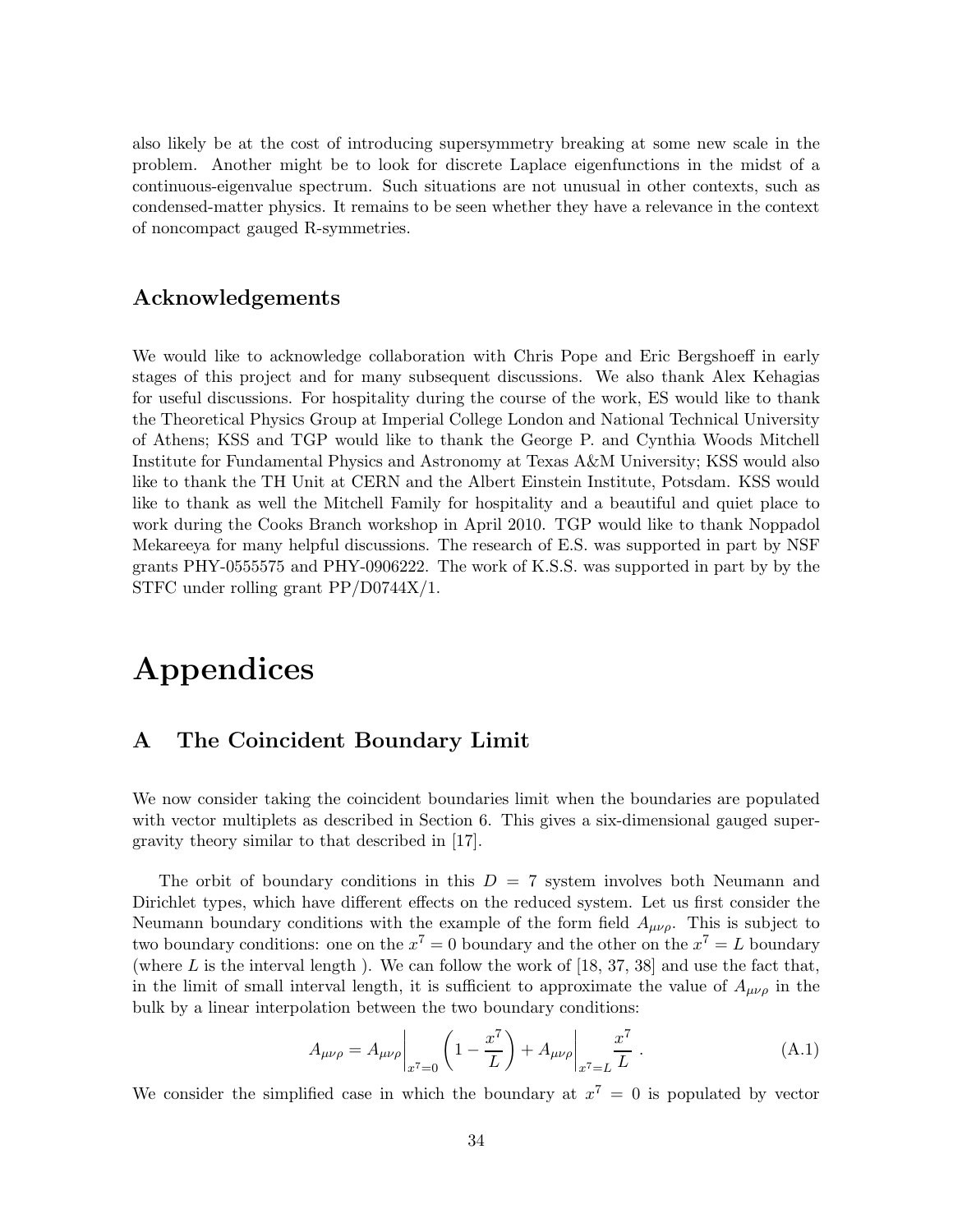also likely be at the cost of introducing supersymmetry breaking at some new scale in the problem. Another might be to look for discrete Laplace eigenfunctions in the midst of a continuous-eigenvalue spectrum. Such situations are not unusual in other contexts, such as condensed-matter physics. It remains to be seen whether they have a relevance in the context of noncompact gauged R-symmetries.

## Acknowledgements

We would like to acknowledge collaboration with Chris Pope and Eric Bergshoeff in early stages of this project and for many subsequent discussions. We also thank Alex Kehagias for useful discussions. For hospitality during the course of the work, ES would like to thank the Theoretical Physics Group at Imperial College London and National Technical University of Athens; KSS and TGP would like to thank the George P. and Cynthia Woods Mitchell Institute for Fundamental Physics and Astronomy at Texas A&M University; KSS would also like to thank the TH Unit at CERN and the Albert Einstein Institute, Potsdam. KSS would like to thank as well the Mitchell Family for hospitality and a beautiful and quiet place to work during the Cooks Branch workshop in April 2010. TGP would like to thank Noppadol Mekareeya for many helpful discussions. The research of E.S. was supported in part by NSF grants PHY-0555575 and PHY-0906222. The work of K.S.S. was supported in part by by the STFC under rolling grant PP/D0744X/1.

# Appendices

## A The Coincident Boundary Limit

We now consider taking the coincident boundaries limit when the boundaries are populated with vector multiplets as described in Section 6. This gives a six-dimensional gauged supergravity theory similar to that described in [17].

The orbit of boundary conditions in this $D = 7$ system involves both Neumann and Dirichlet types, which have different effects on the reduced system. Let us first consider the Neumann boundary conditions with the example of the form field $A_{\mu\nu\rho}$. This is subject to two boundary conditions: one on the $x^7 = 0$ boundary and the other on the $x^7 = L$ boundary (where $L$ is the interval length ). We can follow the work of [18, 37, 38] and use the fact that, in the limit of small interval length, it is sufficient to approximate the value of $A_{\mu\nu\rho}$ in the bulk by a linear interpolation between the two boundary conditions:

$$A_{\mu\nu\rho} = A_{\mu\nu\rho}\Big|_{x^7=0}\left(1 - \frac{x^7}{L}\right) + A_{\mu\nu\rho}\Big|_{x^7=L}\frac{x^7}{L}\ . \tag{A.1}$$

We consider the simplified case in which the boundary at $x^7 = 0$ is populated by vector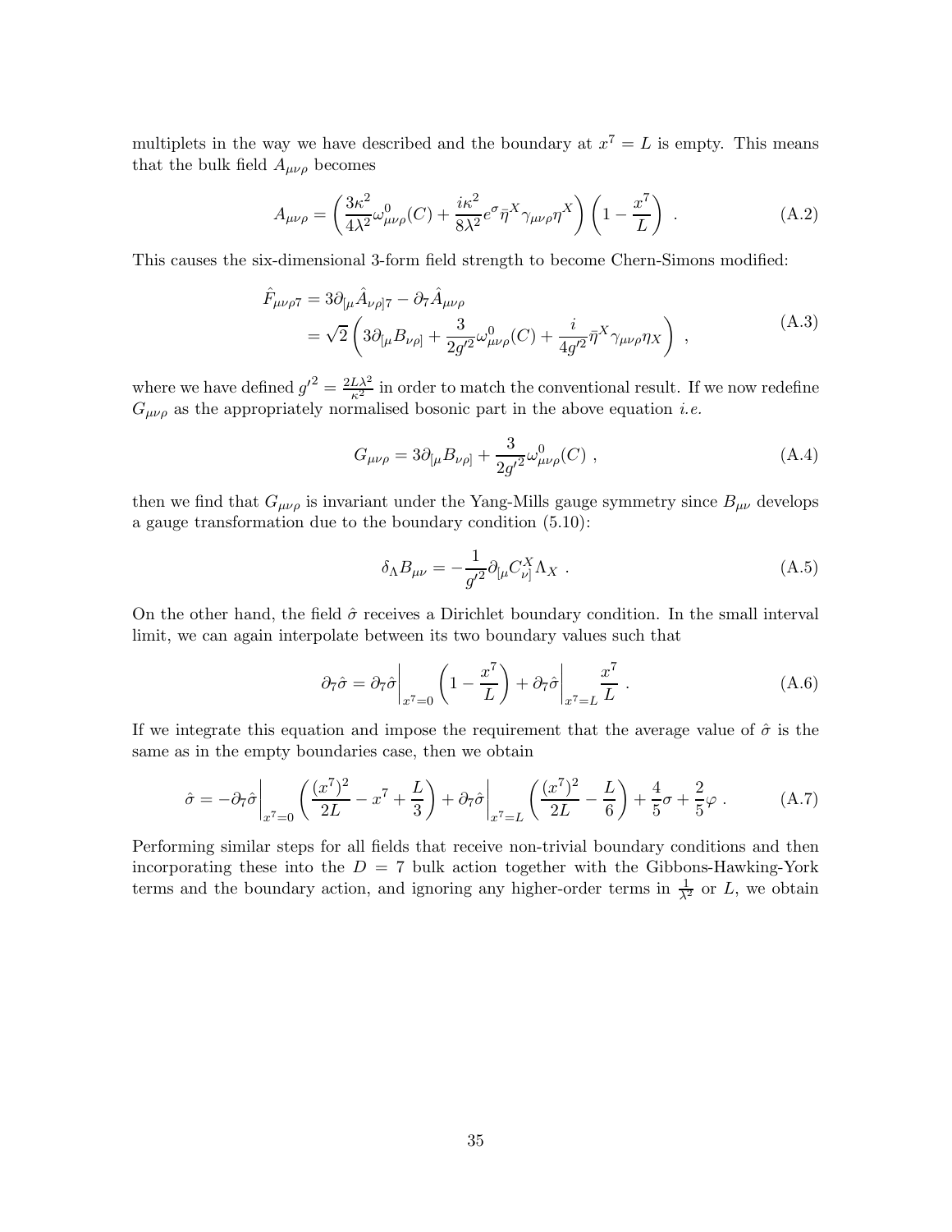multiplets in the way we have described and the boundary at $x^7 = L$ is empty. This means that the bulk field $A_{\mu\nu\rho}$ becomes

$$A_{\mu\nu\rho} = \left(\frac{3\kappa^2}{4\lambda^2}\omega^0_{\mu\nu\rho}(C) + \frac{i\kappa^2}{8\lambda^2}e^{\sigma}\bar{\eta}^X\gamma_{\mu\nu\rho}\eta^X\right)\left(1 - \frac{x^7}{L}\right) \ . \tag{A.2}$$

This causes the six-dimensional 3-form field strength to become Chern-Simons modified:

$$\begin{aligned}\hat{F}_{\mu\nu\rho 7} &= 3\partial_{[\mu}\hat{A}_{\nu\rho]7} - \partial_7\hat{A}_{\mu\nu\rho} \\ &= \sqrt{2}\left(3\partial_{[\mu}B_{\nu\rho]} + \frac{3}{2g'^2}\omega^0_{\mu\nu\rho}(C) + \frac{i}{4g'^2}\bar{\eta}^X\gamma_{\mu\nu\rho}\eta_X\right) \ ,\end{aligned} \tag{A.3}$$

where we have defined ${g'}^2 = \frac{2L\lambda^2}{\kappa^2}$ in order to match the conventional result. If we now redefine $G_{\mu\nu\rho}$ as the appropriately normalised bosonic part in the above equation *i.e.*

$$G_{\mu\nu\rho} = 3\partial_{[\mu}B_{\nu\rho]} + \frac{3}{2{g'}^2}\omega^0_{\mu\nu\rho}(C) \ , \tag{A.4}$$

then we find that $G_{\mu\nu\rho}$ is invariant under the Yang-Mills gauge symmetry since $B_{\mu\nu}$ develops a gauge transformation due to the boundary condition (5.10):

$$\delta_\Lambda B_{\mu\nu} = -\frac{1}{{g'}^2}\partial_{[\mu}C^X_{\nu]}\Lambda_X \ . \tag{A.5}$$

On the other hand, the field $\hat{\sigma}$ receives a Dirichlet boundary condition. In the small interval limit, we can again interpolate between its two boundary values such that

$$\partial_7\hat{\sigma} = \partial_7\hat{\sigma}\bigg|_{x^7=0}\left(1 - \frac{x^7}{L}\right) + \partial_7\hat{\sigma}\bigg|_{x^7=L}\frac{x^7}{L} \ . \tag{A.6}$$

If we integrate this equation and impose the requirement that the average value of $\hat{\sigma}$ is the same as in the empty boundaries case, then we obtain

$$\hat{\sigma} = -\partial_7\hat{\sigma}\bigg|_{x^7=0}\left(\frac{(x^7)^2}{2L} - x^7 + \frac{L}{3}\right) + \partial_7\hat{\sigma}\bigg|_{x^7=L}\left(\frac{(x^7)^2}{2L} - \frac{L}{6}\right) + \frac{4}{5}\sigma + \frac{2}{5}\varphi \ . \tag{A.7}$$

Performing similar steps for all fields that receive non-trivial boundary conditions and then incorporating these into the $D = 7$ bulk action together with the Gibbons-Hawking-York terms and the boundary action, and ignoring any higher-order terms in $\frac{1}{\lambda^2}$ or $L$, we obtain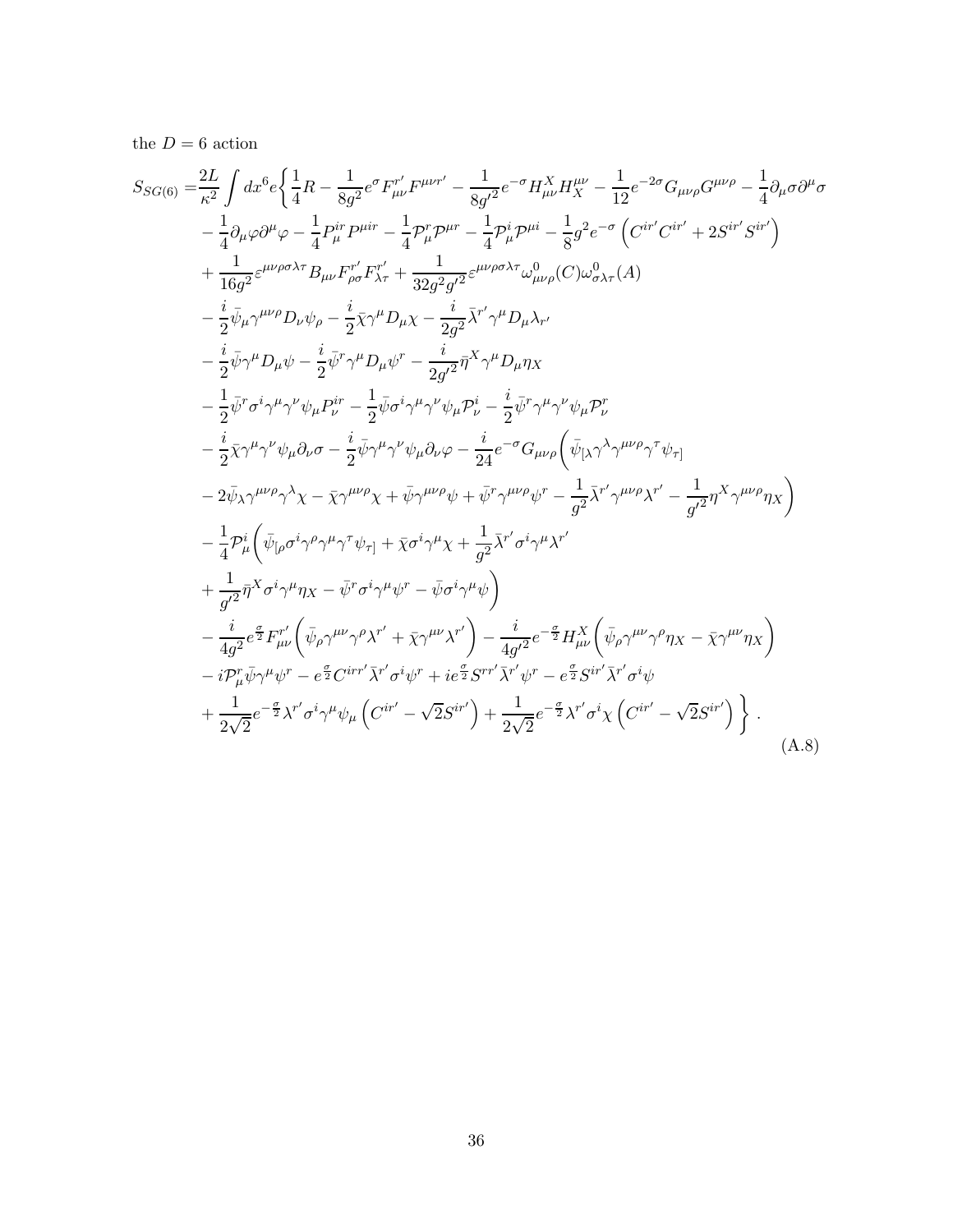the $D = 6$ action

$$
\begin{aligned}
S_{SG(6)} =& \frac{2L}{\kappa^2} \int dx^6 e \Bigg\{ \frac{1}{4}R - \frac{1}{8g^2} e^{\sigma} F^{r'}_{\mu\nu} F^{\mu\nu r'} - \frac{1}{8{g'}^2} e^{-\sigma} H^X_{\mu\nu} H^{\mu\nu}_X - \frac{1}{12} e^{-2\sigma} G_{\mu\nu\rho} G^{\mu\nu\rho} - \frac{1}{4}\partial_\mu \sigma \partial^\mu \sigma \\
& - \frac{1}{4}\partial_\mu \varphi \partial^\mu \varphi - \frac{1}{4} P^{ir}_\mu P^{\mu ir} - \frac{1}{4}\mathcal{P}^r_\mu \mathcal{P}^{\mu r} - \frac{1}{4}\mathcal{P}^i_\mu \mathcal{P}^{\mu i} - \frac{1}{8} g^2 e^{-\sigma} \left( C^{ir'} C^{ir'} + 2 S^{ir'} S^{ir'} \right) \\
& + \frac{1}{16 g^2} \varepsilon^{\mu\nu\rho\sigma\lambda\tau} B_{\mu\nu} F^{r'}_{\rho\sigma} F^{r'}_{\lambda\tau} + \frac{1}{32 g^2 {g'}^2} \varepsilon^{\mu\nu\rho\sigma\lambda\tau} \omega^0_{\mu\nu\rho}(C) \omega^0_{\sigma\lambda\tau}(A) \\
& - \frac{i}{2}\bar{\psi}_\mu \gamma^{\mu\nu\rho} D_\nu \psi_\rho - \frac{i}{2}\bar{\chi}\gamma^\mu D_\mu \chi - \frac{i}{2g^2}\bar{\lambda}^{r'} \gamma^\mu D_\mu \lambda_{r'} \\
& - \frac{i}{2}\bar{\psi}\gamma^\mu D_\mu \psi - \frac{i}{2}\bar{\psi}^r \gamma^\mu D_\mu \psi^r - \frac{i}{2{g'}^2}\bar{\eta}^X \gamma^\mu D_\mu \eta_X \\
& - \frac{1}{2}\bar{\psi}^r \sigma^i \gamma^\mu \gamma^\nu \psi_\mu P^{ir}_\nu - \frac{1}{2}\bar{\psi}\sigma^i \gamma^\mu \gamma^\nu \psi_\mu \mathcal{P}^i_\nu - \frac{i}{2}\bar{\psi}^r \gamma^\mu \gamma^\nu \psi_\mu \mathcal{P}^r_\nu \\
& - \frac{i}{2}\bar{\chi}\gamma^\mu\gamma^\nu \psi_\mu \partial_\nu \sigma - \frac{i}{2}\bar{\psi}\gamma^\mu \gamma^\nu \psi_\mu \partial_\nu \varphi - \frac{i}{24} e^{-\sigma} G_{\mu\nu\rho} \Bigg( \bar{\psi}_{[\lambda}\gamma^\lambda \gamma^{\mu\nu\rho}\gamma^\tau \psi_{\tau]} \\
& - 2\bar{\psi}_\lambda \gamma^{\mu\nu\rho}\gamma^\lambda \chi - \bar{\chi}\gamma^{\mu\nu\rho}\chi + \bar{\psi}\gamma^{\mu\nu\rho}\psi + \bar{\psi}^r \gamma^{\mu\nu\rho}\psi^r - \frac{1}{g^2}\bar{\lambda}^{r'}\gamma^{\mu\nu\rho}\lambda^{r'} - \frac{1}{{g'}^2}\eta^X \gamma^{\mu\nu\rho}\eta_X \Bigg) \\
& - \frac{1}{4}\mathcal{P}^i_\mu \Bigg( \bar{\psi}_{[\rho}\sigma^i \gamma^\rho \gamma^\mu \gamma^\tau \psi_{\tau]} + \bar{\chi}\sigma^i \gamma^\mu \chi + \frac{1}{g^2}\bar{\lambda}^{r'} \sigma^i \gamma^\mu \lambda^{r'} \\
& + \frac{1}{{g'}^2}\bar{\eta}^X \sigma^i \gamma^\mu \eta_X - \bar{\psi}^r \sigma^i \gamma^\mu \psi^r - \bar{\psi}\sigma^i \gamma^\mu \psi \Bigg) \\
& - \frac{i}{4g^2} e^{\frac{\sigma}{2}} F^{r'}_{\mu\nu} \Bigg( \bar{\psi}_\rho \gamma^{\mu\nu}\gamma^\rho \lambda^{r'} + \bar{\chi}\gamma^{\mu\nu}\lambda^{r'} \Bigg) - \frac{i}{4{g'}^2} e^{-\frac{\sigma}{2}} H^X_{\mu\nu} \Bigg( \bar{\psi}_\rho \gamma^{\mu\nu}\gamma^\rho \eta_X - \bar{\chi}\gamma^{\mu\nu}\eta_X \Bigg) \\
& - i\mathcal{P}^r_\mu \bar{\psi}\gamma^\mu \psi^r - e^{\frac{\sigma}{2}} C^{irr'} \bar{\lambda}^{r'} \sigma^i \psi^r + i e^{\frac{\sigma}{2}} S^{rr'} \bar{\lambda}^{r'} \psi^r - e^{\frac{\sigma}{2}} S^{ir'} \bar{\lambda}^{r'} \sigma^i \psi \\
& + \frac{1}{2\sqrt{2}} e^{-\frac{\sigma}{2}} \lambda^{r'} \sigma^i \gamma^\mu \psi_\mu \left( C^{ir'} - \sqrt{2} S^{ir'} \right) + \frac{1}{2\sqrt{2}} e^{-\frac{\sigma}{2}} \lambda^{r'} \sigma^i \chi \left( C^{ir'} - \sqrt{2} S^{ir'} \right) \Bigg\} \, .
\end{aligned}
\tag{A.8}
$$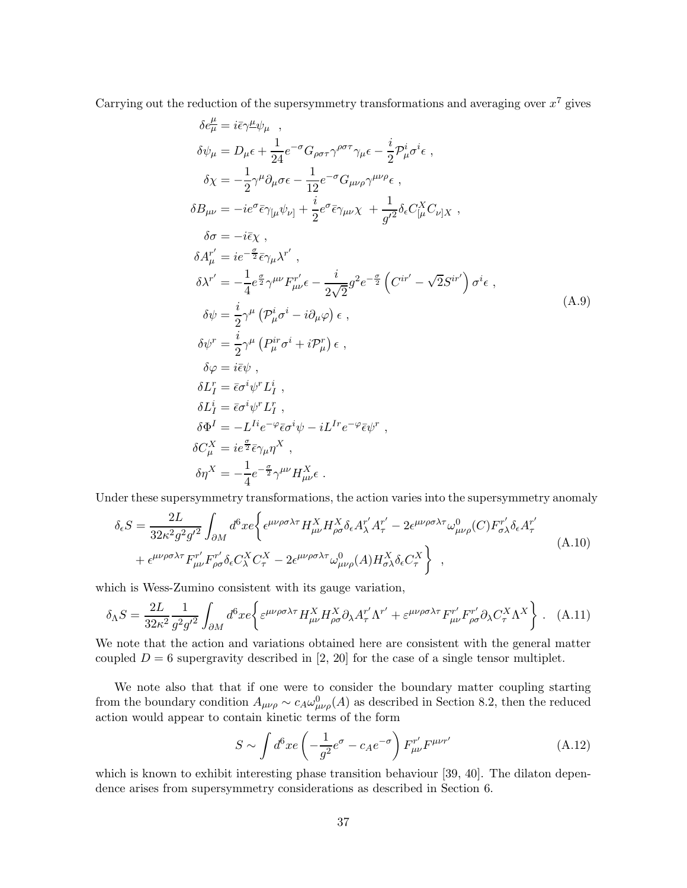Carrying out the reduction of the supersymmetry transformations and averaging over $x^7$ gives

$$
\begin{aligned}
\delta e_{\underline{\mu}}^{\mu} &= i\bar{\epsilon}\gamma^{\underline{\mu}}\psi_\mu \ , \\
\delta\psi_\mu &= D_\mu\epsilon + \frac{1}{24}e^{-\sigma}G_{\rho\sigma\tau}\gamma^{\rho\sigma\tau}\gamma_\mu\epsilon - \frac{i}{2}\mathcal{P}^i_\mu\sigma^i\epsilon \ , \\
\delta\chi &= -\frac{1}{2}\gamma^\mu\partial_\mu\sigma\epsilon - \frac{1}{12}e^{-\sigma}G_{\mu\nu\rho}\gamma^{\mu\nu\rho}\epsilon \ , \\
\delta B_{\mu\nu} &= -ie^{\sigma}\bar{\epsilon}\gamma_{[\mu}\psi_{\nu]} + \frac{i}{2}e^{\sigma}\bar{\epsilon}\gamma_{\mu\nu}\chi \ + \frac{1}{g'^2}\delta_\epsilon C^X_{[\mu}C_{\nu]X} \ , \\
\delta\sigma &= -i\bar{\epsilon}\chi \ , \\
\delta A^{r'}_\mu &= ie^{-\frac{\sigma}{2}}\bar{\epsilon}\gamma_\mu\lambda^{r'} \ , \\
\delta\lambda^{r'} &= -\frac{1}{4}e^{\frac{\sigma}{2}}\gamma^{\mu\nu}F^{r'}_{\mu\nu}\epsilon - \frac{i}{2\sqrt{2}}g^2e^{-\frac{\sigma}{2}}\left(C^{ir'} - \sqrt{2}S^{ir'}\right)\sigma^i\epsilon \ , \\
\delta\psi &= \frac{i}{2}\gamma^\mu\left(\mathcal{P}^i_\mu\sigma^i - i\partial_\mu\varphi\right)\epsilon \ , \\
\delta\psi^r &= \frac{i}{2}\gamma^\mu\left(P^{ir}_\mu\sigma^i + i\mathcal{P}^r_\mu\right)\epsilon \ , \\
\delta\varphi &= i\bar{\epsilon}\psi \ , \\
\delta L^r_I &= \bar{\epsilon}\sigma^i\psi^r L^i_I \ , \\
\delta L^i_I &= \bar{\epsilon}\sigma^i\psi^r L^r_I \ , \\
\delta\Phi^I &= -L^{Ii}e^{-\varphi}\bar{\epsilon}\sigma^i\psi - iL^{Ir}e^{-\varphi}\bar{\epsilon}\psi^r \ , \\
\delta C^X_\mu &= ie^{\frac{\sigma}{2}}\bar{\epsilon}\gamma_\mu\eta^X \ , \\
\delta\eta^X &= -\frac{1}{4}e^{-\frac{\sigma}{2}}\gamma^{\mu\nu}H^X_{\mu\nu}\epsilon \ .
\end{aligned}
\tag{A.9}
$$

Under these supersymmetry transformations, the action varies into the supersymmetry anomaly

$$
\begin{aligned}
\delta_\epsilon S = \frac{2L}{32\kappa^2 g^2 g'^2}\int_{\partial M} d^6x e\bigg\{&\epsilon^{\mu\nu\rho\sigma\lambda\tau}H^X_{\mu\nu}H^X_{\rho\sigma}\delta_\epsilon A^{r'}_\lambda A^{r'}_\tau - 2\epsilon^{\mu\nu\rho\sigma\lambda\tau}\omega^0_{\mu\nu\rho}(C)F^{r'}_{\sigma\lambda}\delta_\epsilon A^{r'}_\tau \\
&+ \epsilon^{\mu\nu\rho\sigma\lambda\tau}F^{r'}_{\mu\nu}F^{r'}_{\rho\sigma}\delta_\epsilon C^X_\lambda C^X_\tau - 2\epsilon^{\mu\nu\rho\sigma\lambda\tau}\omega^0_{\mu\nu\rho}(A)H^X_{\sigma\lambda}\delta_\epsilon C^X_\tau\bigg\} \ ,
\end{aligned}
\tag{A.10}
$$

which is Wess-Zumino consistent with its gauge variation,

$$
\delta_\Lambda S = \frac{2L}{32\kappa^2}\frac{1}{g^2 g'^2}\int_{\partial M} d^6x e\bigg\{\varepsilon^{\mu\nu\rho\sigma\lambda\tau}H^X_{\mu\nu}H^X_{\rho\sigma}\partial_\lambda A^{r'}_\tau\Lambda^{r'} + \varepsilon^{\mu\nu\rho\sigma\lambda\tau}F^{r'}_{\mu\nu}F^{r'}_{\rho\sigma}\partial_\lambda C^X_\tau\Lambda^X\bigg\} \ . \tag{A.11}
$$

We note that the action and variations obtained here are consistent with the general matter coupled $D = 6$ supergravity described in [2, 20] for the case of a single tensor multiplet.

We note also that that if one were to consider the boundary matter coupling starting from the boundary condition $A_{\mu\nu\rho} \sim c_A\omega^0_{\mu\nu\rho}(A)$ as described in Section 8.2, then the reduced action would appear to contain kinetic terms of the form

$$
S \sim \int d^6x e\left(-\frac{1}{g^2}e^{\sigma} - c_A e^{-\sigma}\right)F^{r'}_{\mu\nu}F^{\mu\nu r'} \tag{A.12}
$$

which is known to exhibit interesting phase transition behaviour [39, 40]. The dilaton dependence arises from supersymmetry considerations as described in Section 6.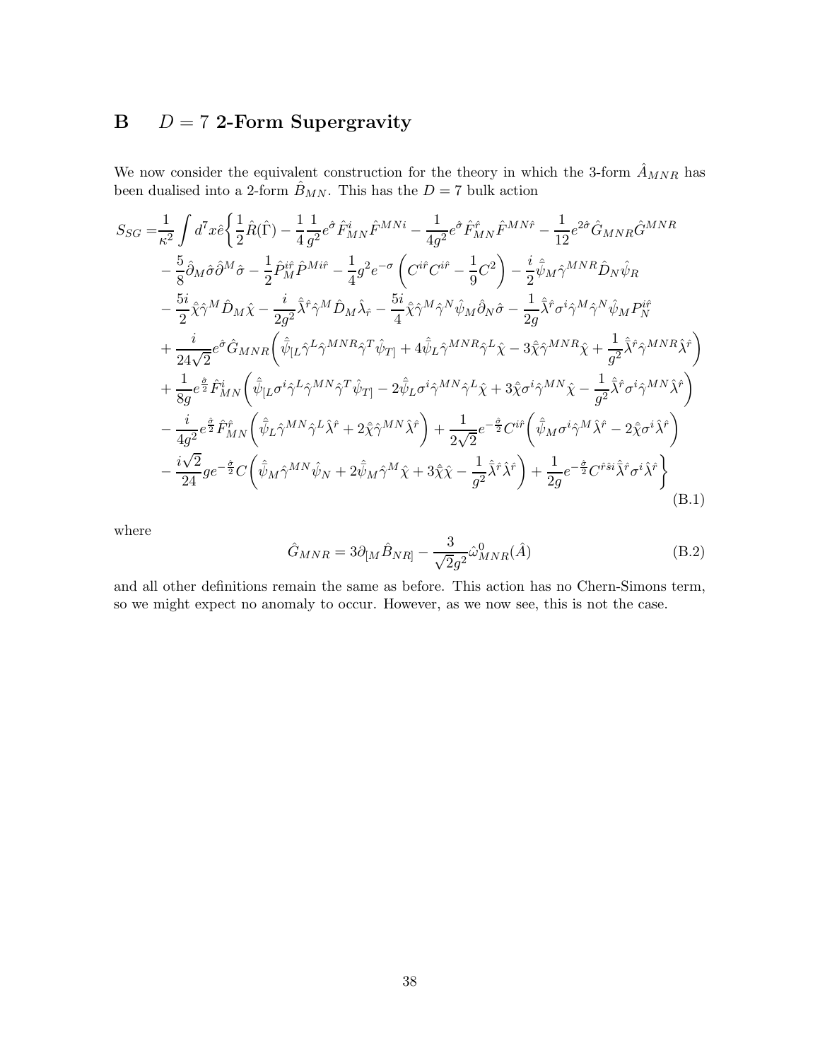# B $D = 7$ 2-Form Supergravity

We now consider the equivalent construction for the theory in which the 3-form $\hat{A}_{MNR}$ has been dualised into a 2-form $\hat{B}_{MN}$. This has the $D = 7$ bulk action

$$
\begin{aligned}
S_{SG} =& \frac{1}{\kappa^2}\int d^7x\hat{e}\bigg\{\frac{1}{2}\hat{R}(\hat{\Gamma}) - \frac{1}{4}\frac{1}{g^2}e^{\hat{\sigma}}\hat{F}^i_{MN}\hat{F}^{MNi} - \frac{1}{4g^2}e^{\hat{\sigma}}\hat{F}^{\hat{r}}_{MN}\hat{F}^{MN\hat{r}} - \frac{1}{12}e^{2\hat{\sigma}}\hat{G}_{MNR}\hat{G}^{MNR} \\
& - \frac{5}{8}\hat{\partial}_M\hat{\sigma}\hat{\partial}^M\hat{\sigma} - \frac{1}{2}\hat{P}^{i\hat{r}}_M\hat{P}^{Mi\hat{r}} - \frac{1}{4}g^2e^{-\sigma}\left(C^{i\hat{r}}C^{i\hat{r}} - \frac{1}{9}C^2\right) - \frac{i}{2}\hat{\bar{\psi}}_M\hat{\gamma}^{MNR}\hat{D}_N\hat{\psi}_R \\
& - \frac{5i}{2}\hat{\bar{\chi}}\hat{\gamma}^M\hat{D}_M\hat{\chi} - \frac{i}{2g^2}\hat{\bar{\lambda}}^{\hat{r}}\hat{\gamma}^M\hat{D}_M\hat{\lambda}_{\hat{r}} - \frac{5i}{4}\hat{\bar{\chi}}\hat{\gamma}^M\hat{\gamma}^N\hat{\psi}_M\hat{\partial}_N\hat{\sigma} - \frac{1}{2g}\hat{\bar{\lambda}}^{\hat{r}}\sigma^i\hat{\gamma}^M\hat{\gamma}^N\hat{\psi}_M P^{i\hat{r}}_N \\
& + \frac{i}{24\sqrt{2}}e^{\hat{\sigma}}\hat{G}_{MNR}\left(\hat{\bar{\psi}}_{[L}\hat{\gamma}^L\hat{\gamma}^{MNR}\hat{\gamma}^T\hat{\psi}_{T]} + 4\hat{\bar{\psi}}_L\hat{\gamma}^{MNR}\hat{\gamma}^L\hat{\chi} - 3\hat{\bar{\chi}}\hat{\gamma}^{MNR}\hat{\chi} + \frac{1}{g^2}\hat{\bar{\lambda}}^{\hat{r}}\hat{\gamma}^{MNR}\hat{\lambda}^{\hat{r}}\right) \\
& + \frac{1}{8g}e^{\frac{\hat{\sigma}}{2}}\hat{F}^i_{MN}\left(\hat{\bar{\psi}}_{[L}\sigma^i\hat{\gamma}^L\hat{\gamma}^{MN}\hat{\gamma}^T\hat{\psi}_{T]} - 2\hat{\bar{\psi}}_L\sigma^i\hat{\gamma}^{MN}\hat{\gamma}^L\hat{\chi} + 3\hat{\bar{\chi}}\sigma^i\hat{\gamma}^{MN}\hat{\chi} - \frac{1}{g^2}\hat{\bar{\lambda}}^{\hat{r}}\sigma^i\hat{\gamma}^{MN}\hat{\lambda}^{\hat{r}}\right) \\
& - \frac{i}{4g^2}e^{\frac{\hat{\sigma}}{2}}\hat{F}^{\hat{r}}_{MN}\left(\hat{\bar{\psi}}_L\hat{\gamma}^{MN}\hat{\gamma}^L\hat{\lambda}^{\hat{r}} + 2\hat{\bar{\chi}}\hat{\gamma}^{MN}\hat{\lambda}^{\hat{r}}\right) + \frac{1}{2\sqrt{2}}e^{-\frac{\hat{\sigma}}{2}}C^{i\hat{r}}\left(\hat{\bar{\psi}}_M\sigma^i\hat{\gamma}^M\hat{\lambda}^{\hat{r}} - 2\hat{\bar{\chi}}\sigma^i\hat{\lambda}^{\hat{r}}\right) \\
& - \frac{i\sqrt{2}}{24}ge^{-\frac{\hat{\sigma}}{2}}C\left(\hat{\bar{\psi}}_M\hat{\gamma}^{MN}\hat{\psi}_N + 2\hat{\bar{\psi}}_M\hat{\gamma}^M\hat{\chi} + 3\hat{\bar{\chi}}\hat{\chi} - \frac{1}{g^2}\hat{\bar{\lambda}}^{\hat{r}}\hat{\lambda}^{\hat{r}}\right) + \frac{1}{2g}e^{-\frac{\hat{\sigma}}{2}}C^{\hat{r}\hat{s}i}\hat{\bar{\lambda}}^{\hat{r}}\sigma^i\hat{\lambda}^{\hat{r}}\bigg\}
\end{aligned}
\tag{B.1}
$$

where

$$
\hat{G}_{MNR} = 3\partial_{[M}\hat{B}_{NR]} - \frac{3}{\sqrt{2}g^2}\hat{\omega}^0_{MNR}(\hat{A}) \tag{B.2}
$$

and all other definitions remain the same as before. This action has no Chern-Simons term, so we might expect no anomaly to occur. However, as we now see, this is not the case.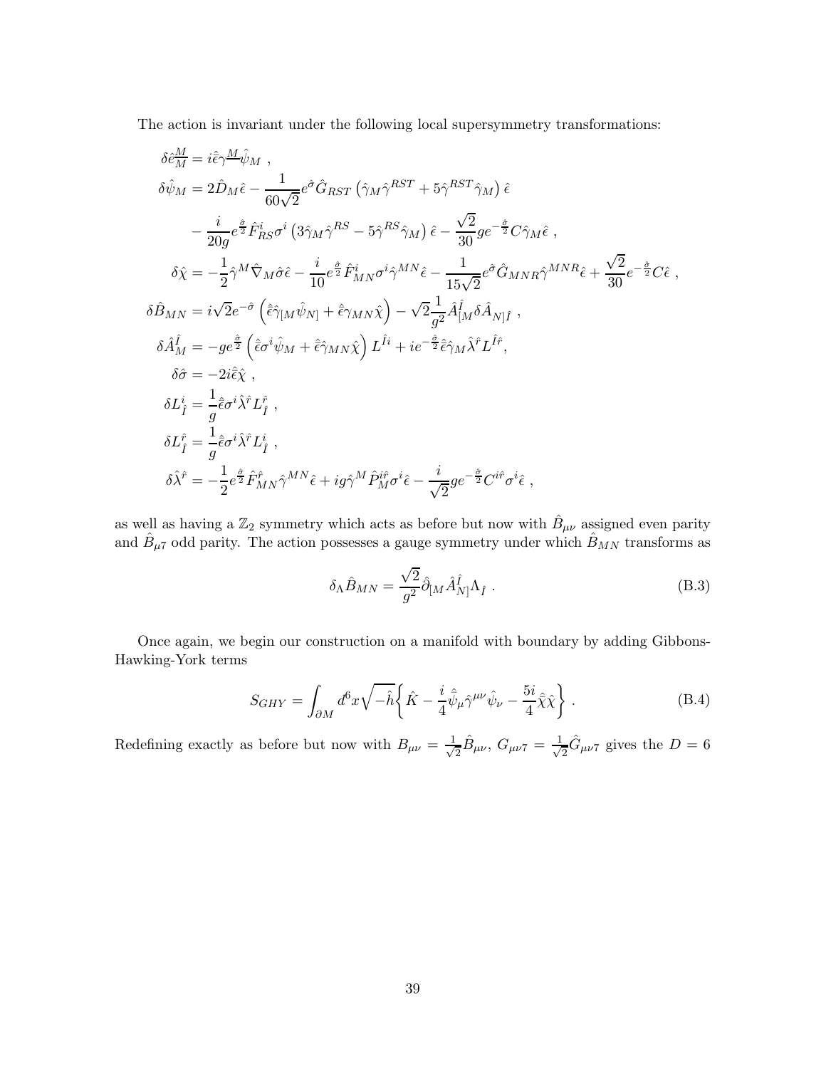The action is invariant under the following local supersymmetry transformations:

$$
\begin{aligned}
\delta \hat{e}_{\underline{M}}^{M} &= i\hat{\bar{\epsilon}}\gamma^{\underline{M}}\hat{\psi}_M \ , \\
\delta\hat{\psi}_M &= 2\hat{D}_M\hat{\epsilon} - \frac{1}{60\sqrt{2}}e^{\hat{\sigma}}\hat{G}_{RST}\left(\hat{\gamma}_M\hat{\gamma}^{RST} + 5\hat{\gamma}^{RST}\hat{\gamma}_M\right)\hat{\epsilon} \\
&\quad - \frac{i}{20g}e^{\frac{\hat{\sigma}}{2}}\hat{F}^i_{RS}\sigma^i\left(3\hat{\gamma}_M\hat{\gamma}^{RS} - 5\hat{\gamma}^{RS}\hat{\gamma}_M\right)\hat{\epsilon} - \frac{\sqrt{2}}{30}ge^{-\frac{\hat{\sigma}}{2}}C\hat{\gamma}_M\hat{\epsilon} \ , \\
\delta\hat{\chi} &= -\frac{1}{2}\hat{\gamma}^M\hat{\nabla}_M\hat{\sigma}\hat{\epsilon} - \frac{i}{10}e^{\frac{\hat{\sigma}}{2}}\hat{F}^i_{MN}\sigma^i\hat{\gamma}^{MN}\hat{\epsilon} - \frac{1}{15\sqrt{2}}e^{\hat{\sigma}}\hat{G}_{MNR}\hat{\gamma}^{MNR}\hat{\epsilon} + \frac{\sqrt{2}}{30}e^{-\frac{\hat{\sigma}}{2}}C\hat{\epsilon} \ , \\
\delta\hat{B}_{MN} &= i\sqrt{2}e^{-\hat{\sigma}}\left(\hat{\bar{\epsilon}}\hat{\gamma}_{[M}\hat{\psi}_{N]} + \hat{\bar{\epsilon}}\gamma_{MN}\hat{\chi}\right) - \sqrt{2}\frac{1}{g^2}\hat{A}^{\hat{I}}_{[M}\delta\hat{A}_{N]\hat{I}} \ , \\
\delta\hat{A}^{\hat{I}}_M &= -ge^{\frac{\hat{\sigma}}{2}}\left(\hat{\bar{\epsilon}}\sigma^i\hat{\psi}_M + \hat{\bar{\epsilon}}\hat{\gamma}_{MN}\hat{\chi}\right)L^{\hat{I}i} + ie^{-\frac{\hat{\sigma}}{2}}\hat{\bar{\epsilon}}\hat{\gamma}_M\hat{\lambda}^{\hat{r}}L^{\hat{I}\hat{r}}, \\
\delta\hat{\sigma} &= -2i\hat{\bar{\epsilon}}\hat{\chi} \ , \\
\delta L^i_{\hat{I}} &= \frac{1}{g}\hat{\bar{\epsilon}}\sigma^i\hat{\lambda}^{\hat{r}}L^{\hat{r}}_{\hat{I}} \ , \\
\delta L^{\hat{r}}_{\hat{I}} &= \frac{1}{g}\hat{\bar{\epsilon}}\sigma^i\hat{\lambda}^{\hat{r}}L^i_{\hat{I}} \ , \\
\delta\hat{\lambda}^{\hat{r}} &= -\frac{1}{2}e^{\frac{\hat{\sigma}}{2}}\hat{F}^{\hat{r}}_{MN}\hat{\gamma}^{MN}\hat{\epsilon} + ig\hat{\gamma}^M\hat{P}^{i\hat{r}}_M\sigma^i\hat{\epsilon} - \frac{i}{\sqrt{2}}ge^{-\frac{\hat{\sigma}}{2}}C^{i\hat{r}}\sigma^i\hat{\epsilon} \ ,
\end{aligned}
$$

as well as having a $\mathbb{Z}_2$ symmetry which acts as before but now with $\hat{B}_{\mu\nu}$ assigned even parity and $\hat{B}_{\mu 7}$ odd parity. The action possesses a gauge symmetry under which $\hat{B}_{MN}$ transforms as

$$
\delta_\Lambda\hat{B}_{MN} = \frac{\sqrt{2}}{g^2}\hat{\partial}_{[M}\hat{A}^{\hat{I}}_{N]}\Lambda_{\hat{I}} \ . \tag{B.3}
$$

Once again, we begin our construction on a manifold with boundary by adding Gibbons-Hawking-York terms

$$
S_{GHY} = \int_{\partial M} d^6x\sqrt{-\hat{h}}\left\{\hat{K} - \frac{i}{4}\hat{\bar{\psi}}_\mu\hat{\gamma}^{\mu\nu}\hat{\psi}_\nu - \frac{5i}{4}\hat{\bar{\chi}}\hat{\chi}\right\} \ . \tag{B.4}
$$

Redefining exactly as before but now with $B_{\mu\nu} = \frac{1}{\sqrt{2}}\hat{B}_{\mu\nu}$, $G_{\mu\nu 7} = \frac{1}{\sqrt{2}}\hat{G}_{\mu\nu 7}$ gives the $D = 6$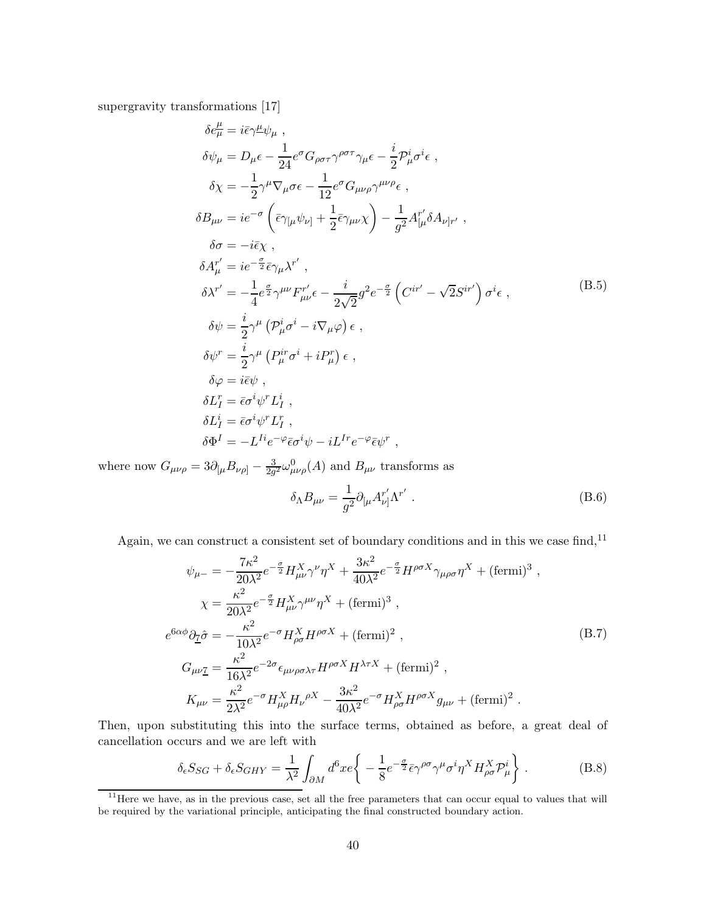supergravity transformations [17]

$$
\begin{aligned}
\delta e_{\underline{\mu}}^{\mu} &= i\bar{\epsilon}\gamma^{\underline{\mu}}\psi_{\mu} \ , \\
\delta\psi_{\mu} &= D_{\mu}\epsilon - \frac{1}{24}e^{\sigma}G_{\rho\sigma\tau}\gamma^{\rho\sigma\tau}\gamma_{\mu}\epsilon - \frac{i}{2}\mathcal{P}_{\mu}^{i}\sigma^{i}\epsilon \ , \\
\delta\chi &= -\frac{1}{2}\gamma^{\mu}\nabla_{\mu}\sigma\epsilon - \frac{1}{12}e^{\sigma}G_{\mu\nu\rho}\gamma^{\mu\nu\rho}\epsilon \ , \\
\delta B_{\mu\nu} &= ie^{-\sigma}\left(\bar{\epsilon}\gamma_{[\mu}\psi_{\nu]} + \frac{1}{2}\bar{\epsilon}\gamma_{\mu\nu}\chi\right) - \frac{1}{g^{2}}A_{[\mu}^{r'}\delta A_{\nu]r'} \ , \\
\delta\sigma &= -i\bar{\epsilon}\chi \ , \\
\delta A_{\mu}^{r'} &= ie^{-\frac{\sigma}{2}}\bar{\epsilon}\gamma_{\mu}\lambda^{r'} \ , \\
\delta\lambda^{r'} &= -\frac{1}{4}e^{\frac{\sigma}{2}}\gamma^{\mu\nu}F_{\mu\nu}^{r'}\epsilon - \frac{i}{2\sqrt{2}}g^{2}e^{-\frac{\sigma}{2}}\left(C^{ir'} - \sqrt{2}S^{ir'}\right)\sigma^{i}\epsilon \ , \\
\delta\psi &= \frac{i}{2}\gamma^{\mu}\left(\mathcal{P}_{\mu}^{i}\sigma^{i} - i\nabla_{\mu}\varphi\right)\epsilon \ , \\
\delta\psi^{r} &= \frac{i}{2}\gamma^{\mu}\left(P_{\mu}^{ir}\sigma^{i} + iP_{\mu}^{r}\right)\epsilon \ , \\
\delta\varphi &= i\bar{\epsilon}\psi \ , \\
\delta L_{I}^{r} &= \bar{\epsilon}\sigma^{i}\psi^{r}L_{I}^{i} \ , \\
\delta L_{I}^{i} &= \bar{\epsilon}\sigma^{i}\psi^{r}L_{I}^{r} \ , \\
\delta\Phi^{I} &= -L^{Ii}e^{-\varphi}\bar{\epsilon}\sigma^{i}\psi - iL^{Ir}e^{-\varphi}\bar{\epsilon}\psi^{r} \ ,
\end{aligned}
\tag{B.5}
$$

where now $G_{\mu\nu\rho} = 3\partial_{[\mu}B_{\nu\rho]} - \frac{3}{2g^{2}}\omega_{\mu\nu\rho}^{0}(A)$ and $B_{\mu\nu}$ transforms as

$$
\delta_{\Lambda}B_{\mu\nu} = \frac{1}{g^{2}}\partial_{[\mu}A_{\nu]}^{r'}\Lambda^{r'} \ . \tag{B.6}
$$

Again, we can construct a consistent set of boundary conditions and in this we case find,[11]

$$
\begin{aligned}
\psi_{\mu-} &= -\frac{7\kappa^{2}}{20\lambda^{2}}e^{-\frac{\sigma}{2}}H_{\mu\nu}^{X}\gamma^{\nu}\eta^{X} + \frac{3\kappa^{2}}{40\lambda^{2}}e^{-\frac{\sigma}{2}}H^{\rho\sigma X}\gamma_{\mu\rho\sigma}\eta^{X} + (\text{fermi})^{3} \ , \\
\chi &= \frac{\kappa^{2}}{20\lambda^{2}}e^{-\frac{\sigma}{2}}H_{\mu\nu}^{X}\gamma^{\mu\nu}\eta^{X} + (\text{fermi})^{3} \ , \\
e^{6\alpha\phi}\partial_{\underline{7}}\hat{\sigma} &= -\frac{\kappa^{2}}{10\lambda^{2}}e^{-\sigma}H_{\rho\sigma}^{X}H^{\rho\sigma X} + (\text{fermi})^{2} \ , \\
G_{\mu\nu\underline{7}} &= \frac{\kappa^{2}}{16\lambda^{2}}e^{-2\sigma}\epsilon_{\mu\nu\rho\sigma\lambda\tau}H^{\rho\sigma X}H^{\lambda\tau X} + (\text{fermi})^{2} \ , \\
K_{\mu\nu} &= \frac{\kappa^{2}}{2\lambda^{2}}e^{-\sigma}H_{\mu\rho}^{X}H_{\nu}{}^{\rho X} - \frac{3\kappa^{2}}{40\lambda^{2}}e^{-\sigma}H_{\rho\sigma}^{X}H^{\rho\sigma X}g_{\mu\nu} + (\text{fermi})^{2} \ .
\end{aligned}
\tag{B.7}
$$

Then, upon substituting this into the surface terms, obtained as before, a great deal of cancellation occurs and we are left with

$$
\delta_{\epsilon}S_{SG} + \delta_{\epsilon}S_{GHY} = \frac{1}{\lambda^{2}}\int_{\partial M}d^{6}xe\left\{-\frac{1}{8}e^{-\frac{\sigma}{2}}\bar{\epsilon}\gamma^{\rho\sigma}\gamma^{\mu}\sigma^{i}\eta^{X}H_{\rho\sigma}^{X}\mathcal{P}_{\mu}^{i}\right\} \ . \tag{B.8}
$$

[11] Here we have, as in the previous case, set all the free parameters that can occur equal to values that will be required by the variational principle, anticipating the final constructed boundary action.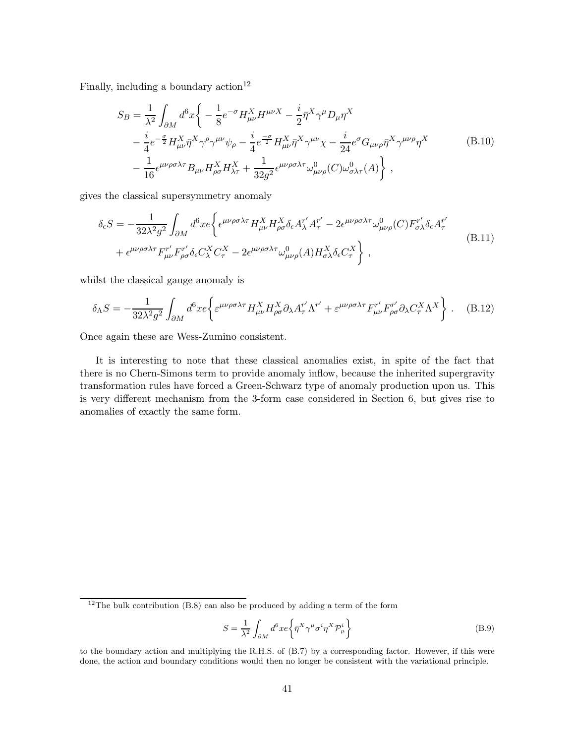Finally, including a boundary action[12]

$$
\begin{aligned}
S_B = \frac{1}{\lambda^2}\int_{\partial M} d^6x \bigg\{ & -\frac{1}{8}e^{-\sigma} H^X_{\mu\nu} H^{\mu\nu X} - \frac{i}{2}\bar{\eta}^X \gamma^\mu D_\mu \eta^X \\
& - \frac{i}{4} e^{-\frac{\sigma}{2}} H^X_{\mu\nu} \bar{\eta}^X \gamma^\rho \gamma^{\mu\nu} \psi_\rho - \frac{i}{4} e^{\frac{-\sigma}{2}} H^X_{\mu\nu} \bar{\eta}^X \gamma^{\mu\nu} \chi - \frac{i}{24} e^{\sigma} G_{\mu\nu\rho} \bar{\eta}^X \gamma^{\mu\nu\rho} \eta^X \\
& - \frac{1}{16} \epsilon^{\mu\nu\rho\sigma\lambda\tau} B_{\mu\nu} H^X_{\rho\sigma} H^X_{\lambda\tau} + \frac{1}{32 g^2} \epsilon^{\mu\nu\rho\sigma\lambda\tau} \omega^0_{\mu\nu\rho}(C) \omega^0_{\sigma\lambda\tau}(A) \bigg\} \ ,
\end{aligned}
\tag{B.10}
$$

gives the classical supersymmetry anomaly

$$
\begin{aligned}
\delta_\epsilon S = -\frac{1}{32\lambda^2 g^2}\int_{\partial M} d^6 x e \bigg\{ & \epsilon^{\mu\nu\rho\sigma\lambda\tau} H^X_{\mu\nu} H^X_{\rho\sigma} \delta_\epsilon A^{r'}_\lambda A^{r'}_\tau - 2\epsilon^{\mu\nu\rho\sigma\lambda\tau} \omega^0_{\mu\nu\rho}(C) F^{r'}_{\sigma\lambda} \delta_\epsilon A^{r'}_\tau \\
& + \epsilon^{\mu\nu\rho\sigma\lambda\tau} F^{r'}_{\mu\nu} F^{r'}_{\rho\sigma} \delta_\epsilon C^X_\lambda C^X_\tau - 2\epsilon^{\mu\nu\rho\sigma\lambda\tau} \omega^0_{\mu\nu\rho}(A) H^X_{\sigma\lambda} \delta_\epsilon C^X_\tau \bigg\} \ ,
\end{aligned}
\tag{B.11}
$$

whilst the classical gauge anomaly is

$$
\delta_\Lambda S = -\frac{1}{32\lambda^2 g^2}\int_{\partial M} d^6 x e \bigg\{ \varepsilon^{\mu\nu\rho\sigma\lambda\tau} H^X_{\mu\nu} H^X_{\rho\sigma} \partial_\lambda A^{r'}_\tau \Lambda^{r'} + \varepsilon^{\mu\nu\rho\sigma\lambda\tau} F^{r'}_{\mu\nu} F^{r'}_{\rho\sigma} \partial_\lambda C^X_\tau \Lambda^X \bigg\} \ . \tag{B.12}
$$

Once again these are Wess-Zumino consistent.

It is interesting to note that these classical anomalies exist, in spite of the fact that there is no Chern-Simons term to provide anomaly inflow, because the inherited supergravity transformation rules have forced a Green-Schwarz type of anomaly production upon us. This is very different mechanism from the 3-form case considered in Section 6, but gives rise to anomalies of exactly the same form.

---

[12] The bulk contribution (B.8) can also be produced by adding a term of the form

$$
S = \frac{1}{\lambda^2}\int_{\partial M} d^6 x e \left\{ \bar{\eta}^X \gamma^\mu \sigma^i \eta^X \mathcal{P}^i_\mu \right\} \tag{B.9}
$$

to the boundary action and multiplying the R.H.S. of (B.7) by a corresponding factor. However, if this were done, the action and boundary conditions would then no longer be consistent with the variational principle.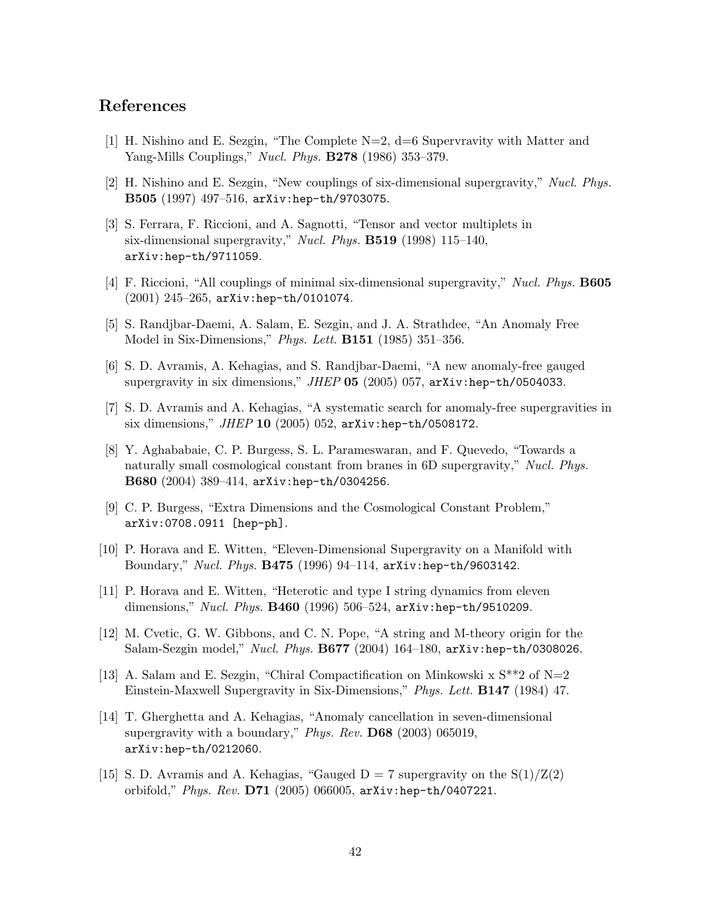# References

[1] H. Nishino and E. Sezgin, "The Complete N=2, d=6 Supervravity with Matter and Yang-Mills Couplings," *Nucl. Phys.* **B278** (1986) 353–379.

[2] H. Nishino and E. Sezgin, "New couplings of six-dimensional supergravity," *Nucl. Phys.* **B505** (1997) 497–516, `arXiv:hep-th/9703075`.

[3] S. Ferrara, F. Riccioni, and A. Sagnotti, "Tensor and vector multiplets in six-dimensional supergravity," *Nucl. Phys.* **B519** (1998) 115–140, `arXiv:hep-th/9711059`.

[4] F. Riccioni, "All couplings of minimal six-dimensional supergravity," *Nucl. Phys.* **B605** (2001) 245–265, `arXiv:hep-th/0101074`.

[5] S. Randjbar-Daemi, A. Salam, E. Sezgin, and J. A. Strathdee, "An Anomaly Free Model in Six-Dimensions," *Phys. Lett.* **B151** (1985) 351–356.

[6] S. D. Avramis, A. Kehagias, and S. Randjbar-Daemi, "A new anomaly-free gauged supergravity in six dimensions," *JHEP* **05** (2005) 057, `arXiv:hep-th/0504033`.

[7] S. D. Avramis and A. Kehagias, "A systematic search for anomaly-free supergravities in six dimensions," *JHEP* **10** (2005) 052, `arXiv:hep-th/0508172`.

[8] Y. Aghababaie, C. P. Burgess, S. L. Parameswaran, and F. Quevedo, "Towards a naturally small cosmological constant from branes in 6D supergravity," *Nucl. Phys.* **B680** (2004) 389–414, `arXiv:hep-th/0304256`.

[9] C. P. Burgess, "Extra Dimensions and the Cosmological Constant Problem," `arXiv:0708.0911 [hep-ph]`.

[10] P. Horava and E. Witten, "Eleven-Dimensional Supergravity on a Manifold with Boundary," *Nucl. Phys.* **B475** (1996) 94–114, `arXiv:hep-th/9603142`.

[11] P. Horava and E. Witten, "Heterotic and type I string dynamics from eleven dimensions," *Nucl. Phys.* **B460** (1996) 506–524, `arXiv:hep-th/9510209`.

[12] M. Cvetic, G. W. Gibbons, and C. N. Pope, "A string and M-theory origin for the Salam-Sezgin model," *Nucl. Phys.* **B677** (2004) 164–180, `arXiv:hep-th/0308026`.

[13] A. Salam and E. Sezgin, "Chiral Compactification on Minkowski x S**2 of N=2 Einstein-Maxwell Supergravity in Six-Dimensions," *Phys. Lett.* **B147** (1984) 47.

[14] T. Gherghetta and A. Kehagias, "Anomaly cancellation in seven-dimensional supergravity with a boundary," *Phys. Rev.* **D68** (2003) 065019, `arXiv:hep-th/0212060`.

[15] S. D. Avramis and A. Kehagias, "Gauged D = 7 supergravity on the S(1)/Z(2) orbifold," *Phys. Rev.* **D71** (2005) 066005, `arXiv:hep-th/0407221`.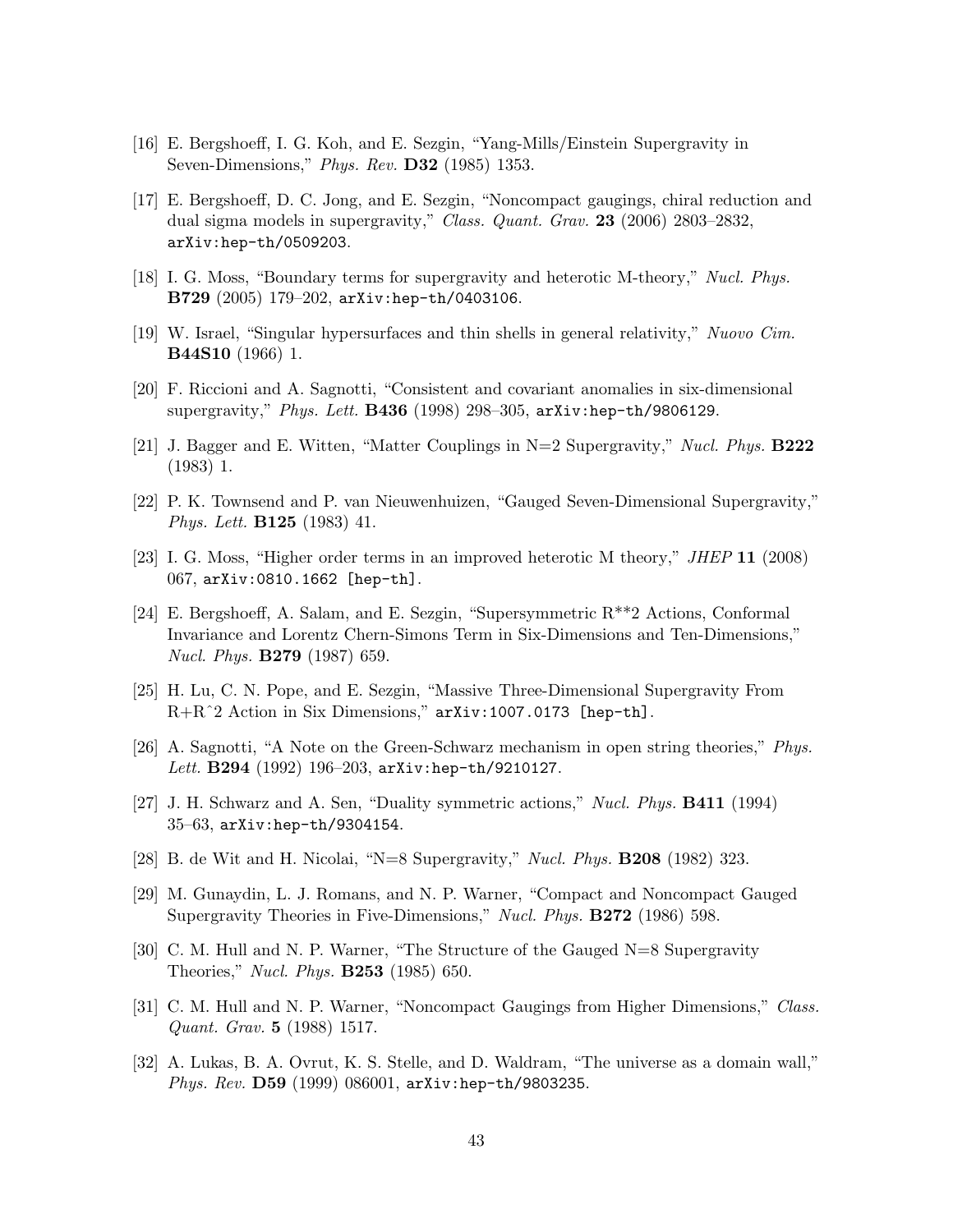[16] E. Bergshoeff, I. G. Koh, and E. Sezgin, "Yang-Mills/Einstein Supergravity in Seven-Dimensions," *Phys. Rev.* **D32** (1985) 1353.

[17] E. Bergshoeff, D. C. Jong, and E. Sezgin, "Noncompact gaugings, chiral reduction and dual sigma models in supergravity," *Class. Quant. Grav.* **23** (2006) 2803–2832, `arXiv:hep-th/0509203`.

[18] I. G. Moss, "Boundary terms for supergravity and heterotic M-theory," *Nucl. Phys.* **B729** (2005) 179–202, `arXiv:hep-th/0403106`.

[19] W. Israel, "Singular hypersurfaces and thin shells in general relativity," *Nuovo Cim.* **B44S10** (1966) 1.

[20] F. Riccioni and A. Sagnotti, "Consistent and covariant anomalies in six-dimensional supergravity," *Phys. Lett.* **B436** (1998) 298–305, `arXiv:hep-th/9806129`.

[21] J. Bagger and E. Witten, "Matter Couplings in N=2 Supergravity," *Nucl. Phys.* **B222** (1983) 1.

[22] P. K. Townsend and P. van Nieuwenhuizen, "Gauged Seven-Dimensional Supergravity," *Phys. Lett.* **B125** (1983) 41.

[23] I. G. Moss, "Higher order terms in an improved heterotic M theory," *JHEP* **11** (2008) 067, `arXiv:0810.1662 [hep-th]`.

[24] E. Bergshoeff, A. Salam, and E. Sezgin, "Supersymmetric R**2 Actions, Conformal Invariance and Lorentz Chern-Simons Term in Six-Dimensions and Ten-Dimensions," *Nucl. Phys.* **B279** (1987) 659.

[25] H. Lu, C. N. Pope, and E. Sezgin, "Massive Three-Dimensional Supergravity From R+R^2 Action in Six Dimensions," `arXiv:1007.0173 [hep-th]`.

[26] A. Sagnotti, "A Note on the Green-Schwarz mechanism in open string theories," *Phys. Lett.* **B294** (1992) 196–203, `arXiv:hep-th/9210127`.

[27] J. H. Schwarz and A. Sen, "Duality symmetric actions," *Nucl. Phys.* **B411** (1994) 35–63, `arXiv:hep-th/9304154`.

[28] B. de Wit and H. Nicolai, "N=8 Supergravity," *Nucl. Phys.* **B208** (1982) 323.

[29] M. Gunaydin, L. J. Romans, and N. P. Warner, "Compact and Noncompact Gauged Supergravity Theories in Five-Dimensions," *Nucl. Phys.* **B272** (1986) 598.

[30] C. M. Hull and N. P. Warner, "The Structure of the Gauged N=8 Supergravity Theories," *Nucl. Phys.* **B253** (1985) 650.

[31] C. M. Hull and N. P. Warner, "Noncompact Gaugings from Higher Dimensions," *Class. Quant. Grav.* **5** (1988) 1517.

[32] A. Lukas, B. A. Ovrut, K. S. Stelle, and D. Waldram, "The universe as a domain wall," *Phys. Rev.* **D59** (1999) 086001, `arXiv:hep-th/9803235`.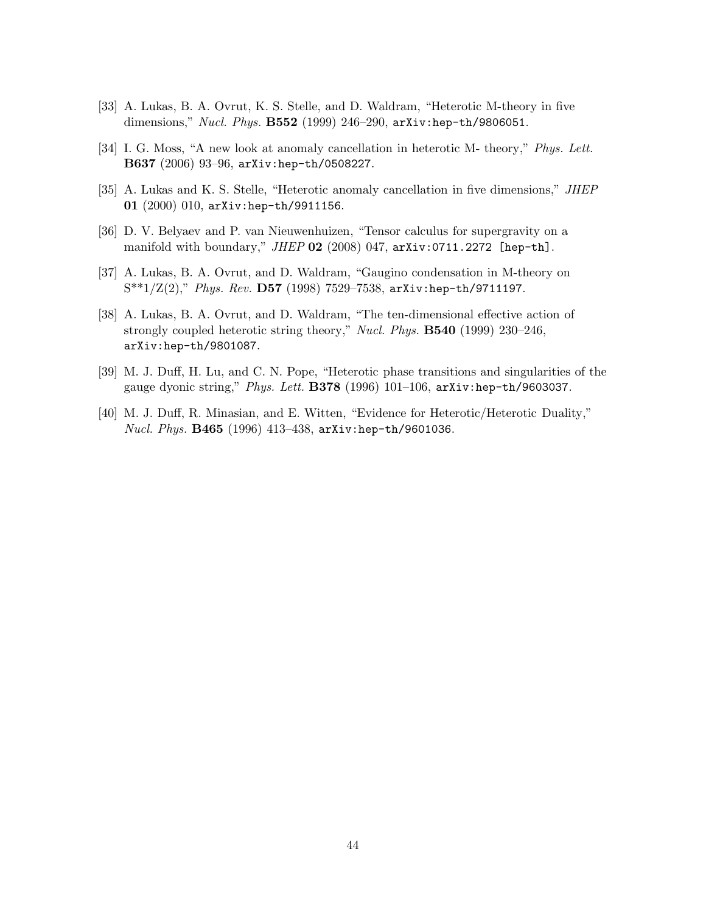[33] A. Lukas, B. A. Ovrut, K. S. Stelle, and D. Waldram, "Heterotic M-theory in five dimensions," *Nucl. Phys.* **B552** (1999) 246–290, `arXiv:hep-th/9806051`.

[34] I. G. Moss, "A new look at anomaly cancellation in heterotic M- theory," *Phys. Lett.* **B637** (2006) 93–96, `arXiv:hep-th/0508227`.

[35] A. Lukas and K. S. Stelle, "Heterotic anomaly cancellation in five dimensions," *JHEP* **01** (2000) 010, `arXiv:hep-th/9911156`.

[36] D. V. Belyaev and P. van Nieuwenhuizen, "Tensor calculus for supergravity on a manifold with boundary," *JHEP* **02** (2008) 047, `arXiv:0711.2272 [hep-th]`.

[37] A. Lukas, B. A. Ovrut, and D. Waldram, "Gaugino condensation in M-theory on S**1/Z(2)," *Phys. Rev.* **D57** (1998) 7529–7538, `arXiv:hep-th/9711197`.

[38] A. Lukas, B. A. Ovrut, and D. Waldram, "The ten-dimensional effective action of strongly coupled heterotic string theory," *Nucl. Phys.* **B540** (1999) 230–246, `arXiv:hep-th/9801087`.

[39] M. J. Duff, H. Lu, and C. N. Pope, "Heterotic phase transitions and singularities of the gauge dyonic string," *Phys. Lett.* **B378** (1996) 101–106, `arXiv:hep-th/9603037`.

[40] M. J. Duff, R. Minasian, and E. Witten, "Evidence for Heterotic/Heterotic Duality," *Nucl. Phys.* **B465** (1996) 413–438, `arXiv:hep-th/9601036`.